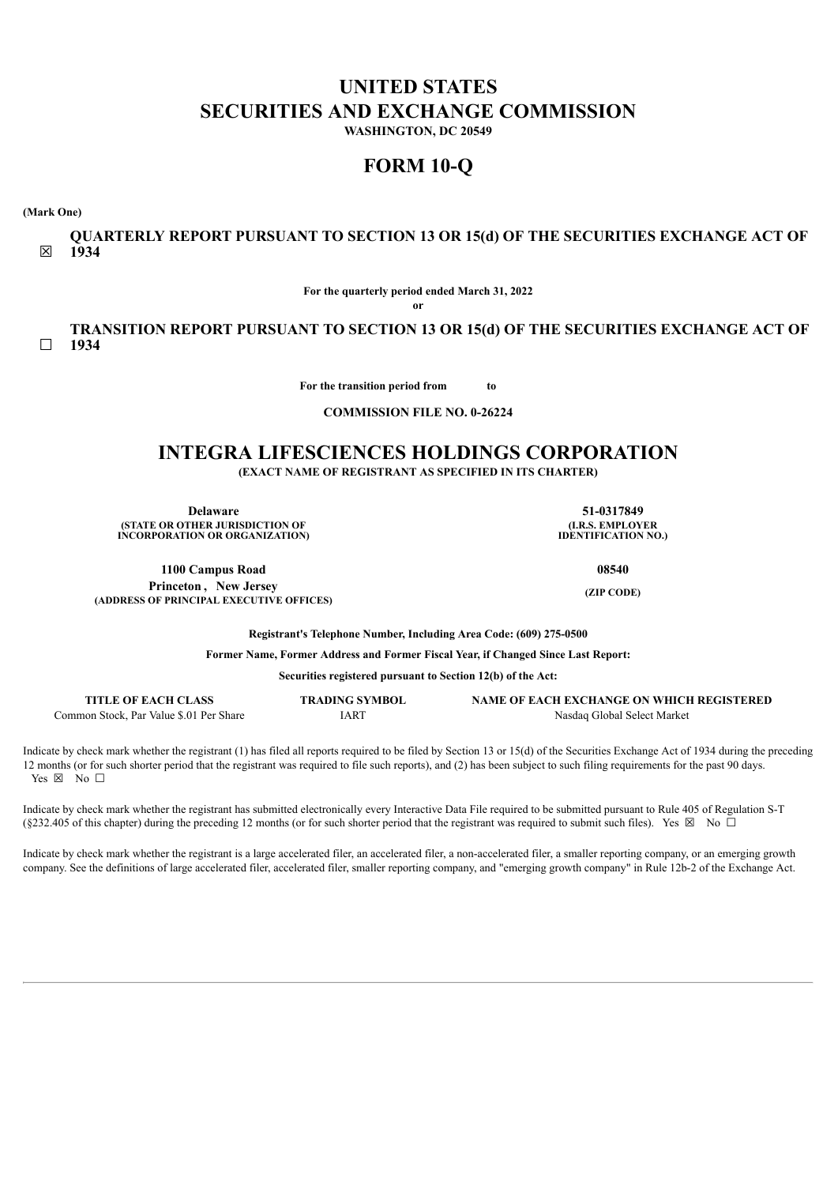# UNITED STATES
# SECURITIES AND EXCHANGE COMMISSION

**WASHINGTON, DC 20549**

# FORM 10-Q

**(Mark One)**

☒ **QUARTERLY REPORT PURSUANT TO SECTION 13 OR 15(d) OF THE SECURITIES EXCHANGE ACT OF 1934**

**For the quarterly period ended March 31, 2022**

**or**

☐ **TRANSITION REPORT PURSUANT TO SECTION 13 OR 15(d) OF THE SECURITIES EXCHANGE ACT OF 1934**

**For the transition period from to**

**COMMISSION FILE NO. 0-26224**

# INTEGRA LIFESCIENCES HOLDINGS CORPORATION

**(EXACT NAME OF REGISTRANT AS SPECIFIED IN ITS CHARTER)**

| | |
|---|---|
| **Delaware** | **51-0317849** |
| **(STATE OR OTHER JURISDICTION OF INCORPORATION OR ORGANIZATION)** | **(I.R.S. EMPLOYER IDENTIFICATION NO.)** |
| **1100 Campus Road** | **08540** |
| **Princeton , New Jersey** | **(ZIP CODE)** |
| **(ADDRESS OF PRINCIPAL EXECUTIVE OFFICES)** | |

**Registrant's Telephone Number, Including Area Code: (609) 275-0500**

**Former Name, Former Address and Former Fiscal Year, if Changed Since Last Report:**

**Securities registered pursuant to Section 12(b) of the Act:**

| TITLE OF EACH CLASS | TRADING SYMBOL | NAME OF EACH EXCHANGE ON WHICH REGISTERED |
|---|---|---|
| Common Stock, Par Value $.01 Per Share | IART | Nasdaq Global Select Market |

Indicate by check mark whether the registrant (1) has filed all reports required to be filed by Section 13 or 15(d) of the Securities Exchange Act of 1934 during the preceding 12 months (or for such shorter period that the registrant was required to file such reports), and (2) has been subject to such filing requirements for the past 90 days. Yes ☒ No ☐

Indicate by check mark whether the registrant has submitted electronically every Interactive Data File required to be submitted pursuant to Rule 405 of Regulation S-T (§232.405 of this chapter) during the preceding 12 months (or for such shorter period that the registrant was required to submit such files). Yes ☒ No ☐

Indicate by check mark whether the registrant is a large accelerated filer, an accelerated filer, a non-accelerated filer, a smaller reporting company, or an emerging growth company. See the definitions of large accelerated filer, accelerated filer, smaller reporting company, and "emerging growth company" in Rule 12b-2 of the Exchange Act.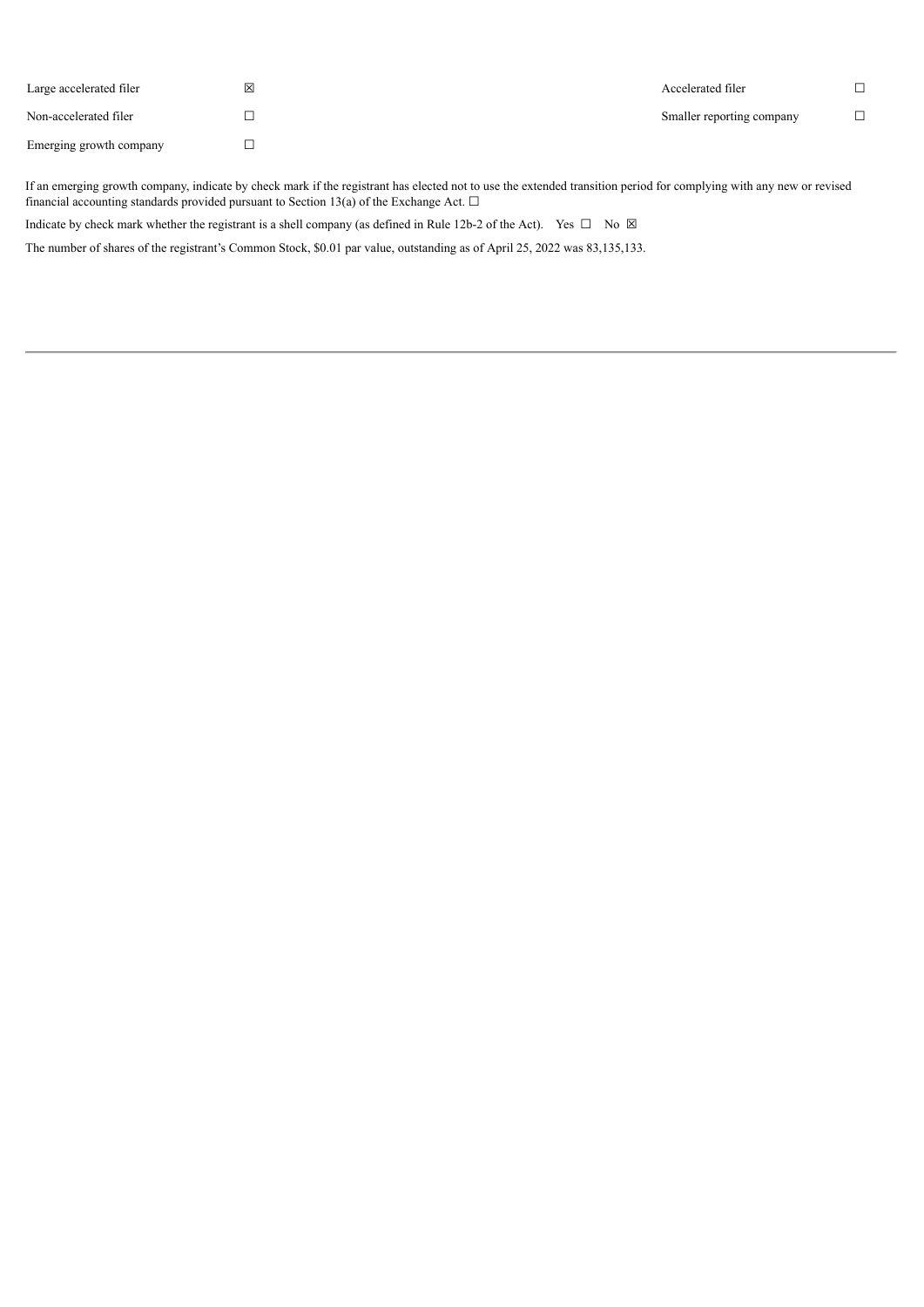| | | | |
|---|---|---|---|
| Large accelerated filer | ☒ | Accelerated filer | ☐ |
| Non-accelerated filer | ☐ | Smaller reporting company | ☐ |
| Emerging growth company | ☐ | | |

If an emerging growth company, indicate by check mark if the registrant has elected not to use the extended transition period for complying with any new or revised financial accounting standards provided pursuant to Section 13(a) of the Exchange Act. ☐

Indicate by check mark whether the registrant is a shell company (as defined in Rule 12b-2 of the Act). Yes ☐ No ☒

The number of shares of the registrant's Common Stock, $0.01 par value, outstanding as of April 25, 2022 was 83,135,133.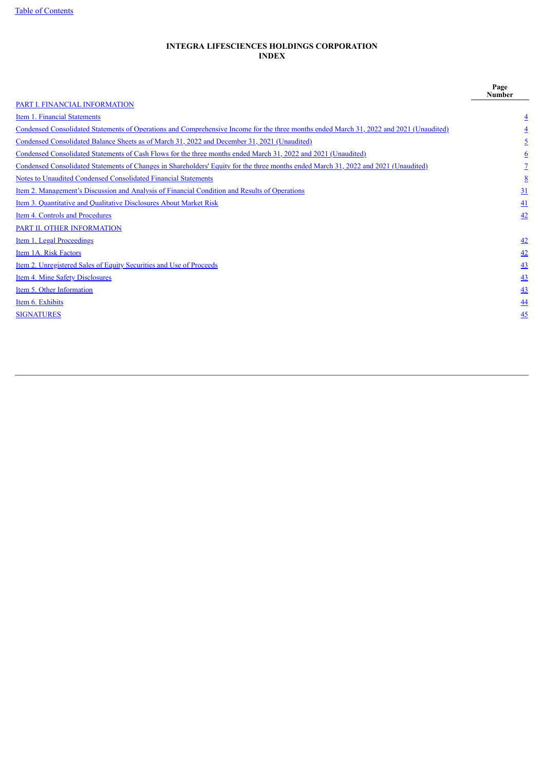**INTEGRA LIFESCIENCES HOLDINGS CORPORATION**
**INDEX**

| | Page Number |
|---|---|
| PART I. FINANCIAL INFORMATION | |
| Item 1. Financial Statements | 4 |
| Condensed Consolidated Statements of Operations and Comprehensive Income for the three months ended March 31, 2022 and 2021 (Unaudited) | 4 |
| Condensed Consolidated Balance Sheets as of March 31, 2022 and December 31, 2021 (Unaudited) | 5 |
| Condensed Consolidated Statements of Cash Flows for the three months ended March 31, 2022 and 2021 (Unaudited) | 6 |
| Condensed Consolidated Statements of Changes in Shareholders' Equity for the three months ended March 31, 2022 and 2021 (Unaudited) | 7 |
| Notes to Unaudited Condensed Consolidated Financial Statements | 8 |
| Item 2. Management's Discussion and Analysis of Financial Condition and Results of Operations | 31 |
| Item 3. Quantitative and Qualitative Disclosures About Market Risk | 41 |
| Item 4. Controls and Procedures | 42 |
| PART II. OTHER INFORMATION | |
| Item 1. Legal Proceedings | 42 |
| Item 1A. Risk Factors | 42 |
| Item 2. Unregistered Sales of Equity Securities and Use of Proceeds | 43 |
| Item 4. Mine Safety Disclosures | 43 |
| Item 5. Other Information | 43 |
| Item 6. Exhibits | 44 |
| SIGNATURES | 45 |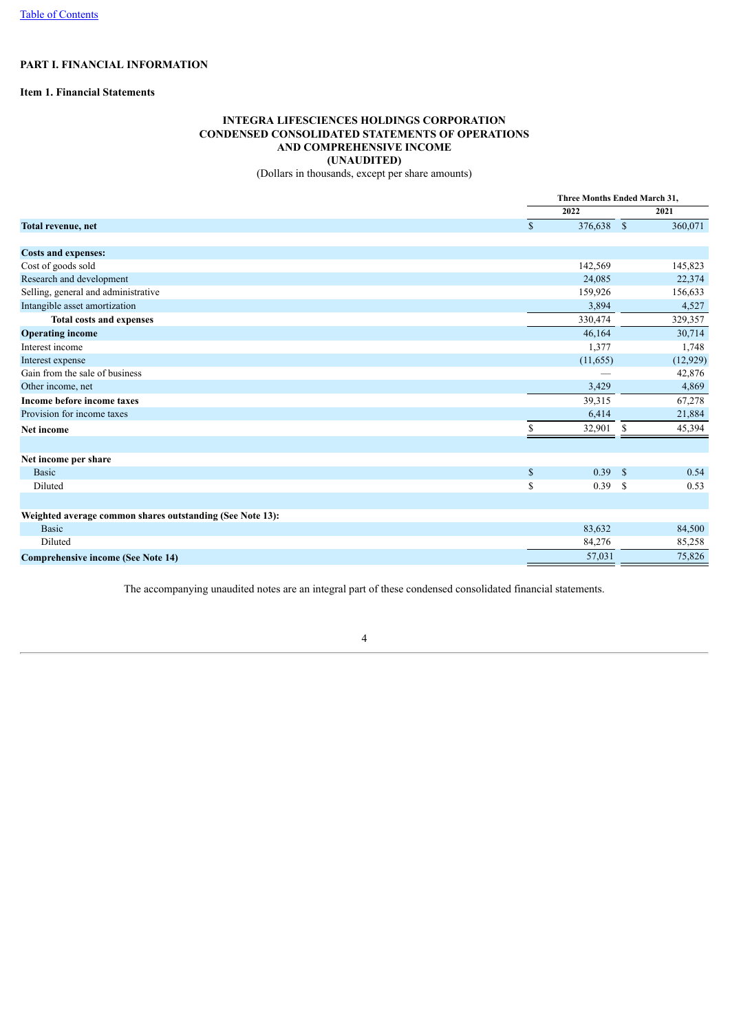[Table of Contents](#)

# PART I. FINANCIAL INFORMATION

## Item 1. Financial Statements

### INTEGRA LIFESCIENCES HOLDINGS CORPORATION
### CONDENSED CONSOLIDATED STATEMENTS OF OPERATIONS AND COMPREHENSIVE INCOME
### (UNAUDITED)

(Dollars in thousands, except per share amounts)

| | Three Months Ended March 31, | |
|---|---|---|
| | 2022 | 2021 |
| **Total revenue, net** | $ 376,638 | $ 360,071 |
| | | |
| **Costs and expenses:** | | |
| Cost of goods sold | 142,569 | 145,823 |
| Research and development | 24,085 | 22,374 |
| Selling, general and administrative | 159,926 | 156,633 |
| Intangible asset amortization | 3,894 | 4,527 |
| **Total costs and expenses** | 330,474 | 329,357 |
| **Operating income** | 46,164 | 30,714 |
| Interest income | 1,377 | 1,748 |
| Interest expense | (11,655) | (12,929) |
| Gain from the sale of business | — | 42,876 |
| Other income, net | 3,429 | 4,869 |
| **Income before income taxes** | 39,315 | 67,278 |
| Provision for income taxes | 6,414 | 21,884 |
| **Net income** | $ 32,901 | $ 45,394 |
| | | |
| **Net income per share** | | |
| Basic | $ 0.39 | $ 0.54 |
| Diluted | $ 0.39 | $ 0.53 |
| | | |
| **Weighted average common shares outstanding (See Note 13):** | | |
| Basic | 83,632 | 84,500 |
| Diluted | 84,276 | 85,258 |
| **Comprehensive income (See Note 14)** | 57,031 | 75,826 |

The accompanying unaudited notes are an integral part of these condensed consolidated financial statements.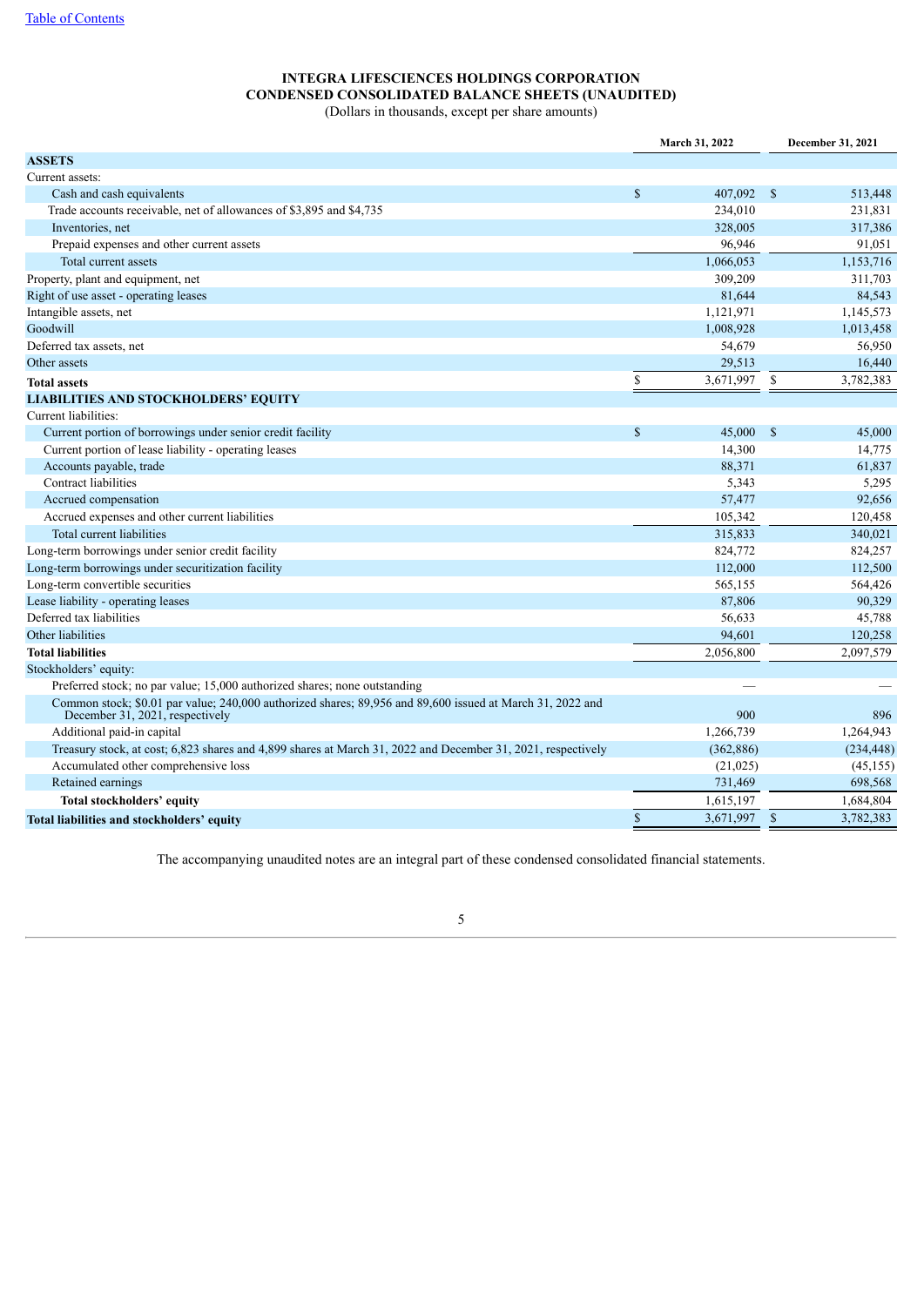[Table of Contents](#)

# INTEGRA LIFESCIENCES HOLDINGS CORPORATION
## CONDENSED CONSOLIDATED BALANCE SHEETS (UNAUDITED)
(Dollars in thousands, except per share amounts)

| | March 31, 2022 | December 31, 2021 |
|---|---|---|
| **ASSETS** | | |
| Current assets: | | |
| Cash and cash equivalents | $ 407,092 | $ 513,448 |
| Trade accounts receivable, net of allowances of $3,895 and $4,735 | 234,010 | 231,831 |
| Inventories, net | 328,005 | 317,386 |
| Prepaid expenses and other current assets | 96,946 | 91,051 |
| Total current assets | 1,066,053 | 1,153,716 |
| Property, plant and equipment, net | 309,209 | 311,703 |
| Right of use asset - operating leases | 81,644 | 84,543 |
| Intangible assets, net | 1,121,971 | 1,145,573 |
| Goodwill | 1,008,928 | 1,013,458 |
| Deferred tax assets, net | 54,679 | 56,950 |
| Other assets | 29,513 | 16,440 |
| **Total assets** | $ 3,671,997 | $ 3,782,383 |
| **LIABILITIES AND STOCKHOLDERS' EQUITY** | | |
| Current liabilities: | | |
| Current portion of borrowings under senior credit facility | $ 45,000 | $ 45,000 |
| Current portion of lease liability - operating leases | 14,300 | 14,775 |
| Accounts payable, trade | 88,371 | 61,837 |
| Contract liabilities | 5,343 | 5,295 |
| Accrued compensation | 57,477 | 92,656 |
| Accrued expenses and other current liabilities | 105,342 | 120,458 |
| Total current liabilities | 315,833 | 340,021 |
| Long-term borrowings under senior credit facility | 824,772 | 824,257 |
| Long-term borrowings under securitization facility | 112,000 | 112,500 |
| Long-term convertible securities | 565,155 | 564,426 |
| Lease liability - operating leases | 87,806 | 90,329 |
| Deferred tax liabilities | 56,633 | 45,788 |
| Other liabilities | 94,601 | 120,258 |
| **Total liabilities** | 2,056,800 | 2,097,579 |
| Stockholders' equity: | | |
| Preferred stock; no par value; 15,000 authorized shares; none outstanding | — | — |
| Common stock; $0.01 par value; 240,000 authorized shares; 89,956 and 89,600 issued at March 31, 2022 and December 31, 2021, respectively | 900 | 896 |
| Additional paid-in capital | 1,266,739 | 1,264,943 |
| Treasury stock, at cost; 6,823 shares and 4,899 shares at March 31, 2022 and December 31, 2021, respectively | (362,886) | (234,448) |
| Accumulated other comprehensive loss | (21,025) | (45,155) |
| Retained earnings | 731,469 | 698,568 |
| **Total stockholders' equity** | 1,615,197 | 1,684,804 |
| **Total liabilities and stockholders' equity** | $ 3,671,997 | $ 3,782,383 |

The accompanying unaudited notes are an integral part of these condensed consolidated financial statements.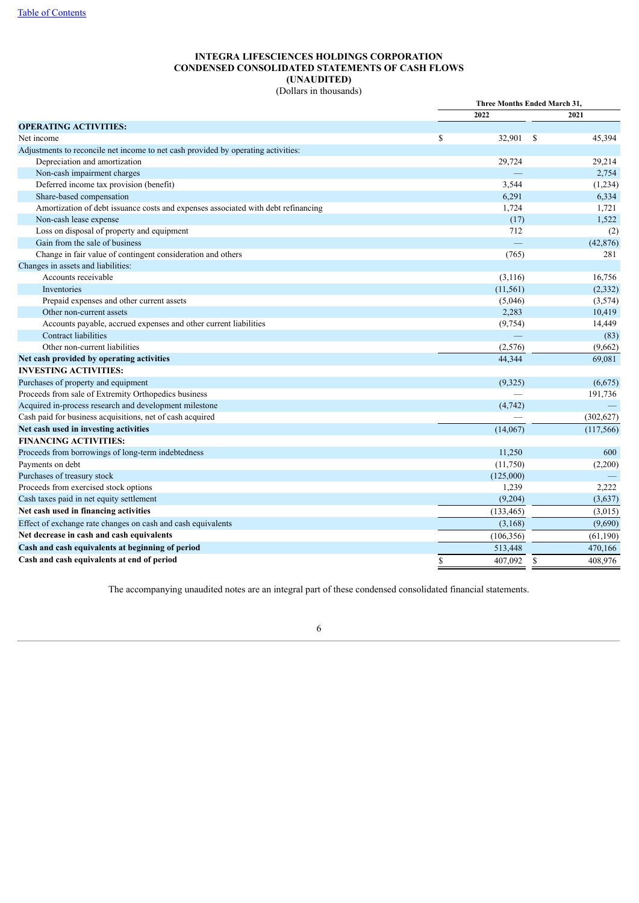**INTEGRA LIFESCIENCES HOLDINGS CORPORATION**
**CONDENSED CONSOLIDATED STATEMENTS OF CASH FLOWS**
**(UNAUDITED)**
(Dollars in thousands)

| | Three Months Ended March 31, | |
|---|---|---|
| | 2022 | 2021 |
| **OPERATING ACTIVITIES:** | | |
| Net income | $ 32,901 | $ 45,394 |
| Adjustments to reconcile net income to net cash provided by operating activities: | | |
| Depreciation and amortization | 29,724 | 29,214 |
| Non-cash impairment charges | — | 2,754 |
| Deferred income tax provision (benefit) | 3,544 | (1,234) |
| Share-based compensation | 6,291 | 6,334 |
| Amortization of debt issuance costs and expenses associated with debt refinancing | 1,724 | 1,721 |
| Non-cash lease expense | (17) | 1,522 |
| Loss on disposal of property and equipment | 712 | (2) |
| Gain from the sale of business | — | (42,876) |
| Change in fair value of contingent consideration and others | (765) | 281 |
| Changes in assets and liabilities: | | |
| Accounts receivable | (3,116) | 16,756 |
| Inventories | (11,561) | (2,332) |
| Prepaid expenses and other current assets | (5,046) | (3,574) |
| Other non-current assets | 2,283 | 10,419 |
| Accounts payable, accrued expenses and other current liabilities | (9,754) | 14,449 |
| Contract liabilities | — | (83) |
| Other non-current liabilities | (2,576) | (9,662) |
| **Net cash provided by operating activities** | 44,344 | 69,081 |
| **INVESTING ACTIVITIES:** | | |
| Purchases of property and equipment | (9,325) | (6,675) |
| Proceeds from sale of Extremity Orthopedics business | — | 191,736 |
| Acquired in-process research and development milestone | (4,742) | — |
| Cash paid for business acquisitions, net of cash acquired | — | (302,627) |
| **Net cash used in investing activities** | (14,067) | (117,566) |
| **FINANCING ACTIVITIES:** | | |
| Proceeds from borrowings of long-term indebtedness | 11,250 | 600 |
| Payments on debt | (11,750) | (2,200) |
| Purchases of treasury stock | (125,000) | — |
| Proceeds from exercised stock options | 1,239 | 2,222 |
| Cash taxes paid in net equity settlement | (9,204) | (3,637) |
| **Net cash used in financing activities** | (133,465) | (3,015) |
| Effect of exchange rate changes on cash and cash equivalents | (3,168) | (9,690) |
| **Net decrease in cash and cash equivalents** | (106,356) | (61,190) |
| **Cash and cash equivalents at beginning of period** | 513,448 | 470,166 |
| **Cash and cash equivalents at end of period** | $ 407,092 | $ 408,976 |

The accompanying unaudited notes are an integral part of these condensed consolidated financial statements.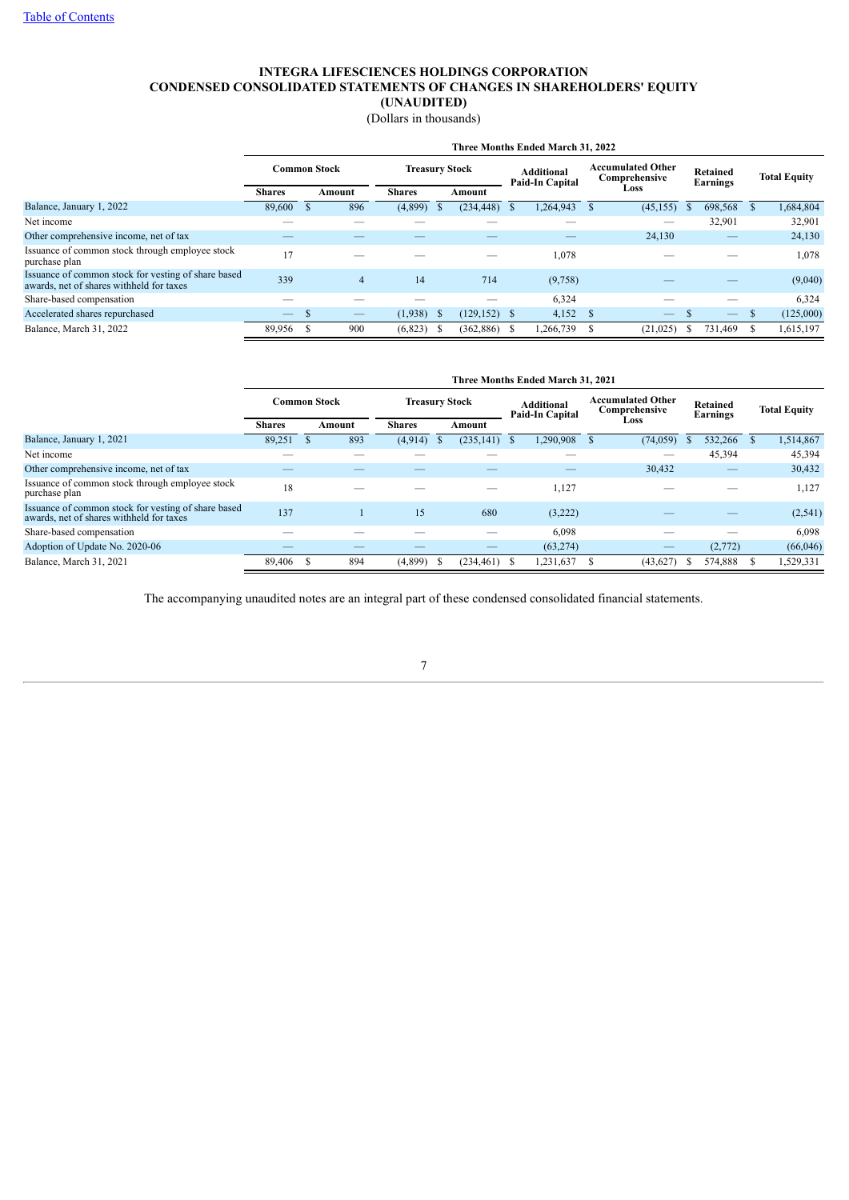[Table of Contents](#)

**INTEGRA LIFESCIENCES HOLDINGS CORPORATION**
**CONDENSED CONSOLIDATED STATEMENTS OF CHANGES IN SHAREHOLDERS' EQUITY**
**(UNAUDITED)**
(Dollars in thousands)

| | Three Months Ended March 31, 2022 | | | | | | | |
|---|---|---|---|---|---|---|---|---|
| | Common Stock | | Treasury Stock | | Additional Paid-In Capital | Accumulated Other Comprehensive Loss | Retained Earnings | Total Equity |
| | Shares | Amount | Shares | Amount | | | | |
| Balance, January 1, 2022 | 89,600 | $ 896 | (4,899) | $ (234,448) | $ 1,264,943 | $ (45,155) | $ 698,568 | $ 1,684,804 |
| Net income | — | — | — | — | — | — | 32,901 | 32,901 |
| Other comprehensive income, net of tax | — | — | — | — | — | 24,130 | — | 24,130 |
| Issuance of common stock through employee stock purchase plan | 17 | — | — | — | 1,078 | — | — | 1,078 |
| Issuance of common stock for vesting of share based awards, net of shares withheld for taxes | 339 | 4 | 14 | 714 | (9,758) | — | — | (9,040) |
| Share-based compensation | — | — | — | — | 6,324 | — | — | 6,324 |
| Accelerated shares repurchased | — | $ — | (1,938) | $ (129,152) | $ 4,152 | $ — | $ — | $ (125,000) |
| Balance, March 31, 2022 | 89,956 | $ 900 | (6,823) | $ (362,886) | $ 1,266,739 | $ (21,025) | $ 731,469 | $ 1,615,197 |

| | Three Months Ended March 31, 2021 | | | | | | | |
|---|---|---|---|---|---|---|---|---|
| | Common Stock | | Treasury Stock | | Additional Paid-In Capital | Accumulated Other Comprehensive Loss | Retained Earnings | Total Equity |
| | Shares | Amount | Shares | Amount | | | | |
| Balance, January 1, 2021 | 89,251 | $ 893 | (4,914) | $ (235,141) | $ 1,290,908 | $ (74,059) | $ 532,266 | $ 1,514,867 |
| Net income | — | — | — | — | — | — | 45,394 | 45,394 |
| Other comprehensive income, net of tax | — | — | — | — | — | 30,432 | — | 30,432 |
| Issuance of common stock through employee stock purchase plan | 18 | — | — | — | 1,127 | — | — | 1,127 |
| Issuance of common stock for vesting of share based awards, net of shares withheld for taxes | 137 | 1 | 15 | 680 | (3,222) | — | — | (2,541) |
| Share-based compensation | — | — | — | — | 6,098 | — | — | 6,098 |
| Adoption of Update No. 2020-06 | — | — | — | — | (63,274) | — | (2,772) | (66,046) |
| Balance, March 31, 2021 | 89,406 | $ 894 | (4,899) | $ (234,461) | $ 1,231,637 | $ (43,627) | $ 574,888 | $ 1,529,331 |

The accompanying unaudited notes are an integral part of these condensed consolidated financial statements.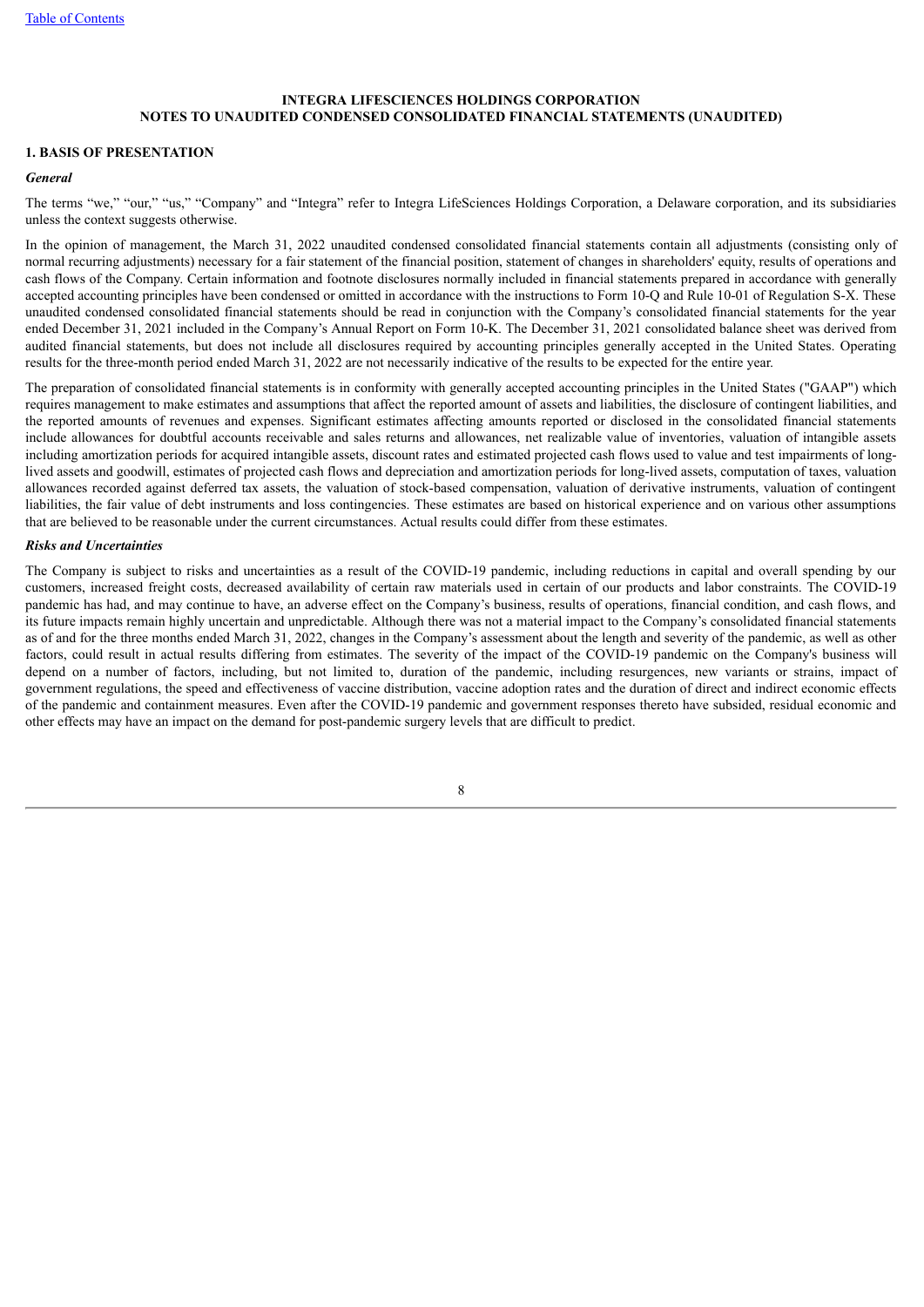**INTEGRA LIFESCIENCES HOLDINGS CORPORATION**
**NOTES TO UNAUDITED CONDENSED CONSOLIDATED FINANCIAL STATEMENTS (UNAUDITED)**

## 1. BASIS OF PRESENTATION

### *General*

The terms "we," "our," "us," "Company" and "Integra" refer to Integra LifeSciences Holdings Corporation, a Delaware corporation, and its subsidiaries unless the context suggests otherwise.

In the opinion of management, the March 31, 2022 unaudited condensed consolidated financial statements contain all adjustments (consisting only of normal recurring adjustments) necessary for a fair statement of the financial position, statement of changes in shareholders' equity, results of operations and cash flows of the Company. Certain information and footnote disclosures normally included in financial statements prepared in accordance with generally accepted accounting principles have been condensed or omitted in accordance with the instructions to Form 10-Q and Rule 10-01 of Regulation S-X. These unaudited condensed consolidated financial statements should be read in conjunction with the Company's consolidated financial statements for the year ended December 31, 2021 included in the Company's Annual Report on Form 10-K. The December 31, 2021 consolidated balance sheet was derived from audited financial statements, but does not include all disclosures required by accounting principles generally accepted in the United States. Operating results for the three-month period ended March 31, 2022 are not necessarily indicative of the results to be expected for the entire year.

The preparation of consolidated financial statements is in conformity with generally accepted accounting principles in the United States ("GAAP") which requires management to make estimates and assumptions that affect the reported amount of assets and liabilities, the disclosure of contingent liabilities, and the reported amounts of revenues and expenses. Significant estimates affecting amounts reported or disclosed in the consolidated financial statements include allowances for doubtful accounts receivable and sales returns and allowances, net realizable value of inventories, valuation of intangible assets including amortization periods for acquired intangible assets, discount rates and estimated projected cash flows used to value and test impairments of long-lived assets and goodwill, estimates of projected cash flows and depreciation and amortization periods for long-lived assets, computation of taxes, valuation allowances recorded against deferred tax assets, the valuation of stock-based compensation, valuation of derivative instruments, valuation of contingent liabilities, the fair value of debt instruments and loss contingencies. These estimates are based on historical experience and on various other assumptions that are believed to be reasonable under the current circumstances. Actual results could differ from these estimates.

### *Risks and Uncertainties*

The Company is subject to risks and uncertainties as a result of the COVID-19 pandemic, including reductions in capital and overall spending by our customers, increased freight costs, decreased availability of certain raw materials used in certain of our products and labor constraints. The COVID-19 pandemic has had, and may continue to have, an adverse effect on the Company's business, results of operations, financial condition, and cash flows, and its future impacts remain highly uncertain and unpredictable. Although there was not a material impact to the Company's consolidated financial statements as of and for the three months ended March 31, 2022, changes in the Company's assessment about the length and severity of the pandemic, as well as other factors, could result in actual results differing from estimates. The severity of the impact of the COVID-19 pandemic on the Company's business will depend on a number of factors, including, but not limited to, duration of the pandemic, including resurgences, new variants or strains, impact of government regulations, the speed and effectiveness of vaccine distribution, vaccine adoption rates and the duration of direct and indirect economic effects of the pandemic and containment measures. Even after the COVID-19 pandemic and government responses thereto have subsided, residual economic and other effects may have an impact on the demand for post-pandemic surgery levels that are difficult to predict.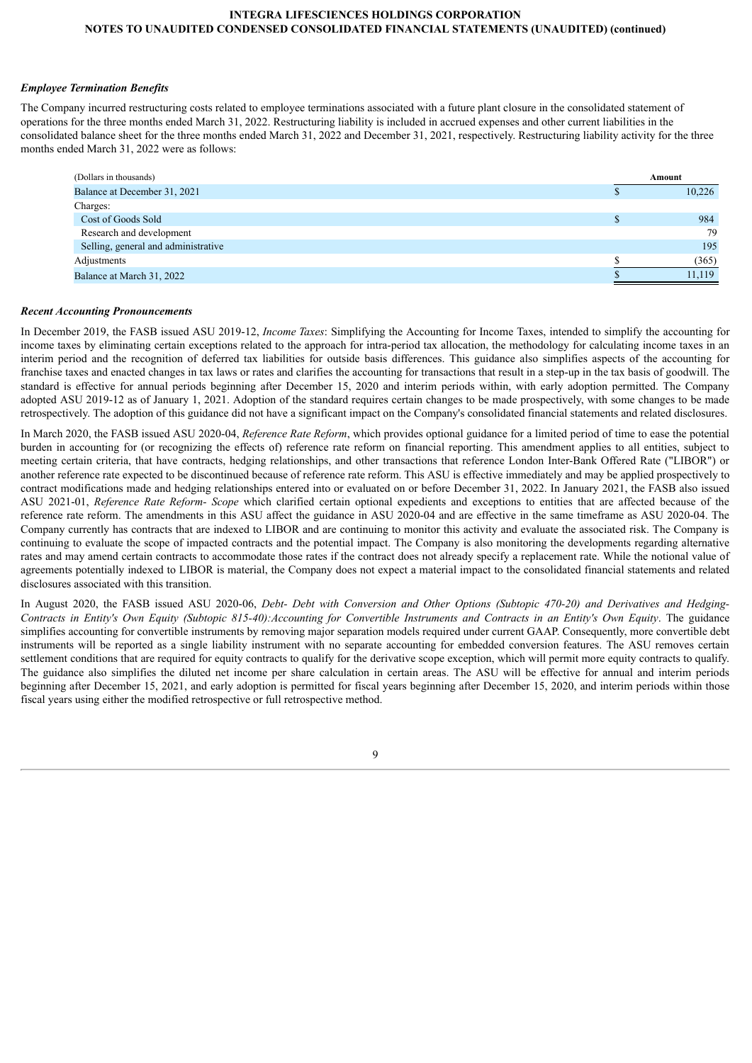***Employee Termination Benefits***

The Company incurred restructuring costs related to employee terminations associated with a future plant closure in the consolidated statement of operations for the three months ended March 31, 2022. Restructuring liability is included in accrued expenses and other current liabilities in the consolidated balance sheet for the three months ended March 31, 2022 and December 31, 2021, respectively. Restructuring liability activity for the three months ended March 31, 2022 were as follows:

| (Dollars in thousands) | Amount |
|---|---|
| Balance at December 31, 2021 | $ 10,226 |
| Charges: | |
| Cost of Goods Sold | $ 984 |
| Research and development | 79 |
| Selling, general and administrative | 195 |
| Adjustments | $ (365) |
| Balance at March 31, 2022 | $ 11,119 |

***Recent Accounting Pronouncements***

In December 2019, the FASB issued ASU 2019-12, *Income Taxes*: Simplifying the Accounting for Income Taxes, intended to simplify the accounting for income taxes by eliminating certain exceptions related to the approach for intra-period tax allocation, the methodology for calculating income taxes in an interim period and the recognition of deferred tax liabilities for outside basis differences. This guidance also simplifies aspects of the accounting for franchise taxes and enacted changes in tax laws or rates and clarifies the accounting for transactions that result in a step-up in the tax basis of goodwill. The standard is effective for annual periods beginning after December 15, 2020 and interim periods within, with early adoption permitted. The Company adopted ASU 2019-12 as of January 1, 2021. Adoption of the standard requires certain changes to be made prospectively, with some changes to be made retrospectively. The adoption of this guidance did not have a significant impact on the Company's consolidated financial statements and related disclosures.

In March 2020, the FASB issued ASU 2020-04, *Reference Rate Reform*, which provides optional guidance for a limited period of time to ease the potential burden in accounting for (or recognizing the effects of) reference rate reform on financial reporting. This amendment applies to all entities, subject to meeting certain criteria, that have contracts, hedging relationships, and other transactions that reference London Inter-Bank Offered Rate ("LIBOR") or another reference rate expected to be discontinued because of reference rate reform. This ASU is effective immediately and may be applied prospectively to contract modifications made and hedging relationships entered into or evaluated on or before December 31, 2022. In January 2021, the FASB also issued ASU 2021-01, *Reference Rate Reform- Scope* which clarified certain optional expedients and exceptions to entities that are affected because of the reference rate reform. The amendments in this ASU affect the guidance in ASU 2020-04 and are effective in the same timeframe as ASU 2020-04. The Company currently has contracts that are indexed to LIBOR and are continuing to monitor this activity and evaluate the associated risk. The Company is continuing to evaluate the scope of impacted contracts and the potential impact. The Company is also monitoring the developments regarding alternative rates and may amend certain contracts to accommodate those rates if the contract does not already specify a replacement rate. While the notional value of agreements potentially indexed to LIBOR is material, the Company does not expect a material impact to the consolidated financial statements and related disclosures associated with this transition.

In August 2020, the FASB issued ASU 2020-06, *Debt- Debt with Conversion and Other Options (Subtopic 470-20) and Derivatives and Hedging-Contracts in Entity's Own Equity (Subtopic 815-40):Accounting for Convertible Instruments and Contracts in an Entity's Own Equity*. The guidance simplifies accounting for convertible instruments by removing major separation models required under current GAAP. Consequently, more convertible debt instruments will be reported as a single liability instrument with no separate accounting for embedded conversion features. The ASU removes certain settlement conditions that are required for equity contracts to qualify for the derivative scope exception, which will permit more equity contracts to qualify. The guidance also simplifies the diluted net income per share calculation in certain areas. The ASU will be effective for annual and interim periods beginning after December 15, 2021, and early adoption is permitted for fiscal years beginning after December 15, 2020, and interim periods within those fiscal years using either the modified retrospective or full retrospective method.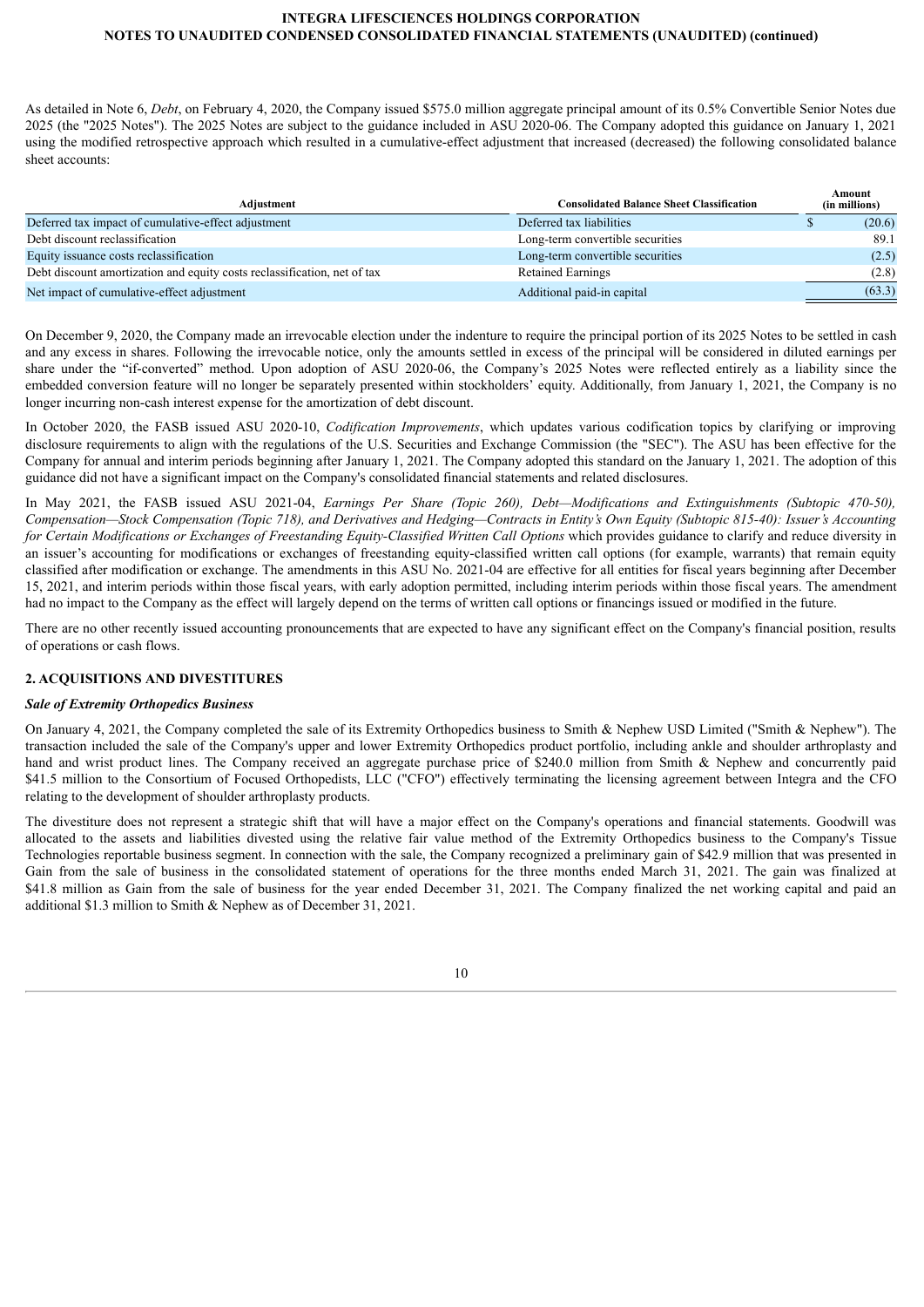As detailed in Note 6, *Debt*, on February 4, 2020, the Company issued $575.0 million aggregate principal amount of its 0.5% Convertible Senior Notes due 2025 (the "2025 Notes"). The 2025 Notes are subject to the guidance included in ASU 2020-06. The Company adopted this guidance on January 1, 2021 using the modified retrospective approach which resulted in a cumulative-effect adjustment that increased (decreased) the following consolidated balance sheet accounts:

| Adjustment | Consolidated Balance Sheet Classification | Amount (in millions) |
|---|---|---|
| Deferred tax impact of cumulative-effect adjustment | Deferred tax liabilities | $ (20.6) |
| Debt discount reclassification | Long-term convertible securities | 89.1 |
| Equity issuance costs reclassification | Long-term convertible securities | (2.5) |
| Debt discount amortization and equity costs reclassification, net of tax | Retained Earnings | (2.8) |
| Net impact of cumulative-effect adjustment | Additional paid-in capital | (63.3) |

On December 9, 2020, the Company made an irrevocable election under the indenture to require the principal portion of its 2025 Notes to be settled in cash and any excess in shares. Following the irrevocable notice, only the amounts settled in excess of the principal will be considered in diluted earnings per share under the "if-converted" method. Upon adoption of ASU 2020-06, the Company's 2025 Notes were reflected entirely as a liability since the embedded conversion feature will no longer be separately presented within stockholders' equity. Additionally, from January 1, 2021, the Company is no longer incurring non-cash interest expense for the amortization of debt discount.

In October 2020, the FASB issued ASU 2020-10, *Codification Improvements*, which updates various codification topics by clarifying or improving disclosure requirements to align with the regulations of the U.S. Securities and Exchange Commission (the "SEC"). The ASU has been effective for the Company for annual and interim periods beginning after January 1, 2021. The Company adopted this standard on the January 1, 2021. The adoption of this guidance did not have a significant impact on the Company's consolidated financial statements and related disclosures.

In May 2021, the FASB issued ASU 2021-04, *Earnings Per Share (Topic 260), Debt—Modifications and Extinguishments (Subtopic 470-50), Compensation—Stock Compensation (Topic 718), and Derivatives and Hedging—Contracts in Entity's Own Equity (Subtopic 815-40): Issuer's Accounting for Certain Modifications or Exchanges of Freestanding Equity-Classified Written Call Options* which provides guidance to clarify and reduce diversity in an issuer's accounting for modifications or exchanges of freestanding equity-classified written call options (for example, warrants) that remain equity classified after modification or exchange. The amendments in this ASU No. 2021-04 are effective for all entities for fiscal years beginning after December 15, 2021, and interim periods within those fiscal years, with early adoption permitted, including interim periods within those fiscal years. The amendment had no impact to the Company as the effect will largely depend on the terms of written call options or financings issued or modified in the future.

There are no other recently issued accounting pronouncements that are expected to have any significant effect on the Company's financial position, results of operations or cash flows.

## 2. ACQUISITIONS AND DIVESTITURES

### *Sale of Extremity Orthopedics Business*

On January 4, 2021, the Company completed the sale of its Extremity Orthopedics business to Smith & Nephew USD Limited ("Smith & Nephew"). The transaction included the sale of the Company's upper and lower Extremity Orthopedics product portfolio, including ankle and shoulder arthroplasty and hand and wrist product lines. The Company received an aggregate purchase price of $240.0 million from Smith & Nephew and concurrently paid $41.5 million to the Consortium of Focused Orthopedists, LLC ("CFO") effectively terminating the licensing agreement between Integra and the CFO relating to the development of shoulder arthroplasty products.

The divestiture does not represent a strategic shift that will have a major effect on the Company's operations and financial statements. Goodwill was allocated to the assets and liabilities divested using the relative fair value method of the Extremity Orthopedics business to the Company's Tissue Technologies reportable business segment. In connection with the sale, the Company recognized a preliminary gain of $42.9 million that was presented in Gain from the sale of business in the consolidated statement of operations for the three months ended March 31, 2021. The gain was finalized at $41.8 million as Gain from the sale of business for the year ended December 31, 2021. The Company finalized the net working capital and paid an additional $1.3 million to Smith & Nephew as of December 31, 2021.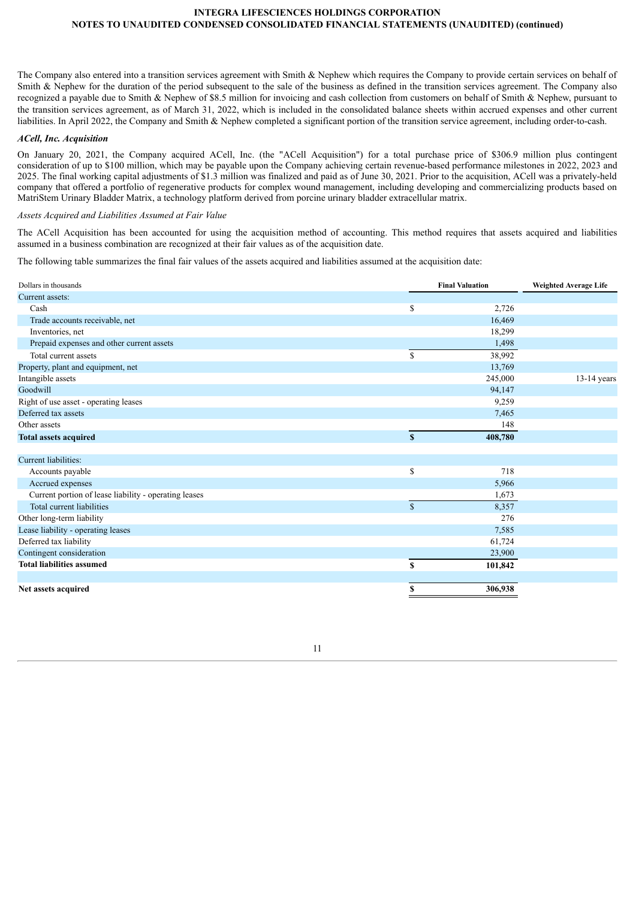The Company also entered into a transition services agreement with Smith & Nephew which requires the Company to provide certain services on behalf of Smith & Nephew for the duration of the period subsequent to the sale of the business as defined in the transition services agreement. The Company also recognized a payable due to Smith & Nephew of $8.5 million for invoicing and cash collection from customers on behalf of Smith & Nephew, pursuant to the transition services agreement, as of March 31, 2022, which is included in the consolidated balance sheets within accrued expenses and other current liabilities. In April 2022, the Company and Smith & Nephew completed a significant portion of the transition service agreement, including order-to-cash.

***ACell, Inc. Acquisition***

On January 20, 2021, the Company acquired ACell, Inc. (the "ACell Acquisition") for a total purchase price of $306.9 million plus contingent consideration of up to $100 million, which may be payable upon the Company achieving certain revenue-based performance milestones in 2022, 2023 and 2025. The final working capital adjustments of $1.3 million was finalized and paid as of June 30, 2021. Prior to the acquisition, ACell was a privately-held company that offered a portfolio of regenerative products for complex wound management, including developing and commercializing products based on MatriStem Urinary Bladder Matrix, a technology platform derived from porcine urinary bladder extracellular matrix.

*Assets Acquired and Liabilities Assumed at Fair Value*

The ACell Acquisition has been accounted for using the acquisition method of accounting. This method requires that assets acquired and liabilities assumed in a business combination are recognized at their fair values as of the acquisition date.

The following table summarizes the final fair values of the assets acquired and liabilities assumed at the acquisition date:

| Dollars in thousands | Final Valuation | Weighted Average Life |
|---|---|---|
| Current assets: | | |
| Cash | $ 2,726 | |
| Trade accounts receivable, net | 16,469 | |
| Inventories, net | 18,299 | |
| Prepaid expenses and other current assets | 1,498 | |
| Total current assets | $ 38,992 | |
| Property, plant and equipment, net | 13,769 | |
| Intangible assets | 245,000 | 13-14 years |
| Goodwill | 94,147 | |
| Right of use asset - operating leases | 9,259 | |
| Deferred tax assets | 7,465 | |
| Other assets | 148 | |
| **Total assets acquired** | **$ 408,780** | |
| | | |
| Current liabilities: | | |
| Accounts payable | $ 718 | |
| Accrued expenses | 5,966 | |
| Current portion of lease liability - operating leases | 1,673 | |
| Total current liabilities | $ 8,357 | |
| Other long-term liability | 276 | |
| Lease liability - operating leases | 7,585 | |
| Deferred tax liability | 61,724 | |
| Contingent consideration | 23,900 | |
| **Total liabilities assumed** | **$ 101,842** | |
| | | |
| **Net assets acquired** | **$ 306,938** | |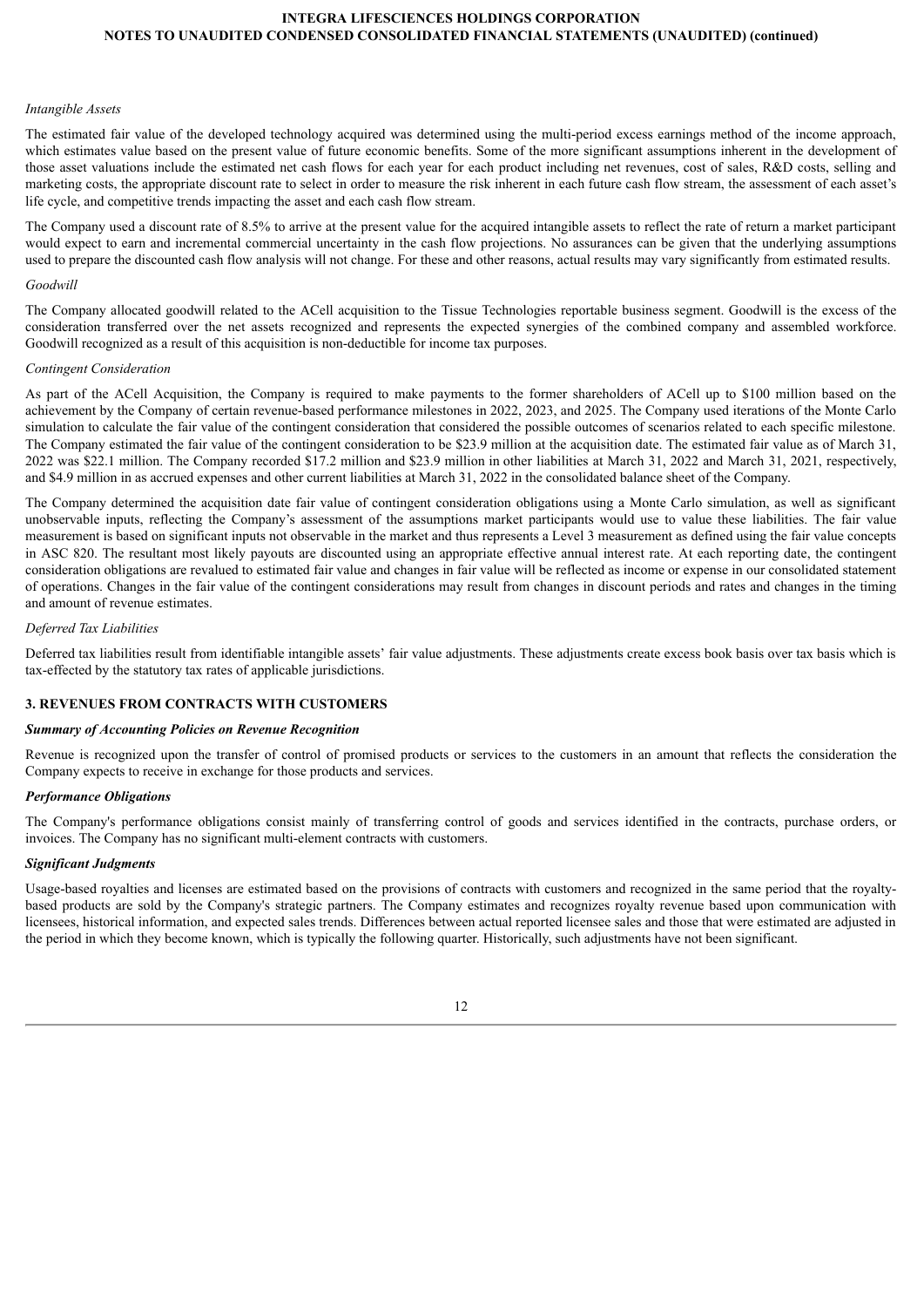*Intangible Assets*

The estimated fair value of the developed technology acquired was determined using the multi-period excess earnings method of the income approach, which estimates value based on the present value of future economic benefits. Some of the more significant assumptions inherent in the development of those asset valuations include the estimated net cash flows for each year for each product including net revenues, cost of sales, R&D costs, selling and marketing costs, the appropriate discount rate to select in order to measure the risk inherent in each future cash flow stream, the assessment of each asset's life cycle, and competitive trends impacting the asset and each cash flow stream.

The Company used a discount rate of 8.5% to arrive at the present value for the acquired intangible assets to reflect the rate of return a market participant would expect to earn and incremental commercial uncertainty in the cash flow projections. No assurances can be given that the underlying assumptions used to prepare the discounted cash flow analysis will not change. For these and other reasons, actual results may vary significantly from estimated results.

*Goodwill*

The Company allocated goodwill related to the ACell acquisition to the Tissue Technologies reportable business segment. Goodwill is the excess of the consideration transferred over the net assets recognized and represents the expected synergies of the combined company and assembled workforce. Goodwill recognized as a result of this acquisition is non-deductible for income tax purposes.

*Contingent Consideration*

As part of the ACell Acquisition, the Company is required to make payments to the former shareholders of ACell up to $100 million based on the achievement by the Company of certain revenue-based performance milestones in 2022, 2023, and 2025. The Company used iterations of the Monte Carlo simulation to calculate the fair value of the contingent consideration that considered the possible outcomes of scenarios related to each specific milestone. The Company estimated the fair value of the contingent consideration to be $23.9 million at the acquisition date. The estimated fair value as of March 31, 2022 was $22.1 million. The Company recorded $17.2 million and $23.9 million in other liabilities at March 31, 2022 and March 31, 2021, respectively, and $4.9 million in as accrued expenses and other current liabilities at March 31, 2022 in the consolidated balance sheet of the Company.

The Company determined the acquisition date fair value of contingent consideration obligations using a Monte Carlo simulation, as well as significant unobservable inputs, reflecting the Company's assessment of the assumptions market participants would use to value these liabilities. The fair value measurement is based on significant inputs not observable in the market and thus represents a Level 3 measurement as defined using the fair value concepts in ASC 820. The resultant most likely payouts are discounted using an appropriate effective annual interest rate. At each reporting date, the contingent consideration obligations are revalued to estimated fair value and changes in fair value will be reflected as income or expense in our consolidated statement of operations. Changes in the fair value of the contingent considerations may result from changes in discount periods and rates and changes in the timing and amount of revenue estimates.

*Deferred Tax Liabilities*

Deferred tax liabilities result from identifiable intangible assets' fair value adjustments. These adjustments create excess book basis over tax basis which is tax-effected by the statutory tax rates of applicable jurisdictions.

## 3. REVENUES FROM CONTRACTS WITH CUSTOMERS

***Summary of Accounting Policies on Revenue Recognition***

Revenue is recognized upon the transfer of control of promised products or services to the customers in an amount that reflects the consideration the Company expects to receive in exchange for those products and services.

***Performance Obligations***

The Company's performance obligations consist mainly of transferring control of goods and services identified in the contracts, purchase orders, or invoices. The Company has no significant multi-element contracts with customers.

***Significant Judgments***

Usage-based royalties and licenses are estimated based on the provisions of contracts with customers and recognized in the same period that the royalty-based products are sold by the Company's strategic partners. The Company estimates and recognizes royalty revenue based upon communication with licensees, historical information, and expected sales trends. Differences between actual reported licensee sales and those that were estimated are adjusted in the period in which they become known, which is typically the following quarter. Historically, such adjustments have not been significant.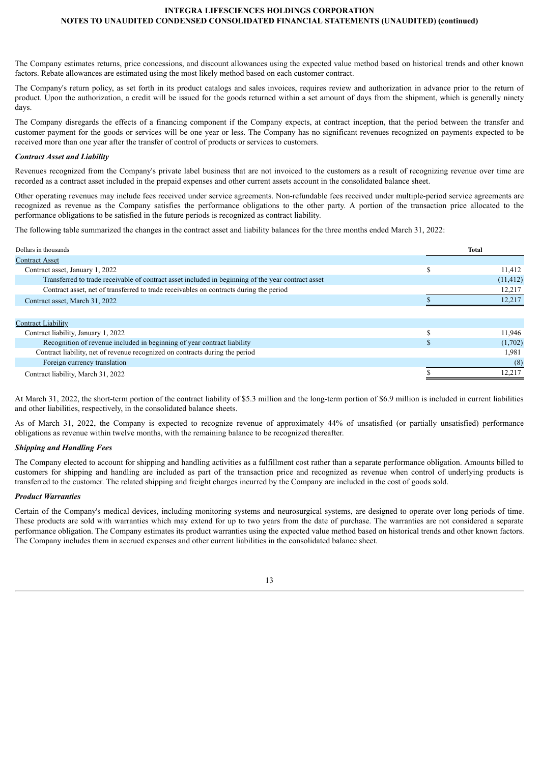The Company estimates returns, price concessions, and discount allowances using the expected value method based on historical trends and other known factors. Rebate allowances are estimated using the most likely method based on each customer contract.

The Company's return policy, as set forth in its product catalogs and sales invoices, requires review and authorization in advance prior to the return of product. Upon the authorization, a credit will be issued for the goods returned within a set amount of days from the shipment, which is generally ninety days.

The Company disregards the effects of a financing component if the Company expects, at contract inception, that the period between the transfer and customer payment for the goods or services will be one year or less. The Company has no significant revenues recognized on payments expected to be received more than one year after the transfer of control of products or services to customers.

***Contract Asset and Liability***

Revenues recognized from the Company's private label business that are not invoiced to the customers as a result of recognizing revenue over time are recorded as a contract asset included in the prepaid expenses and other current assets account in the consolidated balance sheet.

Other operating revenues may include fees received under service agreements. Non-refundable fees received under multiple-period service agreements are recognized as revenue as the Company satisfies the performance obligations to the other party. A portion of the transaction price allocated to the performance obligations to be satisfied in the future periods is recognized as contract liability.

The following table summarized the changes in the contract asset and liability balances for the three months ended March 31, 2022:

| Dollars in thousands | Total |
|---|---|
| Contract Asset | |
| Contract asset, January 1, 2022 | $ 11,412 |
| Transferred to trade receivable of contract asset included in beginning of the year contract asset | (11,412) |
| Contract asset, net of transferred to trade receivables on contracts during the period | 12,217 |
| Contract asset, March 31, 2022 | $ 12,217 |
| | |
| Contract Liability | |
| Contract liability, January 1, 2022 | $ 11,946 |
| Recognition of revenue included in beginning of year contract liability | $ (1,702) |
| Contract liability, net of revenue recognized on contracts during the period | 1,981 |
| Foreign currency translation | (8) |
| Contract liability, March 31, 2022 | $ 12,217 |

At March 31, 2022, the short-term portion of the contract liability of $5.3 million and the long-term portion of $6.9 million is included in current liabilities and other liabilities, respectively, in the consolidated balance sheets.

As of March 31, 2022, the Company is expected to recognize revenue of approximately 44% of unsatisfied (or partially unsatisfied) performance obligations as revenue within twelve months, with the remaining balance to be recognized thereafter.

***Shipping and Handling Fees***

The Company elected to account for shipping and handling activities as a fulfillment cost rather than a separate performance obligation. Amounts billed to customers for shipping and handling are included as part of the transaction price and recognized as revenue when control of underlying products is transferred to the customer. The related shipping and freight charges incurred by the Company are included in the cost of goods sold.

***Product Warranties***

Certain of the Company's medical devices, including monitoring systems and neurosurgical systems, are designed to operate over long periods of time. These products are sold with warranties which may extend for up to two years from the date of purchase. The warranties are not considered a separate performance obligation. The Company estimates its product warranties using the expected value method based on historical trends and other known factors. The Company includes them in accrued expenses and other current liabilities in the consolidated balance sheet.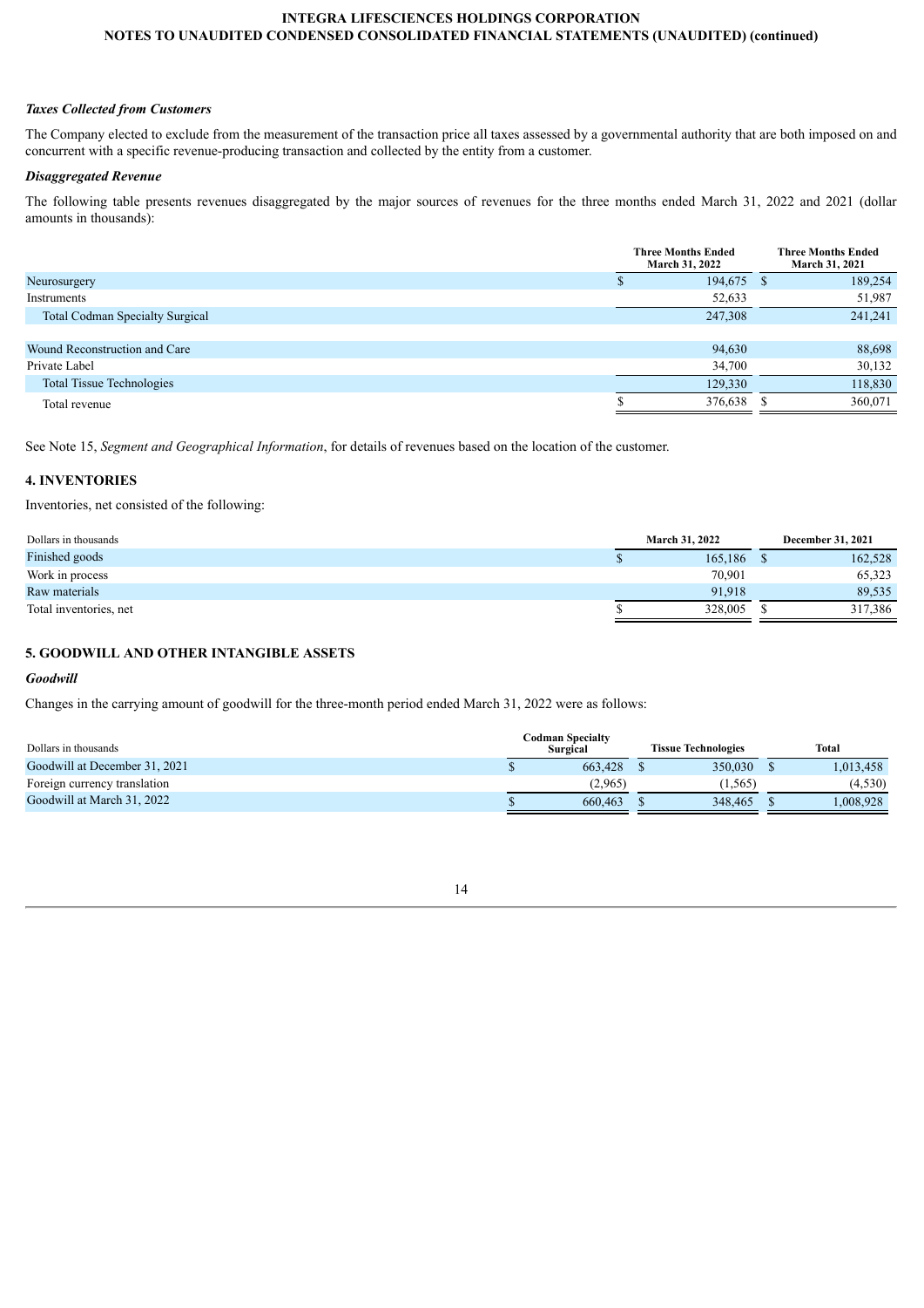### *Taxes Collected from Customers*

The Company elected to exclude from the measurement of the transaction price all taxes assessed by a governmental authority that are both imposed on and concurrent with a specific revenue-producing transaction and collected by the entity from a customer.

### *Disaggregated Revenue*

The following table presents revenues disaggregated by the major sources of revenues for the three months ended March 31, 2022 and 2021 (dollar amounts in thousands):

| | Three Months Ended March 31, 2022 | Three Months Ended March 31, 2021 |
|---|---|---|
| Neurosurgery | $ 194,675 | $ 189,254 |
| Instruments | 52,633 | 51,987 |
| Total Codman Specialty Surgical | 247,308 | 241,241 |
| | | |
| Wound Reconstruction and Care | 94,630 | 88,698 |
| Private Label | 34,700 | 30,132 |
| Total Tissue Technologies | 129,330 | 118,830 |
| Total revenue | $ 376,638 | $ 360,071 |

See Note 15, *Segment and Geographical Information*, for details of revenues based on the location of the customer.

## 4. INVENTORIES

Inventories, net consisted of the following:

| Dollars in thousands | March 31, 2022 | December 31, 2021 |
|---|---|---|
| Finished goods | $ 165,186 | $ 162,528 |
| Work in process | 70,901 | 65,323 |
| Raw materials | 91,918 | 89,535 |
| Total inventories, net | $ 328,005 | $ 317,386 |

## 5. GOODWILL AND OTHER INTANGIBLE ASSETS

### *Goodwill*

Changes in the carrying amount of goodwill for the three-month period ended March 31, 2022 were as follows:

| Dollars in thousands | Codman Specialty Surgical | Tissue Technologies | Total |
|---|---|---|---|
| Goodwill at December 31, 2021 | $ 663,428 | $ 350,030 | $ 1,013,458 |
| Foreign currency translation | (2,965) | (1,565) | (4,530) |
| Goodwill at March 31, 2022 | $ 660,463 | $ 348,465 | $ 1,008,928 |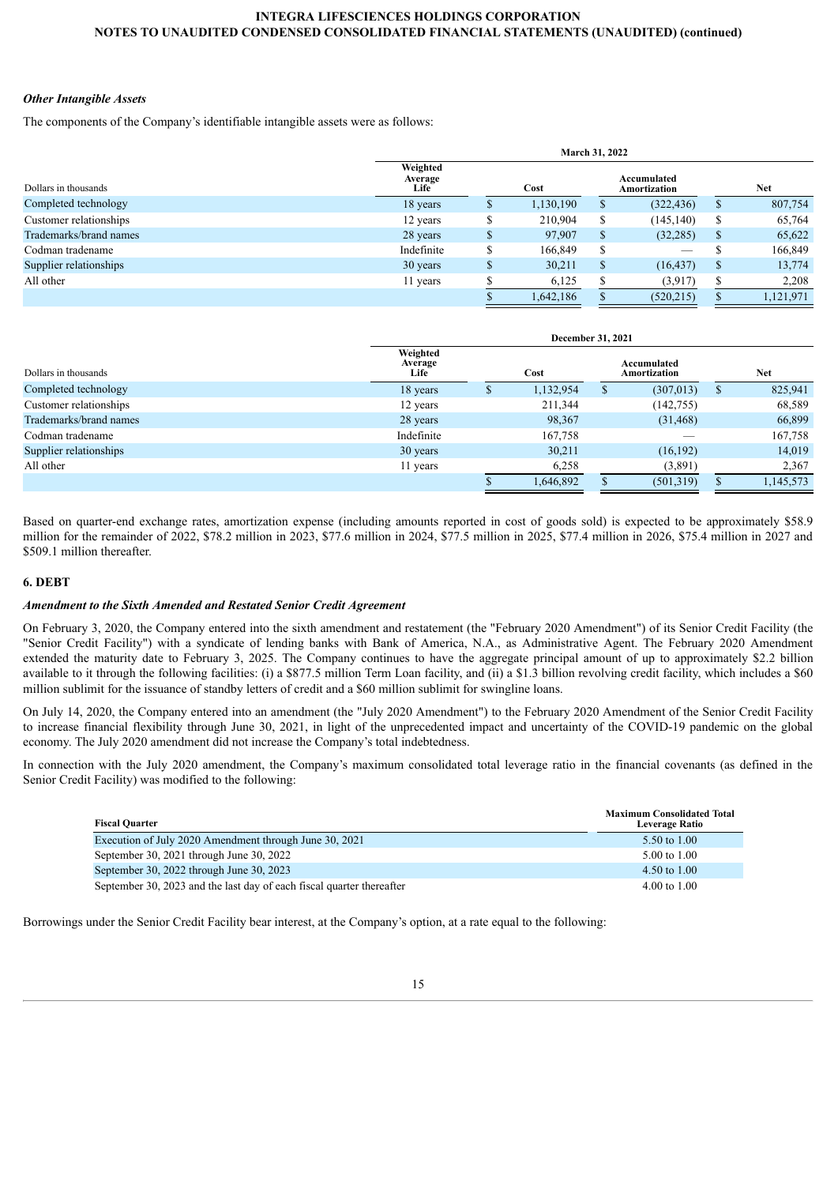### *Other Intangible Assets*

The components of the Company's identifiable intangible assets were as follows:

| | March 31, 2022 | | | |
|---|---|---|---|---|
| Dollars in thousands | Weighted Average Life | Cost | Accumulated Amortization | Net |
| Completed technology | 18 years | $ 1,130,190 | $ (322,436) | $ 807,754 |
| Customer relationships | 12 years | $ 210,904 | $ (145,140) | $ 65,764 |
| Trademarks/brand names | 28 years | $ 97,907 | $ (32,285) | $ 65,622 |
| Codman tradename | Indefinite | $ 166,849 | $ — | $ 166,849 |
| Supplier relationships | 30 years | $ 30,211 | $ (16,437) | $ 13,774 |
| All other | 11 years | $ 6,125 | $ (3,917) | $ 2,208 |
| | | $ 1,642,186 | $ (520,215) | $ 1,121,971 |

| | December 31, 2021 | | | |
|---|---|---|---|---|
| Dollars in thousands | Weighted Average Life | Cost | Accumulated Amortization | Net |
| Completed technology | 18 years | $ 1,132,954 | $ (307,013) | $ 825,941 |
| Customer relationships | 12 years | 211,344 | (142,755) | 68,589 |
| Trademarks/brand names | 28 years | 98,367 | (31,468) | 66,899 |
| Codman tradename | Indefinite | 167,758 | — | 167,758 |
| Supplier relationships | 30 years | 30,211 | (16,192) | 14,019 |
| All other | 11 years | 6,258 | (3,891) | 2,367 |
| | | $ 1,646,892 | $ (501,319) | $ 1,145,573 |

Based on quarter-end exchange rates, amortization expense (including amounts reported in cost of goods sold) is expected to be approximately $58.9 million for the remainder of 2022, $78.2 million in 2023, $77.6 million in 2024, $77.5 million in 2025, $77.4 million in 2026, $75.4 million in 2027 and $509.1 million thereafter.

## 6. DEBT

### *Amendment to the Sixth Amended and Restated Senior Credit Agreement*

On February 3, 2020, the Company entered into the sixth amendment and restatement (the "February 2020 Amendment") of its Senior Credit Facility (the "Senior Credit Facility") with a syndicate of lending banks with Bank of America, N.A., as Administrative Agent. The February 2020 Amendment extended the maturity date to February 3, 2025. The Company continues to have the aggregate principal amount of up to approximately $2.2 billion available to it through the following facilities: (i) a $877.5 million Term Loan facility, and (ii) a $1.3 billion revolving credit facility, which includes a $60 million sublimit for the issuance of standby letters of credit and a $60 million sublimit for swingline loans.

On July 14, 2020, the Company entered into an amendment (the "July 2020 Amendment") to the February 2020 Amendment of the Senior Credit Facility to increase financial flexibility through June 30, 2021, in light of the unprecedented impact and uncertainty of the COVID-19 pandemic on the global economy. The July 2020 amendment did not increase the Company's total indebtedness.

In connection with the July 2020 amendment, the Company's maximum consolidated total leverage ratio in the financial covenants (as defined in the Senior Credit Facility) was modified to the following:

| Fiscal Quarter | Maximum Consolidated Total Leverage Ratio |
|---|---|
| Execution of July 2020 Amendment through June 30, 2021 | 5.50 to 1.00 |
| September 30, 2021 through June 30, 2022 | 5.00 to 1.00 |
| September 30, 2022 through June 30, 2023 | 4.50 to 1.00 |
| September 30, 2023 and the last day of each fiscal quarter thereafter | 4.00 to 1.00 |

Borrowings under the Senior Credit Facility bear interest, at the Company's option, at a rate equal to the following: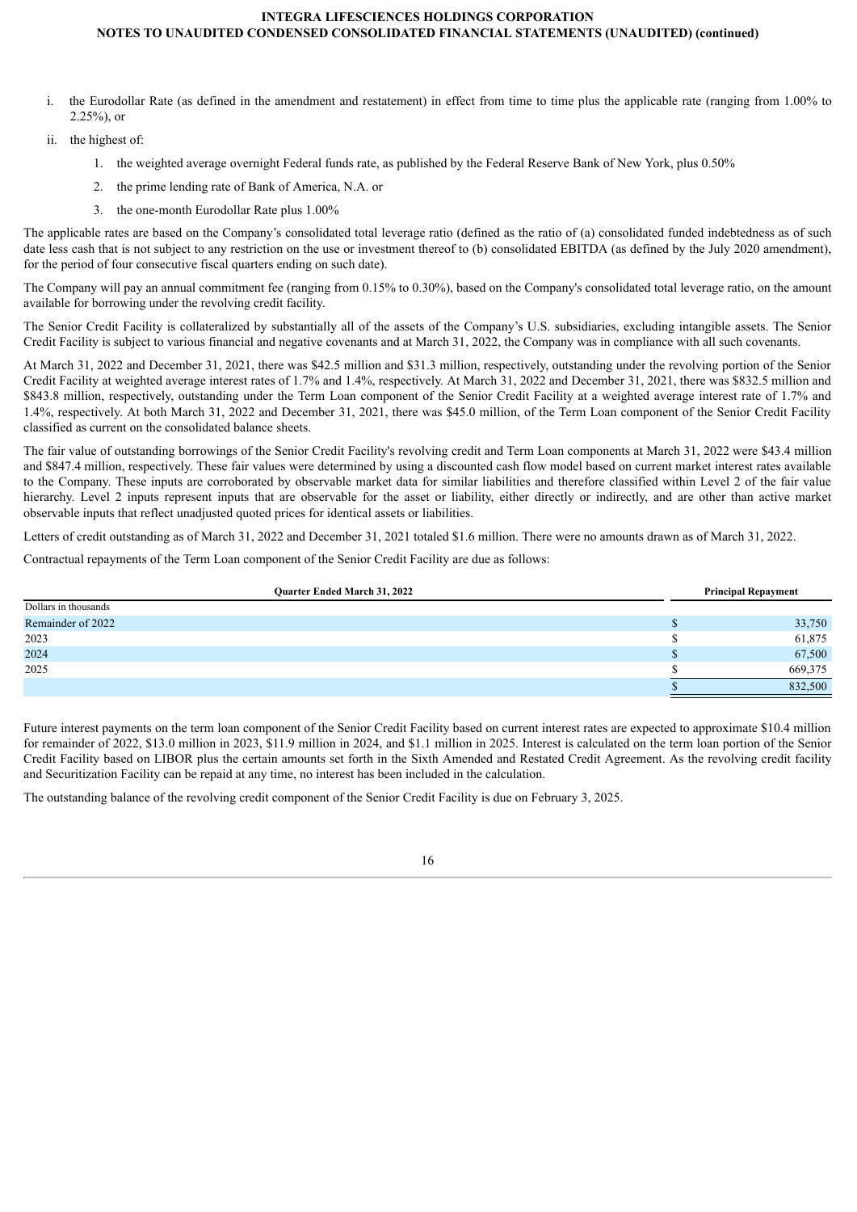i. the Eurodollar Rate (as defined in the amendment and restatement) in effect from time to time plus the applicable rate (ranging from 1.00% to 2.25%), or

ii. the highest of:

  1. the weighted average overnight Federal funds rate, as published by the Federal Reserve Bank of New York, plus 0.50%
  2. the prime lending rate of Bank of America, N.A. or
  3. the one-month Eurodollar Rate plus 1.00%

The applicable rates are based on the Company's consolidated total leverage ratio (defined as the ratio of (a) consolidated funded indebtedness as of such date less cash that is not subject to any restriction on the use or investment thereof to (b) consolidated EBITDA (as defined by the July 2020 amendment), for the period of four consecutive fiscal quarters ending on such date).

The Company will pay an annual commitment fee (ranging from 0.15% to 0.30%), based on the Company's consolidated total leverage ratio, on the amount available for borrowing under the revolving credit facility.

The Senior Credit Facility is collateralized by substantially all of the assets of the Company's U.S. subsidiaries, excluding intangible assets. The Senior Credit Facility is subject to various financial and negative covenants and at March 31, 2022, the Company was in compliance with all such covenants.

At March 31, 2022 and December 31, 2021, there was $42.5 million and $31.3 million, respectively, outstanding under the revolving portion of the Senior Credit Facility at weighted average interest rates of 1.7% and 1.4%, respectively. At March 31, 2022 and December 31, 2021, there was $832.5 million and $843.8 million, respectively, outstanding under the Term Loan component of the Senior Credit Facility at a weighted average interest rate of 1.7% and 1.4%, respectively. At both March 31, 2022 and December 31, 2021, there was $45.0 million, of the Term Loan component of the Senior Credit Facility classified as current on the consolidated balance sheets.

The fair value of outstanding borrowings of the Senior Credit Facility's revolving credit and Term Loan components at March 31, 2022 were $43.4 million and $847.4 million, respectively. These fair values were determined by using a discounted cash flow model based on current market interest rates available to the Company. These inputs are corroborated by observable market data for similar liabilities and therefore classified within Level 2 of the fair value hierarchy. Level 2 inputs represent inputs that are observable for the asset or liability, either directly or indirectly, and are other than active market observable inputs that reflect unadjusted quoted prices for identical assets or liabilities.

Letters of credit outstanding as of March 31, 2022 and December 31, 2021 totaled $1.6 million. There were no amounts drawn as of March 31, 2022.

Contractual repayments of the Term Loan component of the Senior Credit Facility are due as follows:

| Quarter Ended March 31, 2022 | Principal Repayment |
|---|---|
| Dollars in thousands | |
| Remainder of 2022 | $ 33,750 |
| 2023 | $ 61,875 |
| 2024 | $ 67,500 |
| 2025 | $ 669,375 |
| | $ 832,500 |

Future interest payments on the term loan component of the Senior Credit Facility based on current interest rates are expected to approximate $10.4 million for remainder of 2022, $13.0 million in 2023, $11.9 million in 2024, and $1.1 million in 2025. Interest is calculated on the term loan portion of the Senior Credit Facility based on LIBOR plus the certain amounts set forth in the Sixth Amended and Restated Credit Agreement. As the revolving credit facility and Securitization Facility can be repaid at any time, no interest has been included in the calculation.

The outstanding balance of the revolving credit component of the Senior Credit Facility is due on February 3, 2025.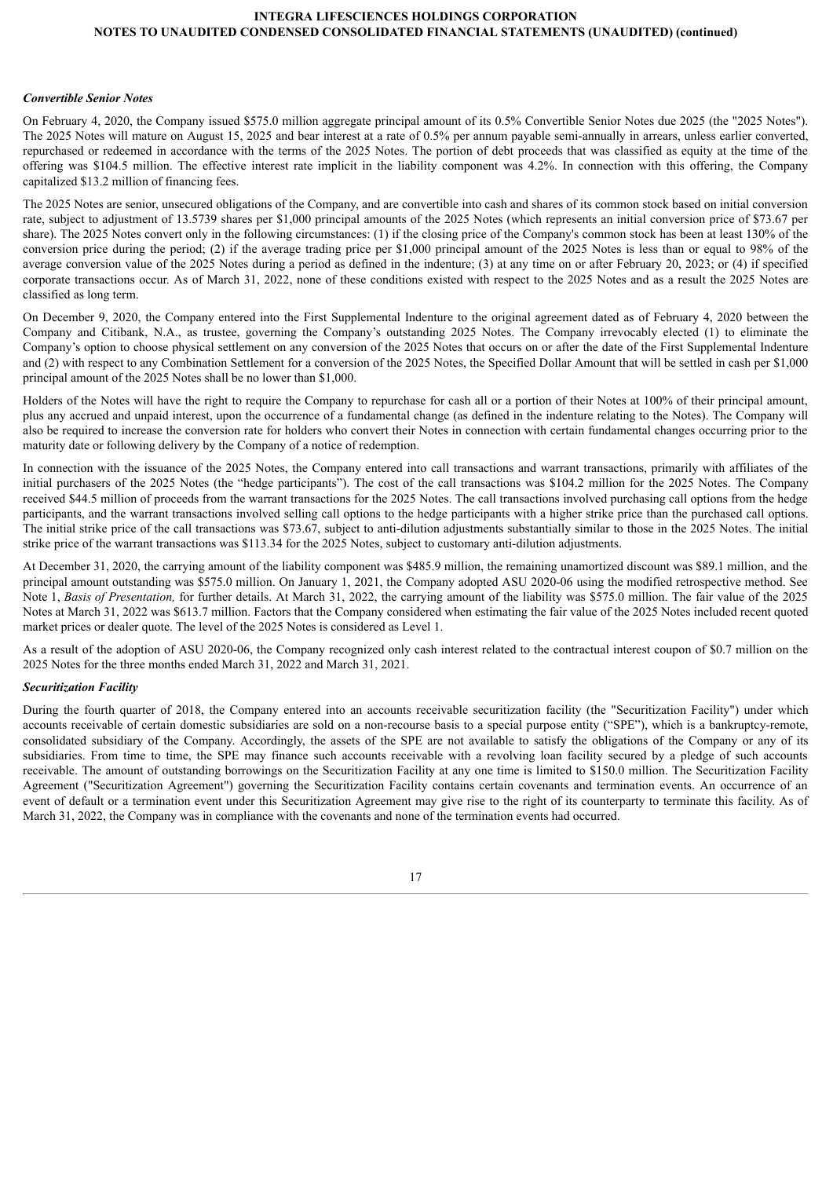***Convertible Senior Notes***

On February 4, 2020, the Company issued $575.0 million aggregate principal amount of its 0.5% Convertible Senior Notes due 2025 (the "2025 Notes"). The 2025 Notes will mature on August 15, 2025 and bear interest at a rate of 0.5% per annum payable semi-annually in arrears, unless earlier converted, repurchased or redeemed in accordance with the terms of the 2025 Notes. The portion of debt proceeds that was classified as equity at the time of the offering was $104.5 million. The effective interest rate implicit in the liability component was 4.2%. In connection with this offering, the Company capitalized $13.2 million of financing fees.

The 2025 Notes are senior, unsecured obligations of the Company, and are convertible into cash and shares of its common stock based on initial conversion rate, subject to adjustment of 13.5739 shares per $1,000 principal amounts of the 2025 Notes (which represents an initial conversion price of $73.67 per share). The 2025 Notes convert only in the following circumstances: (1) if the closing price of the Company's common stock has been at least 130% of the conversion price during the period; (2) if the average trading price per $1,000 principal amount of the 2025 Notes is less than or equal to 98% of the average conversion value of the 2025 Notes during a period as defined in the indenture; (3) at any time on or after February 20, 2023; or (4) if specified corporate transactions occur. As of March 31, 2022, none of these conditions existed with respect to the 2025 Notes and as a result the 2025 Notes are classified as long term.

On December 9, 2020, the Company entered into the First Supplemental Indenture to the original agreement dated as of February 4, 2020 between the Company and Citibank, N.A., as trustee, governing the Company's outstanding 2025 Notes. The Company irrevocably elected (1) to eliminate the Company's option to choose physical settlement on any conversion of the 2025 Notes that occurs on or after the date of the First Supplemental Indenture and (2) with respect to any Combination Settlement for a conversion of the 2025 Notes, the Specified Dollar Amount that will be settled in cash per $1,000 principal amount of the 2025 Notes shall be no lower than $1,000.

Holders of the Notes will have the right to require the Company to repurchase for cash all or a portion of their Notes at 100% of their principal amount, plus any accrued and unpaid interest, upon the occurrence of a fundamental change (as defined in the indenture relating to the Notes). The Company will also be required to increase the conversion rate for holders who convert their Notes in connection with certain fundamental changes occurring prior to the maturity date or following delivery by the Company of a notice of redemption.

In connection with the issuance of the 2025 Notes, the Company entered into call transactions and warrant transactions, primarily with affiliates of the initial purchasers of the 2025 Notes (the "hedge participants"). The cost of the call transactions was $104.2 million for the 2025 Notes. The Company received $44.5 million of proceeds from the warrant transactions for the 2025 Notes. The call transactions involved purchasing call options from the hedge participants, and the warrant transactions involved selling call options to the hedge participants with a higher strike price than the purchased call options. The initial strike price of the call transactions was $73.67, subject to anti-dilution adjustments substantially similar to those in the 2025 Notes. The initial strike price of the warrant transactions was $113.34 for the 2025 Notes, subject to customary anti-dilution adjustments.

At December 31, 2020, the carrying amount of the liability component was $485.9 million, the remaining unamortized discount was $89.1 million, and the principal amount outstanding was $575.0 million. On January 1, 2021, the Company adopted ASU 2020-06 using the modified retrospective method. See Note 1, *Basis of Presentation,* for further details. At March 31, 2022, the carrying amount of the liability was $575.0 million. The fair value of the 2025 Notes at March 31, 2022 was $613.7 million. Factors that the Company considered when estimating the fair value of the 2025 Notes included recent quoted market prices or dealer quote. The level of the 2025 Notes is considered as Level 1.

As a result of the adoption of ASU 2020-06, the Company recognized only cash interest related to the contractual interest coupon of $0.7 million on the 2025 Notes for the three months ended March 31, 2022 and March 31, 2021.

***Securitization Facility***

During the fourth quarter of 2018, the Company entered into an accounts receivable securitization facility (the "Securitization Facility") under which accounts receivable of certain domestic subsidiaries are sold on a non-recourse basis to a special purpose entity ("SPE"), which is a bankruptcy-remote, consolidated subsidiary of the Company. Accordingly, the assets of the SPE are not available to satisfy the obligations of the Company or any of its subsidiaries. From time to time, the SPE may finance such accounts receivable with a revolving loan facility secured by a pledge of such accounts receivable. The amount of outstanding borrowings on the Securitization Facility at any one time is limited to $150.0 million. The Securitization Facility Agreement ("Securitization Agreement") governing the Securitization Facility contains certain covenants and termination events. An occurrence of an event of default or a termination event under this Securitization Agreement may give rise to the right of its counterparty to terminate this facility. As of March 31, 2022, the Company was in compliance with the covenants and none of the termination events had occurred.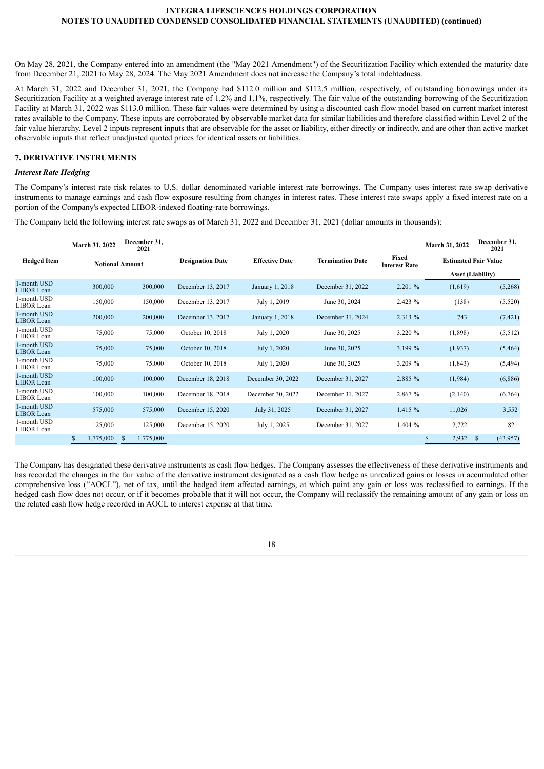On May 28, 2021, the Company entered into an amendment (the "May 2021 Amendment") of the Securitization Facility which extended the maturity date from December 21, 2021 to May 28, 2024. The May 2021 Amendment does not increase the Company's total indebtedness.

At March 31, 2022 and December 31, 2021, the Company had $112.0 million and $112.5 million, respectively, of outstanding borrowings under its Securitization Facility at a weighted average interest rate of 1.2% and 1.1%, respectively. The fair value of the outstanding borrowing of the Securitization Facility at March 31, 2022 was $113.0 million. These fair values were determined by using a discounted cash flow model based on current market interest rates available to the Company. These inputs are corroborated by observable market data for similar liabilities and therefore classified within Level 2 of the fair value hierarchy. Level 2 inputs represent inputs that are observable for the asset or liability, either directly or indirectly, and are other than active market observable inputs that reflect unadjusted quoted prices for identical assets or liabilities.

## 7. DERIVATIVE INSTRUMENTS

### *Interest Rate Hedging*

The Company's interest rate risk relates to U.S. dollar denominated variable interest rate borrowings. The Company uses interest rate swap derivative instruments to manage earnings and cash flow exposure resulting from changes in interest rates. These interest rate swaps apply a fixed interest rate on a portion of the Company's expected LIBOR-indexed floating-rate borrowings.

The Company held the following interest rate swaps as of March 31, 2022 and December 31, 2021 (dollar amounts in thousands):

| | March 31, 2022 | December 31, 2021 | | | | | March 31, 2022 | December 31, 2021 |
|---|---|---|---|---|---|---|---|---|
| Hedged Item | Notional Amount | | Designation Date | Effective Date | Termination Date | Fixed Interest Rate | Estimated Fair Value | |
| | | | | | | | Asset (Liability) | |
| 1-month USD LIBOR Loan | 300,000 | 300,000 | December 13, 2017 | January 1, 2018 | December 31, 2022 | 2.201 % | (1,619) | (5,268) |
| 1-month USD LIBOR Loan | 150,000 | 150,000 | December 13, 2017 | July 1, 2019 | June 30, 2024 | 2.423 % | (138) | (5,520) |
| 1-month USD LIBOR Loan | 200,000 | 200,000 | December 13, 2017 | January 1, 2018 | December 31, 2024 | 2.313 % | 743 | (7,421) |
| 1-month USD LIBOR Loan | 75,000 | 75,000 | October 10, 2018 | July 1, 2020 | June 30, 2025 | 3.220 % | (1,898) | (5,512) |
| 1-month USD LIBOR Loan | 75,000 | 75,000 | October 10, 2018 | July 1, 2020 | June 30, 2025 | 3.199 % | (1,937) | (5,464) |
| 1-month USD LIBOR Loan | 75,000 | 75,000 | October 10, 2018 | July 1, 2020 | June 30, 2025 | 3.209 % | (1,843) | (5,494) |
| 1-month USD LIBOR Loan | 100,000 | 100,000 | December 18, 2018 | December 30, 2022 | December 31, 2027 | 2.885 % | (1,984) | (6,886) |
| 1-month USD LIBOR Loan | 100,000 | 100,000 | December 18, 2018 | December 30, 2022 | December 31, 2027 | 2.867 % | (2,140) | (6,764) |
| 1-month USD LIBOR Loan | 575,000 | 575,000 | December 15, 2020 | July 31, 2025 | December 31, 2027 | 1.415 % | 11,026 | 3,552 |
| 1-month USD LIBOR Loan | 125,000 | 125,000 | December 15, 2020 | July 1, 2025 | December 31, 2027 | 1.404 % | 2,722 | 821 |
| | $ 1,775,000 | $ 1,775,000 | | | | | $ 2,932 | $ (43,957) |

The Company has designated these derivative instruments as cash flow hedges. The Company assesses the effectiveness of these derivative instruments and has recorded the changes in the fair value of the derivative instrument designated as a cash flow hedge as unrealized gains or losses in accumulated other comprehensive loss ("AOCL"), net of tax, until the hedged item affected earnings, at which point any gain or loss was reclassified to earnings. If the hedged cash flow does not occur, or if it becomes probable that it will not occur, the Company will reclassify the remaining amount of any gain or loss on the related cash flow hedge recorded in AOCL to interest expense at that time.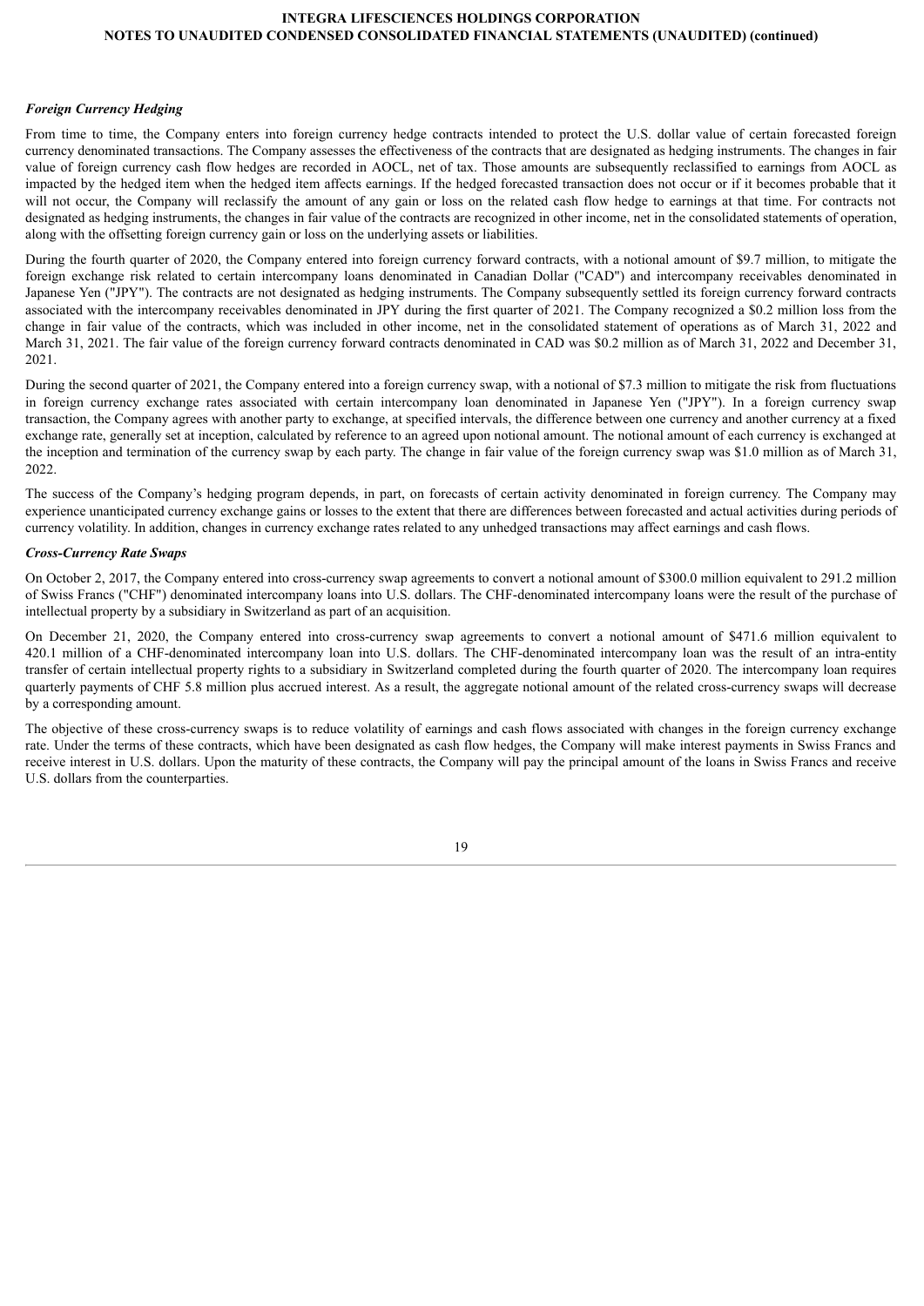*Foreign Currency Hedging*

From time to time, the Company enters into foreign currency hedge contracts intended to protect the U.S. dollar value of certain forecasted foreign currency denominated transactions. The Company assesses the effectiveness of the contracts that are designated as hedging instruments. The changes in fair value of foreign currency cash flow hedges are recorded in AOCL, net of tax. Those amounts are subsequently reclassified to earnings from AOCL as impacted by the hedged item when the hedged item affects earnings. If the hedged forecasted transaction does not occur or if it becomes probable that it will not occur, the Company will reclassify the amount of any gain or loss on the related cash flow hedge to earnings at that time. For contracts not designated as hedging instruments, the changes in fair value of the contracts are recognized in other income, net in the consolidated statements of operation, along with the offsetting foreign currency gain or loss on the underlying assets or liabilities.

During the fourth quarter of 2020, the Company entered into foreign currency forward contracts, with a notional amount of $9.7 million, to mitigate the foreign exchange risk related to certain intercompany loans denominated in Canadian Dollar ("CAD") and intercompany receivables denominated in Japanese Yen ("JPY"). The contracts are not designated as hedging instruments. The Company subsequently settled its foreign currency forward contracts associated with the intercompany receivables denominated in JPY during the first quarter of 2021. The Company recognized a $0.2 million loss from the change in fair value of the contracts, which was included in other income, net in the consolidated statement of operations as of March 31, 2022 and March 31, 2021. The fair value of the foreign currency forward contracts denominated in CAD was $0.2 million as of March 31, 2022 and December 31, 2021.

During the second quarter of 2021, the Company entered into a foreign currency swap, with a notional of $7.3 million to mitigate the risk from fluctuations in foreign currency exchange rates associated with certain intercompany loan denominated in Japanese Yen ("JPY"). In a foreign currency swap transaction, the Company agrees with another party to exchange, at specified intervals, the difference between one currency and another currency at a fixed exchange rate, generally set at inception, calculated by reference to an agreed upon notional amount. The notional amount of each currency is exchanged at the inception and termination of the currency swap by each party. The change in fair value of the foreign currency swap was $1.0 million as of March 31, 2022.

The success of the Company's hedging program depends, in part, on forecasts of certain activity denominated in foreign currency. The Company may experience unanticipated currency exchange gains or losses to the extent that there are differences between forecasted and actual activities during periods of currency volatility. In addition, changes in currency exchange rates related to any unhedged transactions may affect earnings and cash flows.

*Cross-Currency Rate Swaps*

On October 2, 2017, the Company entered into cross-currency swap agreements to convert a notional amount of $300.0 million equivalent to 291.2 million of Swiss Francs ("CHF") denominated intercompany loans into U.S. dollars. The CHF-denominated intercompany loans were the result of the purchase of intellectual property by a subsidiary in Switzerland as part of an acquisition.

On December 21, 2020, the Company entered into cross-currency swap agreements to convert a notional amount of $471.6 million equivalent to 420.1 million of a CHF-denominated intercompany loan into U.S. dollars. The CHF-denominated intercompany loan was the result of an intra-entity transfer of certain intellectual property rights to a subsidiary in Switzerland completed during the fourth quarter of 2020. The intercompany loan requires quarterly payments of CHF 5.8 million plus accrued interest. As a result, the aggregate notional amount of the related cross-currency swaps will decrease by a corresponding amount.

The objective of these cross-currency swaps is to reduce volatility of earnings and cash flows associated with changes in the foreign currency exchange rate. Under the terms of these contracts, which have been designated as cash flow hedges, the Company will make interest payments in Swiss Francs and receive interest in U.S. dollars. Upon the maturity of these contracts, the Company will pay the principal amount of the loans in Swiss Francs and receive U.S. dollars from the counterparties.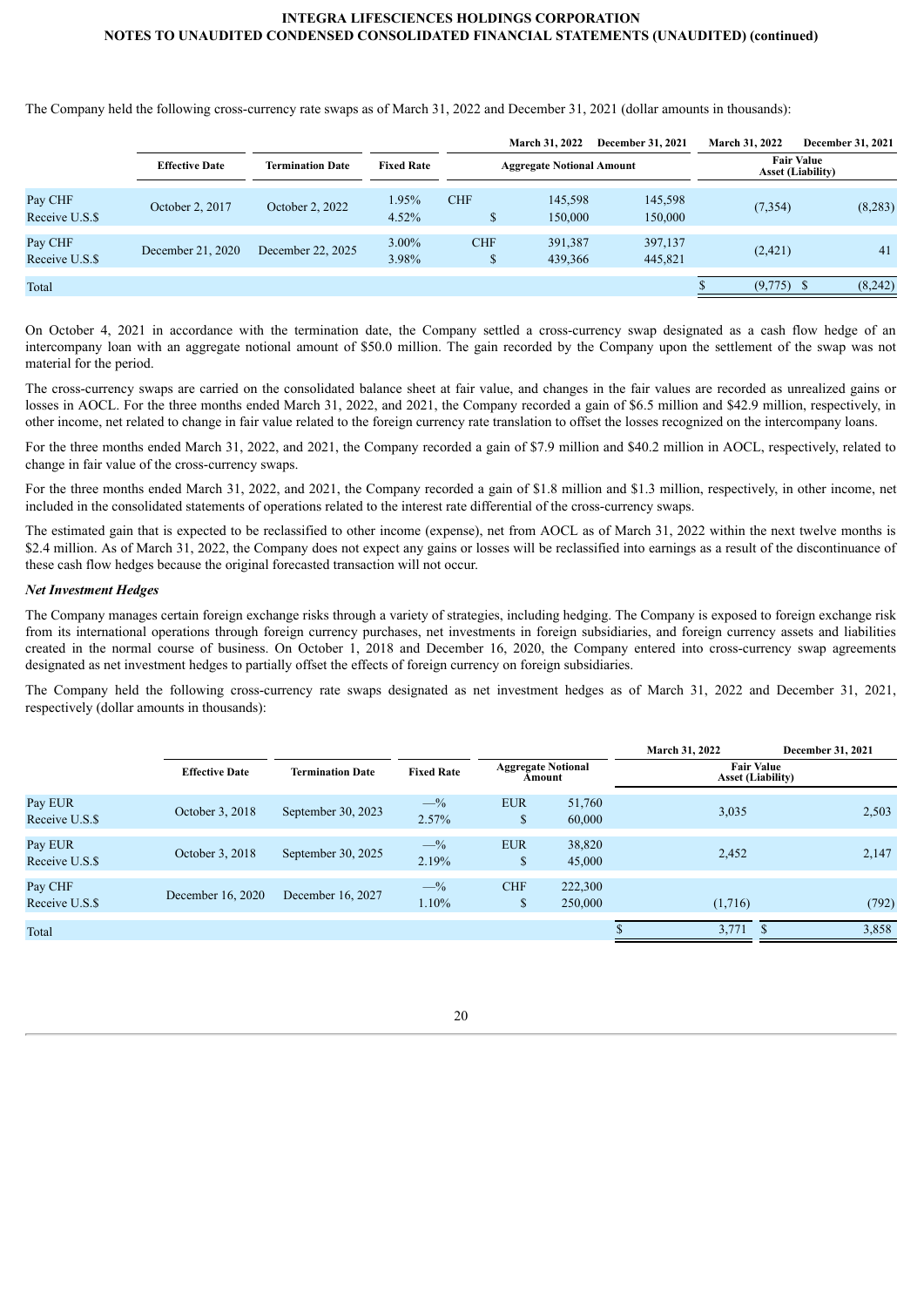The Company held the following cross-currency rate swaps as of March 31, 2022 and December 31, 2021 (dollar amounts in thousands):

| | Effective Date | Termination Date | Fixed Rate | Aggregate Notional Amount | | | Fair Value Asset (Liability) | |
|---|---|---|---|---|---|---|---|---|
| | | | | | March 31, 2022 | December 31, 2021 | March 31, 2022 | December 31, 2021 |
| Pay CHF<br>Receive U.S.$ | October 2, 2017 | October 2, 2022 | 1.95%<br>4.52% | CHF<br>$ | 145,598<br>150,000 | 145,598<br>150,000 | (7,354) | (8,283) |
| Pay CHF<br>Receive U.S.$ | December 21, 2020 | December 22, 2025 | 3.00%<br>3.98% | CHF<br>$ | 391,387<br>439,366 | 397,137<br>445,821 | (2,421) | 41 |
| Total | | | | | | | $ (9,775) | $ (8,242) |

On October 4, 2021 in accordance with the termination date, the Company settled a cross-currency swap designated as a cash flow hedge of an intercompany loan with an aggregate notional amount of $50.0 million. The gain recorded by the Company upon the settlement of the swap was not material for the period.

The cross-currency swaps are carried on the consolidated balance sheet at fair value, and changes in the fair values are recorded as unrealized gains or losses in AOCL. For the three months ended March 31, 2022, and 2021, the Company recorded a gain of $6.5 million and $42.9 million, respectively, in other income, net related to change in fair value related to the foreign currency rate translation to offset the losses recognized on the intercompany loans.

For the three months ended March 31, 2022, and 2021, the Company recorded a gain of $7.9 million and $40.2 million in AOCL, respectively, related to change in fair value of the cross-currency swaps.

For the three months ended March 31, 2022, and 2021, the Company recorded a gain of $1.8 million and $1.3 million, respectively, in other income, net included in the consolidated statements of operations related to the interest rate differential of the cross-currency swaps.

The estimated gain that is expected to be reclassified to other income (expense), net from AOCL as of March 31, 2022 within the next twelve months is $2.4 million. As of March 31, 2022, the Company does not expect any gains or losses will be reclassified into earnings as a result of the discontinuance of these cash flow hedges because the original forecasted transaction will not occur.

***Net Investment Hedges***

The Company manages certain foreign exchange risks through a variety of strategies, including hedging. The Company is exposed to foreign exchange risk from its international operations through foreign currency purchases, net investments in foreign subsidiaries, and foreign currency assets and liabilities created in the normal course of business. On October 1, 2018 and December 16, 2020, the Company entered into cross-currency swap agreements designated as net investment hedges to partially offset the effects of foreign currency on foreign subsidiaries.

The Company held the following cross-currency rate swaps designated as net investment hedges as of March 31, 2022 and December 31, 2021, respectively (dollar amounts in thousands):

| | Effective Date | Termination Date | Fixed Rate | Aggregate Notional Amount | | Fair Value Asset (Liability) | |
|---|---|---|---|---|---|---|---|
| | | | | | | March 31, 2022 | December 31, 2021 |
| Pay EUR<br>Receive U.S.$ | October 3, 2018 | September 30, 2023 | —%<br>2.57% | EUR<br>$ | 51,760<br>60,000 | 3,035 | 2,503 |
| Pay EUR<br>Receive U.S.$ | October 3, 2018 | September 30, 2025 | —%<br>2.19% | EUR<br>$ | 38,820<br>45,000 | 2,452 | 2,147 |
| Pay CHF<br>Receive U.S.$ | December 16, 2020 | December 16, 2027 | —%<br>1.10% | CHF<br>$ | 222,300<br>250,000 | (1,716) | (792) |
| Total | | | | | | $ 3,771 | $ 3,858 |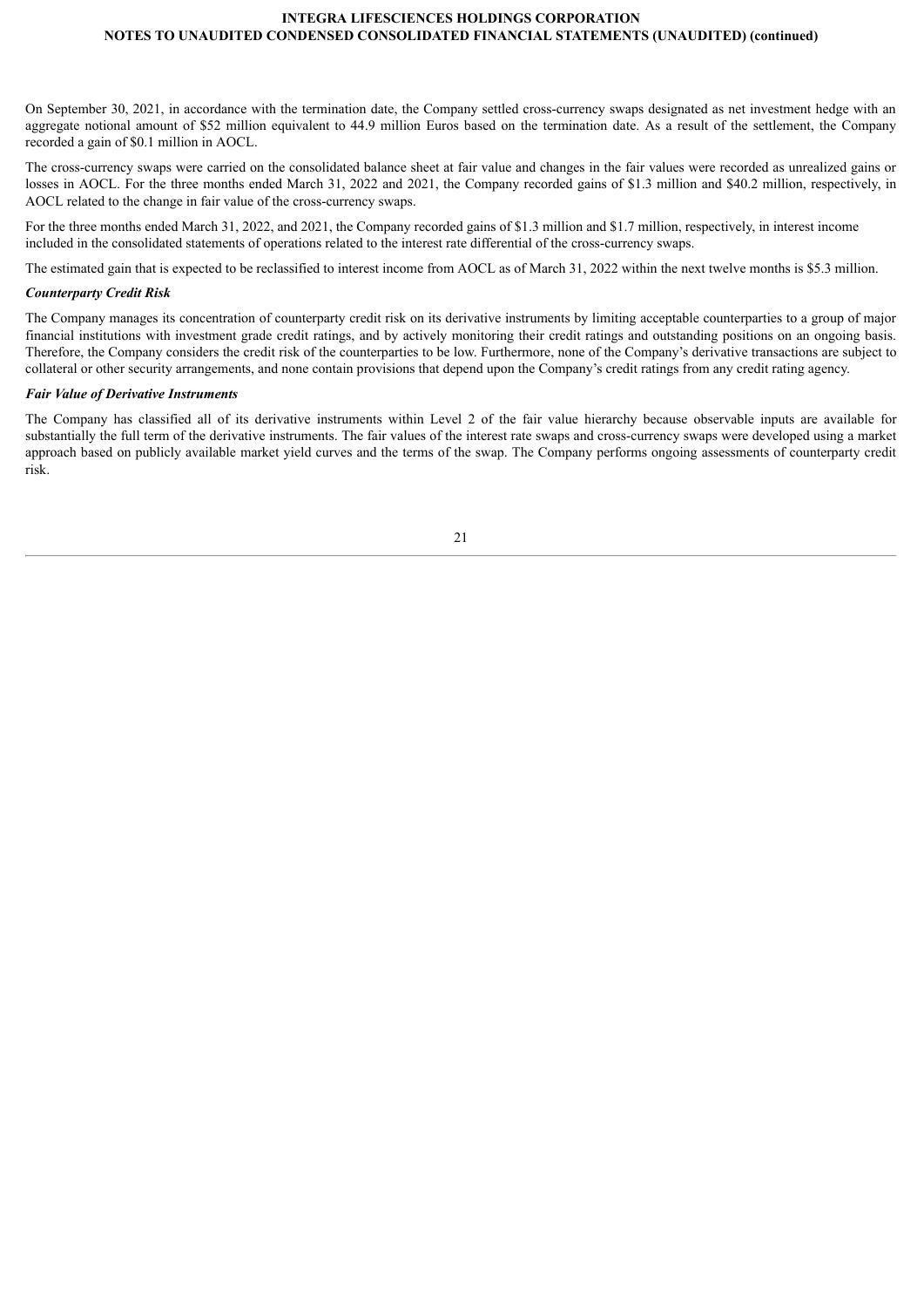On September 30, 2021, in accordance with the termination date, the Company settled cross-currency swaps designated as net investment hedge with an aggregate notional amount of $52 million equivalent to 44.9 million Euros based on the termination date. As a result of the settlement, the Company recorded a gain of $0.1 million in AOCL.

The cross-currency swaps were carried on the consolidated balance sheet at fair value and changes in the fair values were recorded as unrealized gains or losses in AOCL. For the three months ended March 31, 2022 and 2021, the Company recorded gains of $1.3 million and $40.2 million, respectively, in AOCL related to the change in fair value of the cross-currency swaps.

For the three months ended March 31, 2022, and 2021, the Company recorded gains of $1.3 million and $1.7 million, respectively, in interest income included in the consolidated statements of operations related to the interest rate differential of the cross-currency swaps.

The estimated gain that is expected to be reclassified to interest income from AOCL as of March 31, 2022 within the next twelve months is $5.3 million.

***Counterparty Credit Risk***

The Company manages its concentration of counterparty credit risk on its derivative instruments by limiting acceptable counterparties to a group of major financial institutions with investment grade credit ratings, and by actively monitoring their credit ratings and outstanding positions on an ongoing basis. Therefore, the Company considers the credit risk of the counterparties to be low. Furthermore, none of the Company's derivative transactions are subject to collateral or other security arrangements, and none contain provisions that depend upon the Company's credit ratings from any credit rating agency.

***Fair Value of Derivative Instruments***

The Company has classified all of its derivative instruments within Level 2 of the fair value hierarchy because observable inputs are available for substantially the full term of the derivative instruments. The fair values of the interest rate swaps and cross-currency swaps were developed using a market approach based on publicly available market yield curves and the terms of the swap. The Company performs ongoing assessments of counterparty credit risk.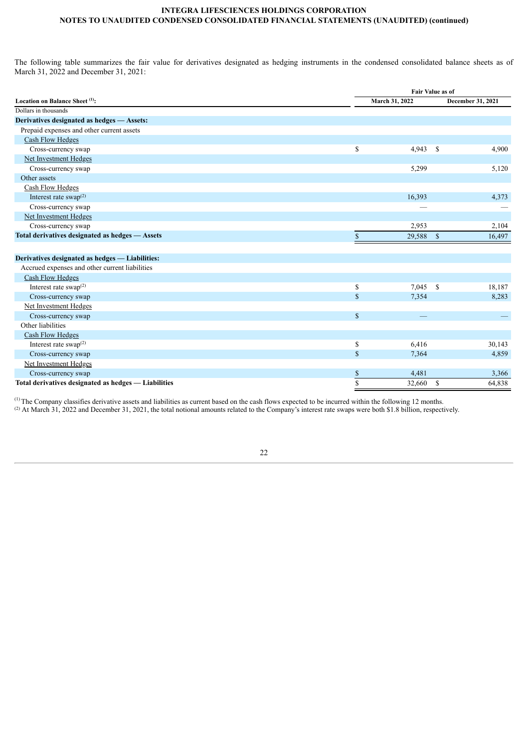The following table summarizes the fair value for derivatives designated as hedging instruments in the condensed consolidated balance sheets as of March 31, 2022 and December 31, 2021:

| Location on Balance Sheet [(1)]: | Fair Value as of | |
|---|---|---|
| | March 31, 2022 | December 31, 2021 |
| Dollars in thousands | | |
| **Derivatives designated as hedges — Assets:** | | |
| Prepaid expenses and other current assets | | |
| Cash Flow Hedges | | |
| Cross-currency swap | $ 4,943 | $ 4,900 |
| Net Investment Hedges | | |
| Cross-currency swap | 5,299 | 5,120 |
| Other assets | | |
| Cash Flow Hedges | | |
| Interest rate swap[(2)] | 16,393 | 4,373 |
| Cross-currency swap | — | — |
| Net Investment Hedges | | |
| Cross-currency swap | 2,953 | 2,104 |
| **Total derivatives designated as hedges — Assets** | $ 29,588 | $ 16,497 |
| | | |
| **Derivatives designated as hedges — Liabilities:** | | |
| Accrued expenses and other current liabilities | | |
| Cash Flow Hedges | | |
| Interest rate swap[(2)] | $ 7,045 | $ 18,187 |
| Cross-currency swap | $ 7,354 | 8,283 |
| Net Investment Hedges | | |
| Cross-currency swap | $ — | — |
| Other liabilities | | |
| Cash Flow Hedges | | |
| Interest rate swap[(2)] | $ 6,416 | 30,143 |
| Cross-currency swap | $ 7,364 | 4,859 |
| Net Investment Hedges | | |
| Cross-currency swap | $ 4,481 | 3,366 |
| **Total derivatives designated as hedges — Liabilities** | $ 32,660 | $ 64,838 |

[(1)] The Company classifies derivative assets and liabilities as current based on the cash flows expected to be incurred within the following 12 months.
[(2)] At March 31, 2022 and December 31, 2021, the total notional amounts related to the Company's interest rate swaps were both $1.8 billion, respectively.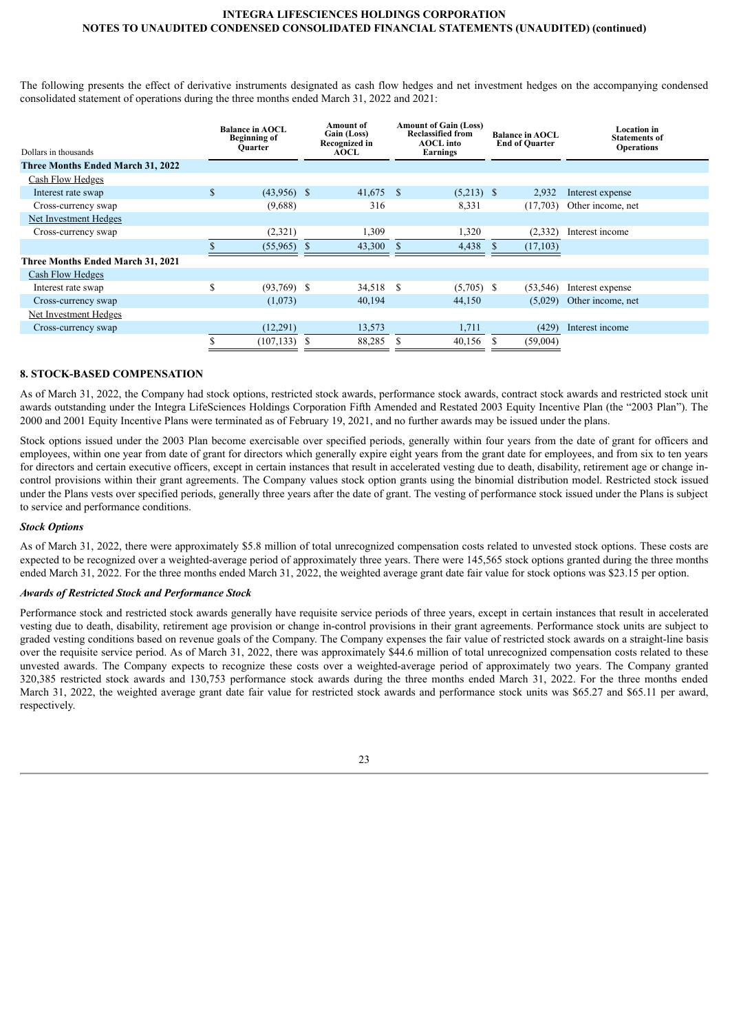The following presents the effect of derivative instruments designated as cash flow hedges and net investment hedges on the accompanying condensed consolidated statement of operations during the three months ended March 31, 2022 and 2021:

| Dollars in thousands | Balance in AOCL Beginning of Quarter | Amount of Gain (Loss) Recognized in AOCL | Amount of Gain (Loss) Reclassified from AOCL into Earnings | Balance in AOCL End of Quarter | Location in Statements of Operations |
|---|---|---|---|---|---|
| **Three Months Ended March 31, 2022** | | | | | |
| Cash Flow Hedges | | | | | |
| Interest rate swap | $ (43,956) | $ 41,675 | $ (5,213) | $ 2,932 | Interest expense |
| Cross-currency swap | (9,688) | 316 | 8,331 | (17,703) | Other income, net |
| Net Investment Hedges | | | | | |
| Cross-currency swap | (2,321) | 1,309 | 1,320 | (2,332) | Interest income |
| | $ (55,965) | $ 43,300 | $ 4,438 | $ (17,103) | |
| **Three Months Ended March 31, 2021** | | | | | |
| Cash Flow Hedges | | | | | |
| Interest rate swap | $ (93,769) | $ 34,518 | $ (5,705) | $ (53,546) | Interest expense |
| Cross-currency swap | (1,073) | 40,194 | 44,150 | (5,029) | Other income, net |
| Net Investment Hedges | | | | | |
| Cross-currency swap | (12,291) | 13,573 | 1,711 | (429) | Interest income |
| | $ (107,133) | $ 88,285 | $ 40,156 | $ (59,004) | |

## 8. STOCK-BASED COMPENSATION

As of March 31, 2022, the Company had stock options, restricted stock awards, performance stock awards, contract stock awards and restricted stock unit awards outstanding under the Integra LifeSciences Holdings Corporation Fifth Amended and Restated 2003 Equity Incentive Plan (the "2003 Plan"). The 2000 and 2001 Equity Incentive Plans were terminated as of February 19, 2021, and no further awards may be issued under the plans.

Stock options issued under the 2003 Plan become exercisable over specified periods, generally within four years from the date of grant for officers and employees, within one year from date of grant for directors which generally expire eight years from the grant date for employees, and from six to ten years for directors and certain executive officers, except in certain instances that result in accelerated vesting due to death, disability, retirement age or change in-control provisions within their grant agreements. The Company values stock option grants using the binomial distribution model. Restricted stock issued under the Plans vests over specified periods, generally three years after the date of grant. The vesting of performance stock issued under the Plans is subject to service and performance conditions.

### *Stock Options*

As of March 31, 2022, there were approximately $5.8 million of total unrecognized compensation costs related to unvested stock options. These costs are expected to be recognized over a weighted-average period of approximately three years. There were 145,565 stock options granted during the three months ended March 31, 2022. For the three months ended March 31, 2022, the weighted average grant date fair value for stock options was $23.15 per option.

### *Awards of Restricted Stock and Performance Stock*

Performance stock and restricted stock awards generally have requisite service periods of three years, except in certain instances that result in accelerated vesting due to death, disability, retirement age provision or change in-control provisions in their grant agreements. Performance stock units are subject to graded vesting conditions based on revenue goals of the Company. The Company expenses the fair value of restricted stock awards on a straight-line basis over the requisite service period. As of March 31, 2022, there was approximately $44.6 million of total unrecognized compensation costs related to these unvested awards. The Company expects to recognize these costs over a weighted-average period of approximately two years. The Company granted 320,385 restricted stock awards and 130,753 performance stock awards during the three months ended March 31, 2022. For the three months ended March 31, 2022, the weighted average grant date fair value for restricted stock awards and performance stock units was $65.27 and $65.11 per award, respectively.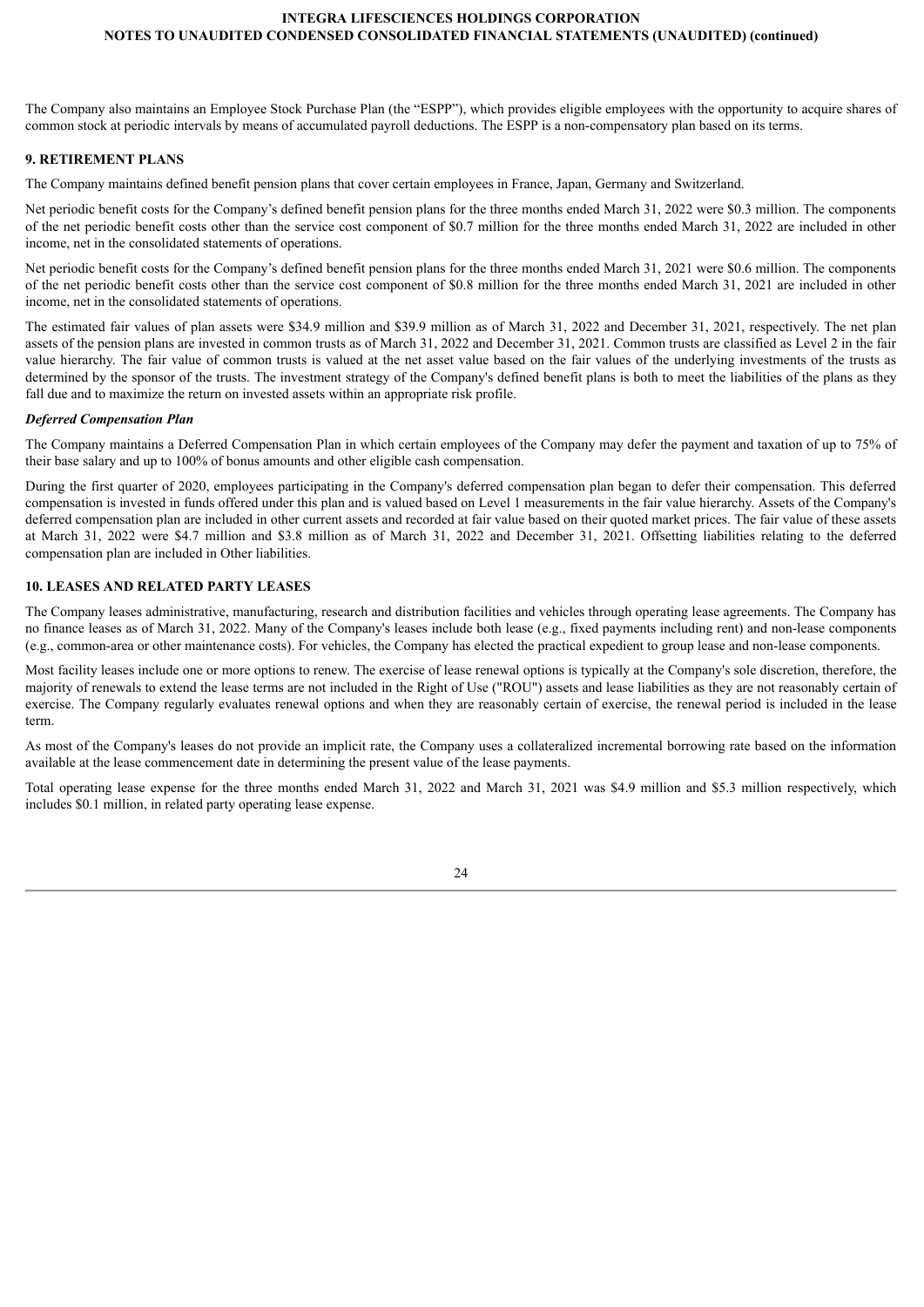The Company also maintains an Employee Stock Purchase Plan (the "ESPP"), which provides eligible employees with the opportunity to acquire shares of common stock at periodic intervals by means of accumulated payroll deductions. The ESPP is a non-compensatory plan based on its terms.

## 9. RETIREMENT PLANS

The Company maintains defined benefit pension plans that cover certain employees in France, Japan, Germany and Switzerland.

Net periodic benefit costs for the Company's defined benefit pension plans for the three months ended March 31, 2022 were $0.3 million. The components of the net periodic benefit costs other than the service cost component of $0.7 million for the three months ended March 31, 2022 are included in other income, net in the consolidated statements of operations.

Net periodic benefit costs for the Company's defined benefit pension plans for the three months ended March 31, 2021 were $0.6 million. The components of the net periodic benefit costs other than the service cost component of $0.8 million for the three months ended March 31, 2021 are included in other income, net in the consolidated statements of operations.

The estimated fair values of plan assets were $34.9 million and $39.9 million as of March 31, 2022 and December 31, 2021, respectively. The net plan assets of the pension plans are invested in common trusts as of March 31, 2022 and December 31, 2021. Common trusts are classified as Level 2 in the fair value hierarchy. The fair value of common trusts is valued at the net asset value based on the fair values of the underlying investments of the trusts as determined by the sponsor of the trusts. The investment strategy of the Company's defined benefit plans is both to meet the liabilities of the plans as they fall due and to maximize the return on invested assets within an appropriate risk profile.

### *Deferred Compensation Plan*

The Company maintains a Deferred Compensation Plan in which certain employees of the Company may defer the payment and taxation of up to 75% of their base salary and up to 100% of bonus amounts and other eligible cash compensation.

During the first quarter of 2020, employees participating in the Company's deferred compensation plan began to defer their compensation. This deferred compensation is invested in funds offered under this plan and is valued based on Level 1 measurements in the fair value hierarchy. Assets of the Company's deferred compensation plan are included in other current assets and recorded at fair value based on their quoted market prices. The fair value of these assets at March 31, 2022 were $4.7 million and $3.8 million as of March 31, 2022 and December 31, 2021. Offsetting liabilities relating to the deferred compensation plan are included in Other liabilities.

## 10. LEASES AND RELATED PARTY LEASES

The Company leases administrative, manufacturing, research and distribution facilities and vehicles through operating lease agreements. The Company has no finance leases as of March 31, 2022. Many of the Company's leases include both lease (e.g., fixed payments including rent) and non-lease components (e.g., common-area or other maintenance costs). For vehicles, the Company has elected the practical expedient to group lease and non-lease components.

Most facility leases include one or more options to renew. The exercise of lease renewal options is typically at the Company's sole discretion, therefore, the majority of renewals to extend the lease terms are not included in the Right of Use ("ROU") assets and lease liabilities as they are not reasonably certain of exercise. The Company regularly evaluates renewal options and when they are reasonably certain of exercise, the renewal period is included in the lease term.

As most of the Company's leases do not provide an implicit rate, the Company uses a collateralized incremental borrowing rate based on the information available at the lease commencement date in determining the present value of the lease payments.

Total operating lease expense for the three months ended March 31, 2022 and March 31, 2021 was $4.9 million and $5.3 million respectively, which includes $0.1 million, in related party operating lease expense.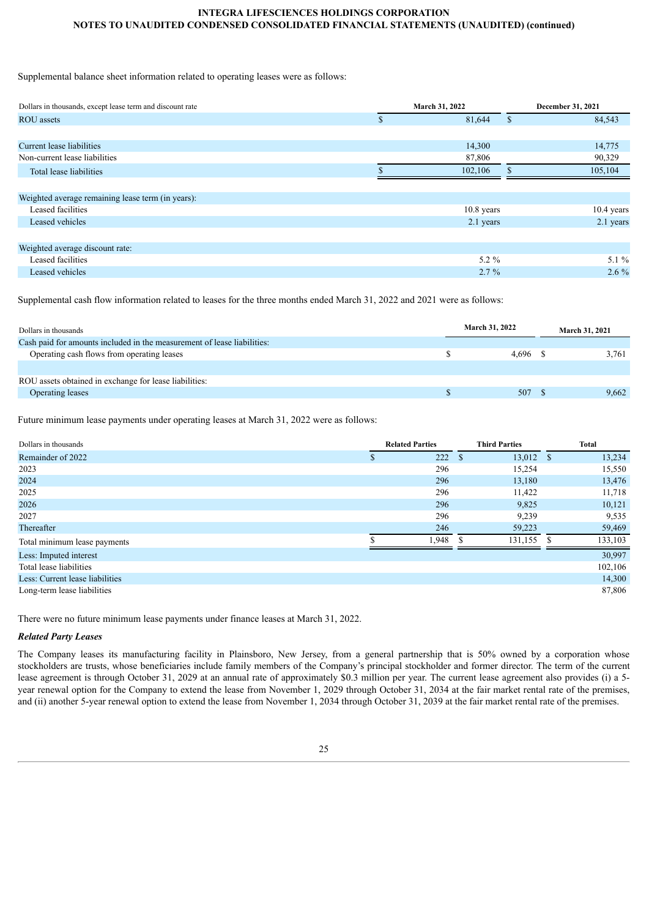Supplemental balance sheet information related to operating leases were as follows:

| Dollars in thousands, except lease term and discount rate | March 31, 2022 | December 31, 2021 |
|---|---|---|
| ROU assets | $ 81,644 | $ 84,543 |
| | | |
| Current lease liabilities | 14,300 | 14,775 |
| Non-current lease liabilities | 87,806 | 90,329 |
| Total lease liabilities | $ 102,106 | $ 105,104 |
| | | |
| Weighted average remaining lease term (in years): | | |
| Leased facilities | 10.8 years | 10.4 years |
| Leased vehicles | 2.1 years | 2.1 years |
| | | |
| Weighted average discount rate: | | |
| Leased facilities | 5.2 % | 5.1 % |
| Leased vehicles | 2.7 % | 2.6 % |

Supplemental cash flow information related to leases for the three months ended March 31, 2022 and 2021 were as follows:

| Dollars in thousands | March 31, 2022 | March 31, 2021 |
|---|---|---|
| Cash paid for amounts included in the measurement of lease liabilities: | | |
| Operating cash flows from operating leases | $ 4,696 | $ 3,761 |
| | | |
| ROU assets obtained in exchange for lease liabilities: | | |
| Operating leases | $ 507 | $ 9,662 |

Future minimum lease payments under operating leases at March 31, 2022 were as follows:

| Dollars in thousands | Related Parties | Third Parties | Total |
|---|---|---|---|
| Remainder of 2022 | $ 222 | $ 13,012 | $ 13,234 |
| 2023 | 296 | 15,254 | 15,550 |
| 2024 | 296 | 13,180 | 13,476 |
| 2025 | 296 | 11,422 | 11,718 |
| 2026 | 296 | 9,825 | 10,121 |
| 2027 | 296 | 9,239 | 9,535 |
| Thereafter | 246 | 59,223 | 59,469 |
| Total minimum lease payments | $ 1,948 | $ 131,155 | $ 133,103 |
| Less: Imputed interest | | | 30,997 |
| Total lease liabilities | | | 102,106 |
| Less: Current lease liabilities | | | 14,300 |
| Long-term lease liabilities | | | 87,806 |

There were no future minimum lease payments under finance leases at March 31, 2022.

***Related Party Leases***

The Company leases its manufacturing facility in Plainsboro, New Jersey, from a general partnership that is 50% owned by a corporation whose stockholders are trusts, whose beneficiaries include family members of the Company's principal stockholder and former director. The term of the current lease agreement is through October 31, 2029 at an annual rate of approximately $0.3 million per year. The current lease agreement also provides (i) a 5-year renewal option for the Company to extend the lease from November 1, 2029 through October 31, 2034 at the fair market rental rate of the premises, and (ii) another 5-year renewal option to extend the lease from November 1, 2034 through October 31, 2039 at the fair market rental rate of the premises.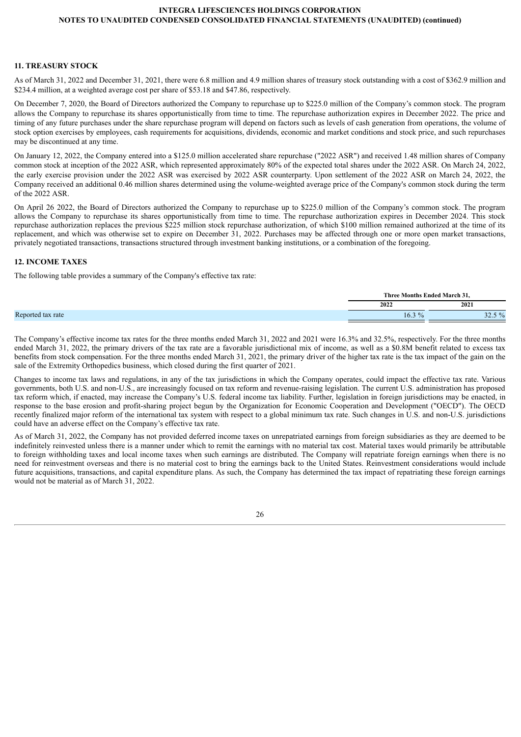## 11. TREASURY STOCK

As of March 31, 2022 and December 31, 2021, there were 6.8 million and 4.9 million shares of treasury stock outstanding with a cost of $362.9 million and $234.4 million, at a weighted average cost per share of $53.18 and $47.86, respectively.

On December 7, 2020, the Board of Directors authorized the Company to repurchase up to $225.0 million of the Company's common stock. The program allows the Company to repurchase its shares opportunistically from time to time. The repurchase authorization expires in December 2022. The price and timing of any future purchases under the share repurchase program will depend on factors such as levels of cash generation from operations, the volume of stock option exercises by employees, cash requirements for acquisitions, dividends, economic and market conditions and stock price, and such repurchases may be discontinued at any time.

On January 12, 2022, the Company entered into a $125.0 million accelerated share repurchase ("2022 ASR") and received 1.48 million shares of Company common stock at inception of the 2022 ASR, which represented approximately 80% of the expected total shares under the 2022 ASR. On March 24, 2022, the early exercise provision under the 2022 ASR was exercised by 2022 ASR counterparty. Upon settlement of the 2022 ASR on March 24, 2022, the Company received an additional 0.46 million shares determined using the volume-weighted average price of the Company's common stock during the term of the 2022 ASR.

On April 26 2022, the Board of Directors authorized the Company to repurchase up to $225.0 million of the Company's common stock. The program allows the Company to repurchase its shares opportunistically from time to time. The repurchase authorization expires in December 2024. This stock repurchase authorization replaces the previous $225 million stock repurchase authorization, of which $100 million remained authorized at the time of its replacement, and which was otherwise set to expire on December 31, 2022. Purchases may be affected through one or more open market transactions, privately negotiated transactions, transactions structured through investment banking institutions, or a combination of the foregoing.

## 12. INCOME TAXES

The following table provides a summary of the Company's effective tax rate:

| | Three Months Ended March 31, | |
|---|---|---|
| | 2022 | 2021 |
| Reported tax rate | 16.3 % | 32.5 % |

The Company's effective income tax rates for the three months ended March 31, 2022 and 2021 were 16.3% and 32.5%, respectively. For the three months ended March 31, 2022, the primary drivers of the tax rate are a favorable jurisdictional mix of income, as well as a $0.8M benefit related to excess tax benefits from stock compensation. For the three months ended March 31, 2021, the primary driver of the higher tax rate is the tax impact of the gain on the sale of the Extremity Orthopedics business, which closed during the first quarter of 2021.

Changes to income tax laws and regulations, in any of the tax jurisdictions in which the Company operates, could impact the effective tax rate. Various governments, both U.S. and non-U.S., are increasingly focused on tax reform and revenue-raising legislation. The current U.S. administration has proposed tax reform which, if enacted, may increase the Company's U.S. federal income tax liability. Further, legislation in foreign jurisdictions may be enacted, in response to the base erosion and profit-sharing project begun by the Organization for Economic Cooperation and Development ("OECD"). The OECD recently finalized major reform of the international tax system with respect to a global minimum tax rate. Such changes in U.S. and non-U.S. jurisdictions could have an adverse effect on the Company's effective tax rate.

As of March 31, 2022, the Company has not provided deferred income taxes on unrepatriated earnings from foreign subsidiaries as they are deemed to be indefinitely reinvested unless there is a manner under which to remit the earnings with no material tax cost. Material taxes would primarily be attributable to foreign withholding taxes and local income taxes when such earnings are distributed. The Company will repatriate foreign earnings when there is no need for reinvestment overseas and there is no material cost to bring the earnings back to the United States. Reinvestment considerations would include future acquisitions, transactions, and capital expenditure plans. As such, the Company has determined the tax impact of repatriating these foreign earnings would not be material as of March 31, 2022.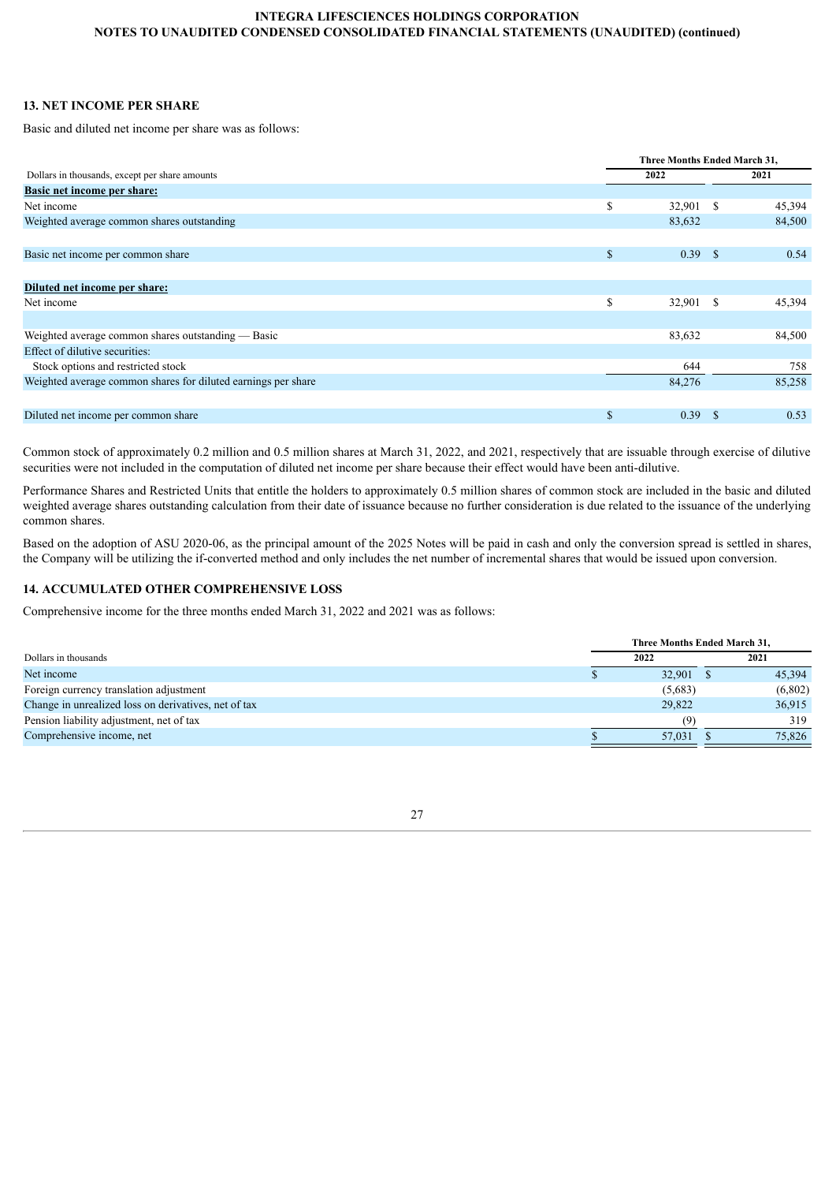## 13. NET INCOME PER SHARE

Basic and diluted net income per share was as follows:

| Dollars in thousands, except per share amounts | Three Months Ended March 31, 2022 | 2021 |
|---|---|---|
| **Basic net income per share:** | | |
| Net income | $ 32,901 | $ 45,394 |
| Weighted average common shares outstanding | 83,632 | 84,500 |
| | | |
| Basic net income per common share | $ 0.39 | $ 0.54 |
| | | |
| **Diluted net income per share:** | | |
| Net income | $ 32,901 | $ 45,394 |
| | | |
| Weighted average common shares outstanding — Basic | 83,632 | 84,500 |
| Effect of dilutive securities: | | |
| Stock options and restricted stock | 644 | 758 |
| Weighted average common shares for diluted earnings per share | 84,276 | 85,258 |
| | | |
| Diluted net income per common share | $ 0.39 | $ 0.53 |

Common stock of approximately 0.2 million and 0.5 million shares at March 31, 2022, and 2021, respectively that are issuable through exercise of dilutive securities were not included in the computation of diluted net income per share because their effect would have been anti-dilutive.

Performance Shares and Restricted Units that entitle the holders to approximately 0.5 million shares of common stock are included in the basic and diluted weighted average shares outstanding calculation from their date of issuance because no further consideration is due related to the issuance of the underlying common shares.

Based on the adoption of ASU 2020-06, as the principal amount of the 2025 Notes will be paid in cash and only the conversion spread is settled in shares, the Company will be utilizing the if-converted method and only includes the net number of incremental shares that would be issued upon conversion.

## 14. ACCUMULATED OTHER COMPREHENSIVE LOSS

Comprehensive income for the three months ended March 31, 2022 and 2021 was as follows:

| Dollars in thousands | Three Months Ended March 31, 2022 | 2021 |
|---|---|---|
| Net income | $ 32,901 | $ 45,394 |
| Foreign currency translation adjustment | (5,683) | (6,802) |
| Change in unrealized loss on derivatives, net of tax | 29,822 | 36,915 |
| Pension liability adjustment, net of tax | (9) | 319 |
| Comprehensive income, net | $ 57,031 | $ 75,826 |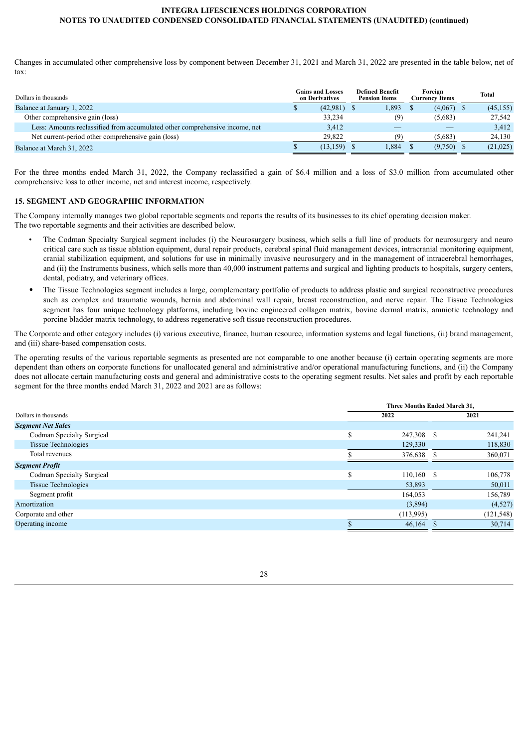Changes in accumulated other comprehensive loss by component between December 31, 2021 and March 31, 2022 are presented in the table below, net of tax:

| Dollars in thousands | Gains and Losses on Derivatives | Defined Benefit Pension Items | Foreign Currency Items | Total |
|---|---|---|---|---|
| Balance at January 1, 2022 | $ (42,981) | $ 1,893 | $ (4,067) | $ (45,155) |
| Other comprehensive gain (loss) | 33,234 | (9) | (5,683) | 27,542 |
| Less: Amounts reclassified from accumulated other comprehensive income, net | 3,412 | — | — | 3,412 |
| Net current-period other comprehensive gain (loss) | 29,822 | (9) | (5,683) | 24,130 |
| Balance at March 31, 2022 | $ (13,159) | $ 1,884 | $ (9,750) | $ (21,025) |

For the three months ended March 31, 2022, the Company reclassified a gain of $6.4 million and a loss of $3.0 million from accumulated other comprehensive loss to other income, net and interest income, respectively.

## 15. SEGMENT AND GEOGRAPHIC INFORMATION

The Company internally manages two global reportable segments and reports the results of its businesses to its chief operating decision maker. The two reportable segments and their activities are described below.

- The Codman Specialty Surgical segment includes (i) the Neurosurgery business, which sells a full line of products for neurosurgery and neuro critical care such as tissue ablation equipment, dural repair products, cerebral spinal fluid management devices, intracranial monitoring equipment, cranial stabilization equipment, and solutions for use in minimally invasive neurosurgery and in the management of intracerebral hemorrhages, and (ii) the Instruments business, which sells more than 40,000 instrument patterns and surgical and lighting products to hospitals, surgery centers, dental, podiatry, and veterinary offices.
- The Tissue Technologies segment includes a large, complementary portfolio of products to address plastic and surgical reconstructive procedures such as complex and traumatic wounds, hernia and abdominal wall repair, breast reconstruction, and nerve repair. The Tissue Technologies segment has four unique technology platforms, including bovine engineered collagen matrix, bovine dermal matrix, amniotic technology and porcine bladder matrix technology, to address regenerative soft tissue reconstruction procedures.

The Corporate and other category includes (i) various executive, finance, human resource, information systems and legal functions, (ii) brand management, and (iii) share-based compensation costs.

The operating results of the various reportable segments as presented are not comparable to one another because (i) certain operating segments are more dependent than others on corporate functions for unallocated general and administrative and/or operational manufacturing functions, and (ii) the Company does not allocate certain manufacturing costs and general and administrative costs to the operating segment results. Net sales and profit by each reportable segment for the three months ended March 31, 2022 and 2021 are as follows:

| | Three Months Ended March 31, | |
|---|---|---|
| Dollars in thousands | 2022 | 2021 |
| ***Segment Net Sales*** | | |
| Codman Specialty Surgical | $ 247,308 | $ 241,241 |
| Tissue Technologies | 129,330 | 118,830 |
| Total revenues | $ 376,638 | $ 360,071 |
| ***Segment Profit*** | | |
| Codman Specialty Surgical | $ 110,160 | $ 106,778 |
| Tissue Technologies | 53,893 | 50,011 |
| Segment profit | 164,053 | 156,789 |
| Amortization | (3,894) | (4,527) |
| Corporate and other | (113,995) | (121,548) |
| Operating income | $ 46,164 | $ 30,714 |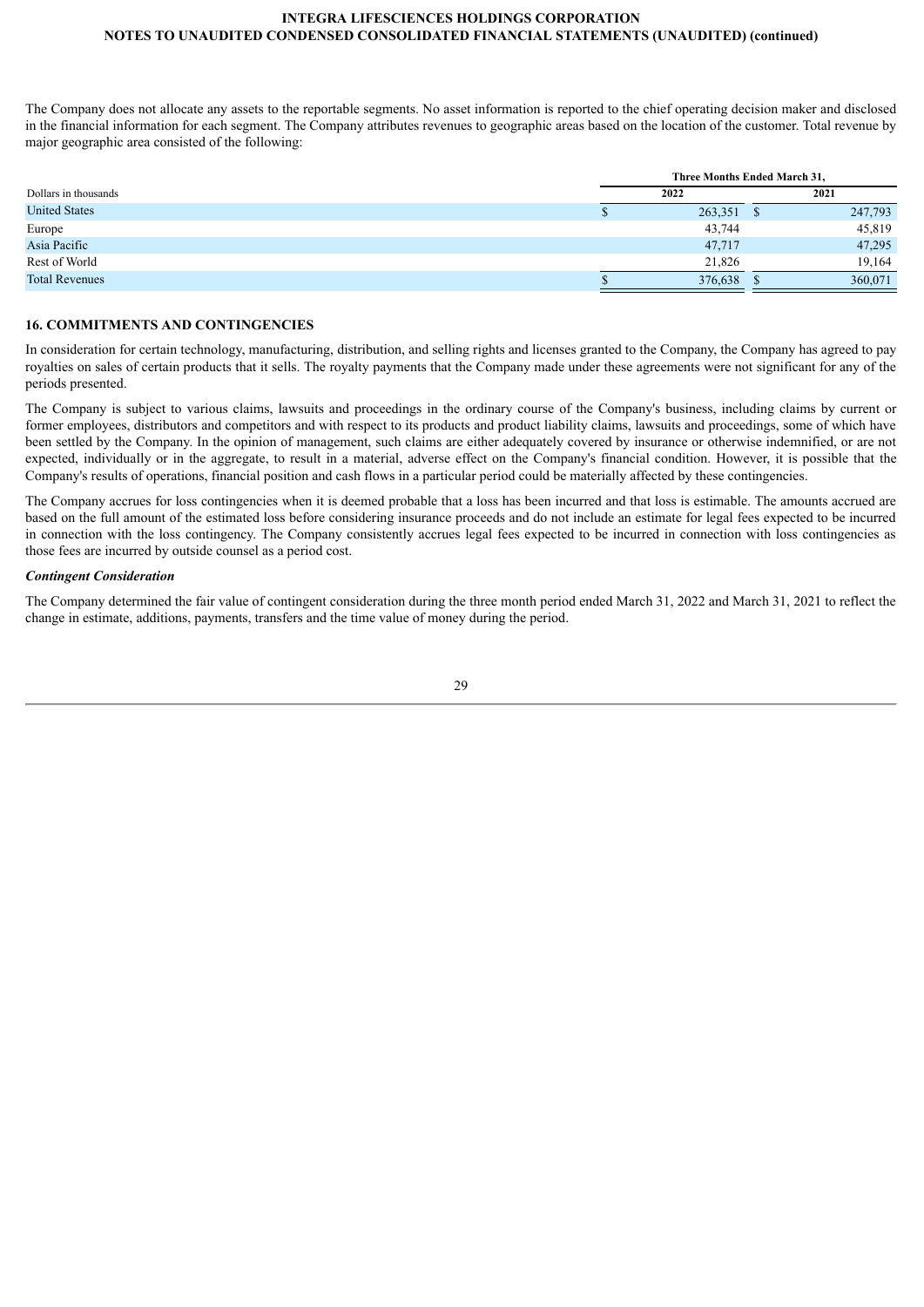The Company does not allocate any assets to the reportable segments. No asset information is reported to the chief operating decision maker and disclosed in the financial information for each segment. The Company attributes revenues to geographic areas based on the location of the customer. Total revenue by major geographic area consisted of the following:

| | Three Months Ended March 31, | |
|---|---|---|
| Dollars in thousands | 2022 | 2021 |
| United States | $ 263,351 | $ 247,793 |
| Europe | 43,744 | 45,819 |
| Asia Pacific | 47,717 | 47,295 |
| Rest of World | 21,826 | 19,164 |
| Total Revenues | $ 376,638 | $ 360,071 |

## 16. COMMITMENTS AND CONTINGENCIES

In consideration for certain technology, manufacturing, distribution, and selling rights and licenses granted to the Company, the Company has agreed to pay royalties on sales of certain products that it sells. The royalty payments that the Company made under these agreements were not significant for any of the periods presented.

The Company is subject to various claims, lawsuits and proceedings in the ordinary course of the Company's business, including claims by current or former employees, distributors and competitors and with respect to its products and product liability claims, lawsuits and proceedings, some of which have been settled by the Company. In the opinion of management, such claims are either adequately covered by insurance or otherwise indemnified, or are not expected, individually or in the aggregate, to result in a material, adverse effect on the Company's financial condition. However, it is possible that the Company's results of operations, financial position and cash flows in a particular period could be materially affected by these contingencies.

The Company accrues for loss contingencies when it is deemed probable that a loss has been incurred and that loss is estimable. The amounts accrued are based on the full amount of the estimated loss before considering insurance proceeds and do not include an estimate for legal fees expected to be incurred in connection with the loss contingency. The Company consistently accrues legal fees expected to be incurred in connection with loss contingencies as those fees are incurred by outside counsel as a period cost.

***Contingent Consideration***

The Company determined the fair value of contingent consideration during the three month period ended March 31, 2022 and March 31, 2021 to reflect the change in estimate, additions, payments, transfers and the time value of money during the period.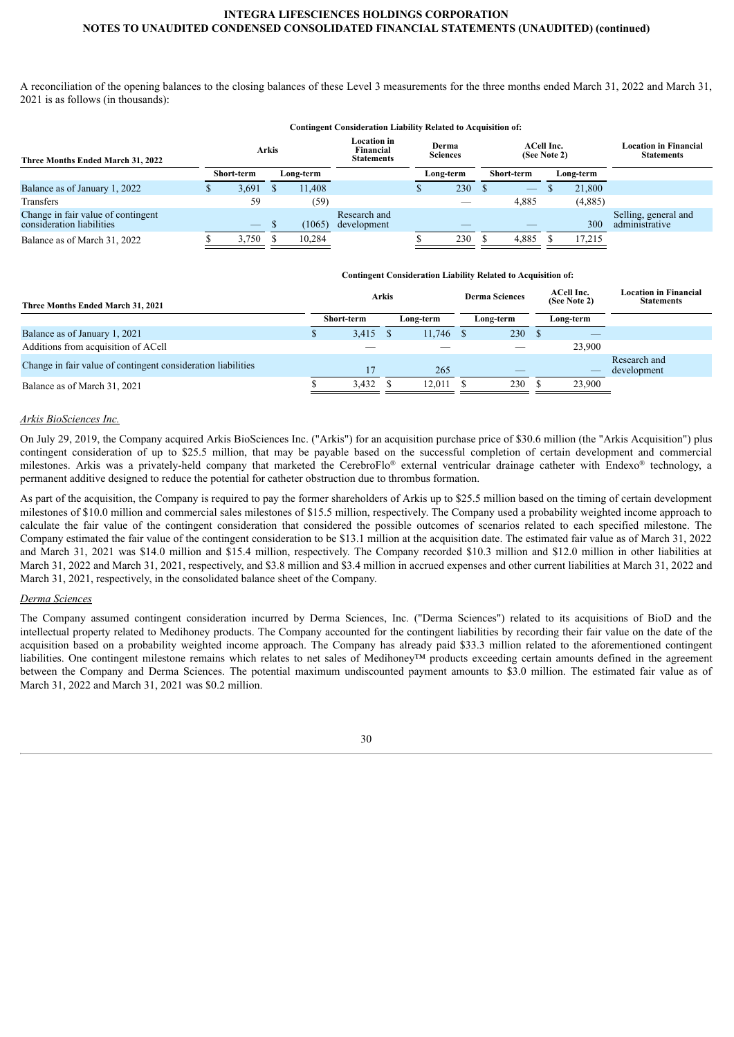A reconciliation of the opening balances to the closing balances of these Level 3 measurements for the three months ended March 31, 2022 and March 31, 2021 is as follows (in thousands):

| Three Months Ended March 31, 2022 | Contingent Consideration Liability Related to Acquisition of: | | | | | | |
|---|---|---|---|---|---|---|---|
| | Arkis | | Location in Financial Statements | Derma Sciences | ACell Inc. (See Note 2) | | Location in Financial Statements |
| | Short-term | Long-term | | Long-term | Short-term | Long-term | |
| Balance as of January 1, 2022 | $ 3,691 | $ 11,408 | | $ 230 | $ — | $ 21,800 | |
| Transfers | 59 | (59) | | — | 4,885 | (4,885) | |
| Change in fair value of contingent consideration liabilities | — | $ (1065) | Research and development | — | — | 300 | Selling, general and administrative |
| Balance as of March 31, 2022 | $ 3,750 | $ 10,284 | | $ 230 | $ 4,885 | $ 17,215 | |

| Three Months Ended March 31, 2021 | Contingent Consideration Liability Related to Acquisition of: | | | | |
|---|---|---|---|---|---|
| | Arkis | | Derma Sciences | ACell Inc. (See Note 2) | Location in Financial Statements |
| | Short-term | Long-term | Long-term | Long-term | |
| Balance as of January 1, 2021 | $ 3,415 | $ 11,746 | $ 230 | $ — | |
| Additions from acquisition of ACell | — | — | — | 23,900 | |
| Change in fair value of contingent consideration liabilities | 17 | 265 | — | — | Research and development |
| Balance as of March 31, 2021 | $ 3,432 | $ 12,011 | $ 230 | $ 23,900 | |

*Arkis BioSciences Inc.*

On July 29, 2019, the Company acquired Arkis BioSciences Inc. ("Arkis") for an acquisition purchase price of $30.6 million (the "Arkis Acquisition") plus contingent consideration of up to $25.5 million, that may be payable based on the successful completion of certain development and commercial milestones. Arkis was a privately-held company that marketed the CerebroFlo® external ventricular drainage catheter with Endexo® technology, a permanent additive designed to reduce the potential for catheter obstruction due to thrombus formation.

As part of the acquisition, the Company is required to pay the former shareholders of Arkis up to $25.5 million based on the timing of certain development milestones of $10.0 million and commercial sales milestones of $15.5 million, respectively. The Company used a probability weighted income approach to calculate the fair value of the contingent consideration that considered the possible outcomes of scenarios related to each specified milestone. The Company estimated the fair value of the contingent consideration to be $13.1 million at the acquisition date. The estimated fair value as of March 31, 2022 and March 31, 2021 was $14.0 million and $15.4 million, respectively. The Company recorded $10.3 million and $12.0 million in other liabilities at March 31, 2022 and March 31, 2021, respectively, and $3.8 million and $3.4 million in accrued expenses and other current liabilities at March 31, 2022 and March 31, 2021, respectively, in the consolidated balance sheet of the Company.

*Derma Sciences*

The Company assumed contingent consideration incurred by Derma Sciences, Inc. ("Derma Sciences") related to its acquisitions of BioD and the intellectual property related to Medihoney products. The Company accounted for the contingent liabilities by recording their fair value on the date of the acquisition based on a probability weighted income approach. The Company has already paid $33.3 million related to the aforementioned contingent liabilities. One contingent milestone remains which relates to net sales of Medihoney™ products exceeding certain amounts defined in the agreement between the Company and Derma Sciences. The potential maximum undiscounted payment amounts to $3.0 million. The estimated fair value as of March 31, 2022 and March 31, 2021 was $0.2 million.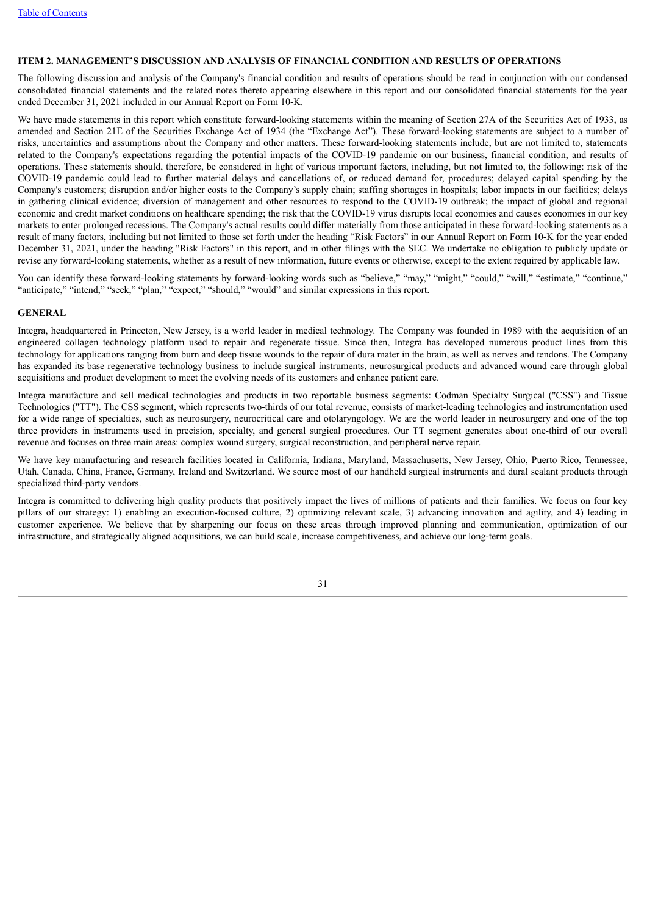## ITEM 2. MANAGEMENT'S DISCUSSION AND ANALYSIS OF FINANCIAL CONDITION AND RESULTS OF OPERATIONS

The following discussion and analysis of the Company's financial condition and results of operations should be read in conjunction with our condensed consolidated financial statements and the related notes thereto appearing elsewhere in this report and our consolidated financial statements for the year ended December 31, 2021 included in our Annual Report on Form 10-K.

We have made statements in this report which constitute forward-looking statements within the meaning of Section 27A of the Securities Act of 1933, as amended and Section 21E of the Securities Exchange Act of 1934 (the "Exchange Act"). These forward-looking statements are subject to a number of risks, uncertainties and assumptions about the Company and other matters. These forward-looking statements include, but are not limited to, statements related to the Company's expectations regarding the potential impacts of the COVID-19 pandemic on our business, financial condition, and results of operations. These statements should, therefore, be considered in light of various important factors, including, but not limited to, the following: risk of the COVID-19 pandemic could lead to further material delays and cancellations of, or reduced demand for, procedures; delayed capital spending by the Company's customers; disruption and/or higher costs to the Company's supply chain; staffing shortages in hospitals; labor impacts in our facilities; delays in gathering clinical evidence; diversion of management and other resources to respond to the COVID-19 outbreak; the impact of global and regional economic and credit market conditions on healthcare spending; the risk that the COVID-19 virus disrupts local economies and causes economies in our key markets to enter prolonged recessions. The Company's actual results could differ materially from those anticipated in these forward-looking statements as a result of many factors, including but not limited to those set forth under the heading "Risk Factors" in our Annual Report on Form 10-K for the year ended December 31, 2021, under the heading "Risk Factors" in this report, and in other filings with the SEC. We undertake no obligation to publicly update or revise any forward-looking statements, whether as a result of new information, future events or otherwise, except to the extent required by applicable law.

You can identify these forward-looking statements by forward-looking words such as "believe," "may," "might," "could," "will," "estimate," "continue," "anticipate," "intend," "seek," "plan," "expect," "should," "would" and similar expressions in this report.

### GENERAL

Integra, headquartered in Princeton, New Jersey, is a world leader in medical technology. The Company was founded in 1989 with the acquisition of an engineered collagen technology platform used to repair and regenerate tissue. Since then, Integra has developed numerous product lines from this technology for applications ranging from burn and deep tissue wounds to the repair of dura mater in the brain, as well as nerves and tendons. The Company has expanded its base regenerative technology business to include surgical instruments, neurosurgical products and advanced wound care through global acquisitions and product development to meet the evolving needs of its customers and enhance patient care.

Integra manufacture and sell medical technologies and products in two reportable business segments: Codman Specialty Surgical ("CSS") and Tissue Technologies ("TT"). The CSS segment, which represents two-thirds of our total revenue, consists of market-leading technologies and instrumentation used for a wide range of specialties, such as neurosurgery, neurocritical care and otolaryngology. We are the world leader in neurosurgery and one of the top three providers in instruments used in precision, specialty, and general surgical procedures. Our TT segment generates about one-third of our overall revenue and focuses on three main areas: complex wound surgery, surgical reconstruction, and peripheral nerve repair.

We have key manufacturing and research facilities located in California, Indiana, Maryland, Massachusetts, New Jersey, Ohio, Puerto Rico, Tennessee, Utah, Canada, China, France, Germany, Ireland and Switzerland. We source most of our handheld surgical instruments and dural sealant products through specialized third-party vendors.

Integra is committed to delivering high quality products that positively impact the lives of millions of patients and their families. We focus on four key pillars of our strategy: 1) enabling an execution-focused culture, 2) optimizing relevant scale, 3) advancing innovation and agility, and 4) leading in customer experience. We believe that by sharpening our focus on these areas through improved planning and communication, optimization of our infrastructure, and strategically aligned acquisitions, we can build scale, increase competitiveness, and achieve our long-term goals.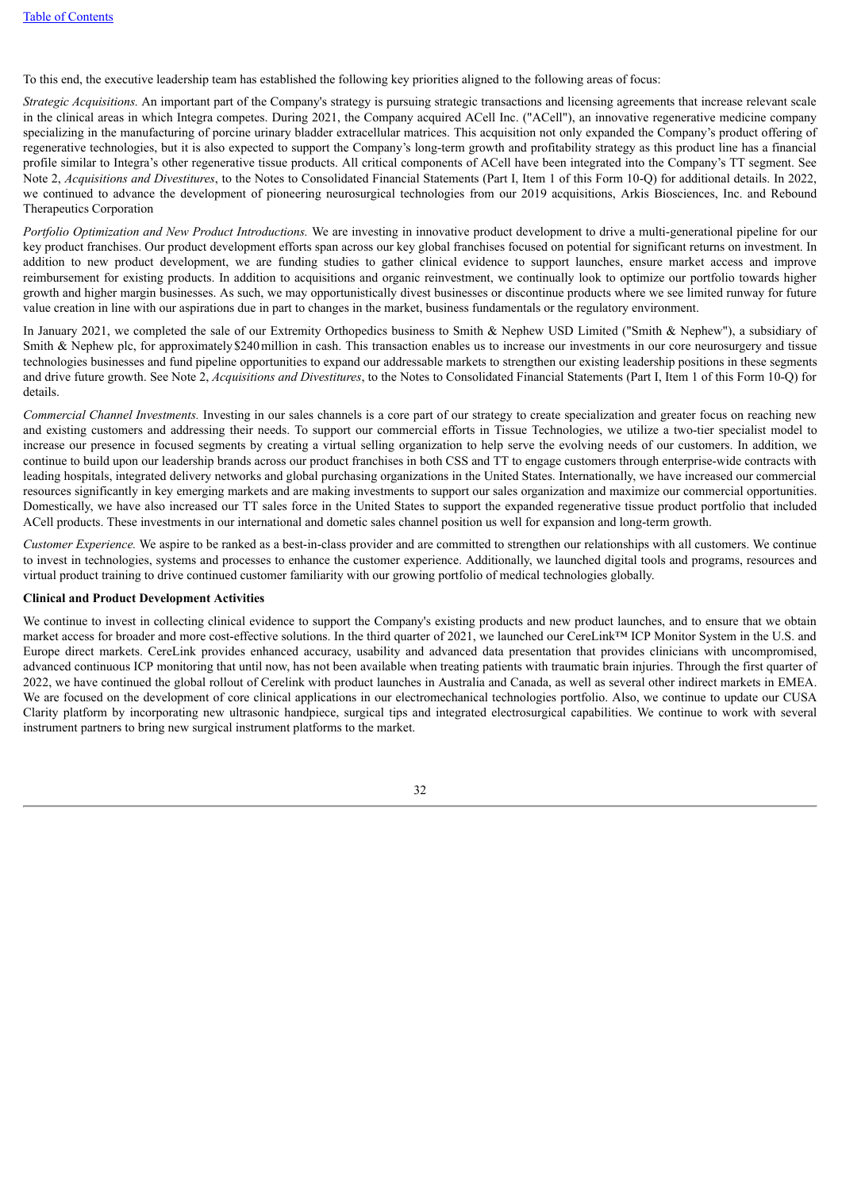To this end, the executive leadership team has established the following key priorities aligned to the following areas of focus:

*Strategic Acquisitions.* An important part of the Company's strategy is pursuing strategic transactions and licensing agreements that increase relevant scale in the clinical areas in which Integra competes. During 2021, the Company acquired ACell Inc. ("ACell"), an innovative regenerative medicine company specializing in the manufacturing of porcine urinary bladder extracellular matrices. This acquisition not only expanded the Company's product offering of regenerative technologies, but it is also expected to support the Company's long-term growth and profitability strategy as this product line has a financial profile similar to Integra's other regenerative tissue products. All critical components of ACell have been integrated into the Company's TT segment. See Note 2, *Acquisitions and Divestitures*, to the Notes to Consolidated Financial Statements (Part I, Item 1 of this Form 10-Q) for additional details. In 2022, we continued to advance the development of pioneering neurosurgical technologies from our 2019 acquisitions, Arkis Biosciences, Inc. and Rebound Therapeutics Corporation

*Portfolio Optimization and New Product Introductions.* We are investing in innovative product development to drive a multi-generational pipeline for our key product franchises. Our product development efforts span across our key global franchises focused on potential for significant returns on investment. In addition to new product development, we are funding studies to gather clinical evidence to support launches, ensure market access and improve reimbursement for existing products. In addition to acquisitions and organic reinvestment, we continually look to optimize our portfolio towards higher growth and higher margin businesses. As such, we may opportunistically divest businesses or discontinue products where we see limited runway for future value creation in line with our aspirations due in part to changes in the market, business fundamentals or the regulatory environment.

In January 2021, we completed the sale of our Extremity Orthopedics business to Smith & Nephew USD Limited ("Smith & Nephew"), a subsidiary of Smith & Nephew plc, for approximately $240 million in cash. This transaction enables us to increase our investments in our core neurosurgery and tissue technologies businesses and fund pipeline opportunities to expand our addressable markets to strengthen our existing leadership positions in these segments and drive future growth. See Note 2, *Acquisitions and Divestitures*, to the Notes to Consolidated Financial Statements (Part I, Item 1 of this Form 10-Q) for details.

*Commercial Channel Investments.* Investing in our sales channels is a core part of our strategy to create specialization and greater focus on reaching new and existing customers and addressing their needs. To support our commercial efforts in Tissue Technologies, we utilize a two-tier specialist model to increase our presence in focused segments by creating a virtual selling organization to help serve the evolving needs of our customers. In addition, we continue to build upon our leadership brands across our product franchises in both CSS and TT to engage customers through enterprise-wide contracts with leading hospitals, integrated delivery networks and global purchasing organizations in the United States. Internationally, we have increased our commercial resources significantly in key emerging markets and are making investments to support our sales organization and maximize our commercial opportunities. Domestically, we have also increased our TT sales force in the United States to support the expanded regenerative tissue product portfolio that included ACell products. These investments in our international and dometic sales channel position us well for expansion and long-term growth.

*Customer Experience.* We aspire to be ranked as a best-in-class provider and are committed to strengthen our relationships with all customers. We continue to invest in technologies, systems and processes to enhance the customer experience. Additionally, we launched digital tools and programs, resources and virtual product training to drive continued customer familiarity with our growing portfolio of medical technologies globally.

**Clinical and Product Development Activities**

We continue to invest in collecting clinical evidence to support the Company's existing products and new product launches, and to ensure that we obtain market access for broader and more cost-effective solutions. In the third quarter of 2021, we launched our CereLink™ ICP Monitor System in the U.S. and Europe direct markets. CereLink provides enhanced accuracy, usability and advanced data presentation that provides clinicians with uncompromised, advanced continuous ICP monitoring that until now, has not been available when treating patients with traumatic brain injuries. Through the first quarter of 2022, we have continued the global rollout of Cerelink with product launches in Australia and Canada, as well as several other indirect markets in EMEA. We are focused on the development of core clinical applications in our electromechanical technologies portfolio. Also, we continue to update our CUSA Clarity platform by incorporating new ultrasonic handpiece, surgical tips and integrated electrosurgical capabilities. We continue to work with several instrument partners to bring new surgical instrument platforms to the market.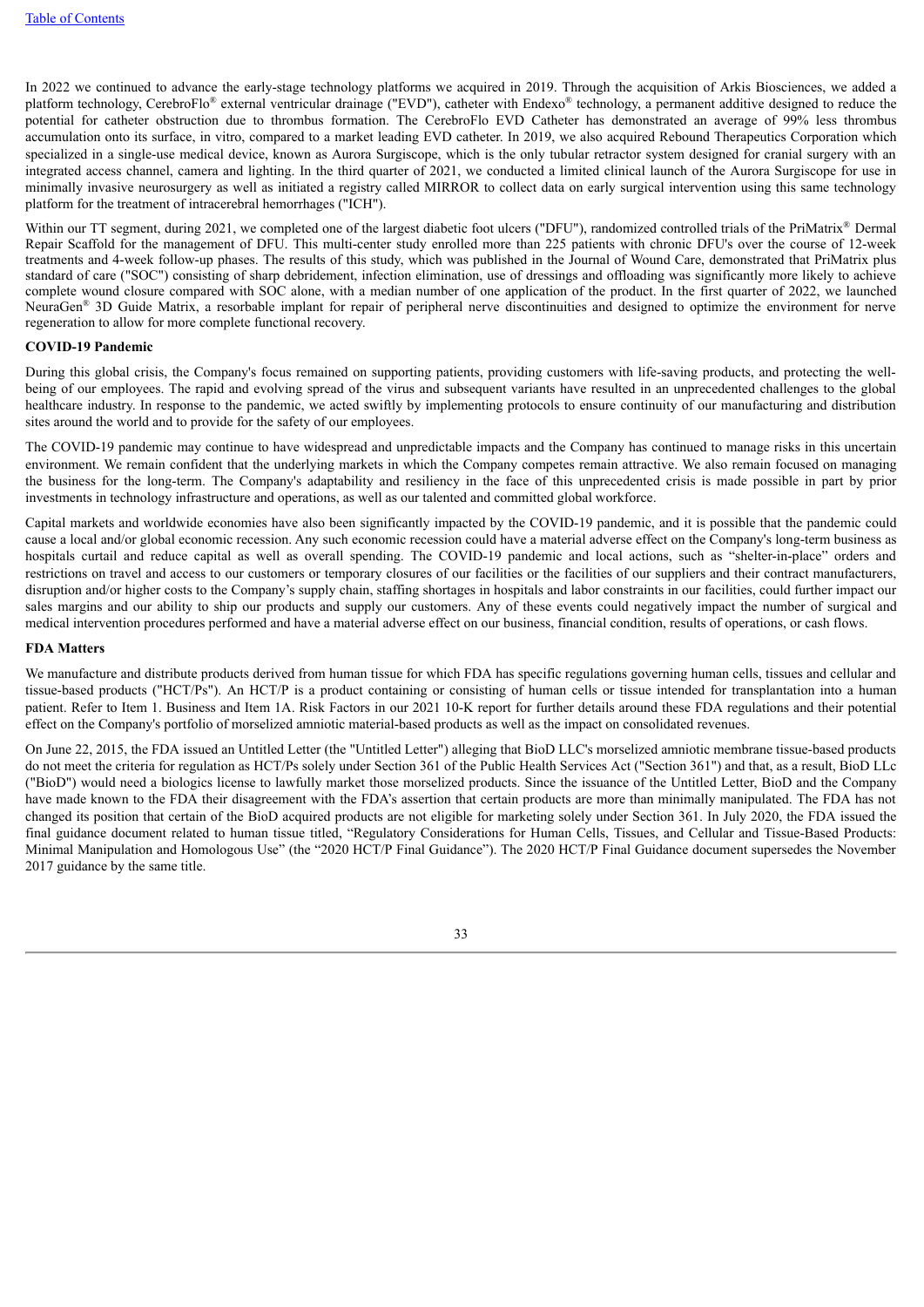In 2022 we continued to advance the early-stage technology platforms we acquired in 2019. Through the acquisition of Arkis Biosciences, we added a platform technology, CerebroFlo® external ventricular drainage ("EVD"), catheter with Endexo® technology, a permanent additive designed to reduce the potential for catheter obstruction due to thrombus formation. The CerebroFlo EVD Catheter has demonstrated an average of 99% less thrombus accumulation onto its surface, in vitro, compared to a market leading EVD catheter. In 2019, we also acquired Rebound Therapeutics Corporation which specialized in a single-use medical device, known as Aurora Surgiscope, which is the only tubular retractor system designed for cranial surgery with an integrated access channel, camera and lighting. In the third quarter of 2021, we conducted a limited clinical launch of the Aurora Surgiscope for use in minimally invasive neurosurgery as well as initiated a registry called MIRROR to collect data on early surgical intervention using this same technology platform for the treatment of intracerebral hemorrhages ("ICH").

Within our TT segment, during 2021, we completed one of the largest diabetic foot ulcers ("DFU"), randomized controlled trials of the PriMatrix® Dermal Repair Scaffold for the management of DFU. This multi-center study enrolled more than 225 patients with chronic DFU's over the course of 12-week treatments and 4-week follow-up phases. The results of this study, which was published in the Journal of Wound Care, demonstrated that PriMatrix plus standard of care ("SOC") consisting of sharp debridement, infection elimination, use of dressings and offloading was significantly more likely to achieve complete wound closure compared with SOC alone, with a median number of one application of the product. In the first quarter of 2022, we launched NeuraGen® 3D Guide Matrix, a resorbable implant for repair of peripheral nerve discontinuities and designed to optimize the environment for nerve regeneration to allow for more complete functional recovery.

**COVID-19 Pandemic**

During this global crisis, the Company's focus remained on supporting patients, providing customers with life-saving products, and protecting the well-being of our employees. The rapid and evolving spread of the virus and subsequent variants have resulted in an unprecedented challenges to the global healthcare industry. In response to the pandemic, we acted swiftly by implementing protocols to ensure continuity of our manufacturing and distribution sites around the world and to provide for the safety of our employees.

The COVID-19 pandemic may continue to have widespread and unpredictable impacts and the Company has continued to manage risks in this uncertain environment. We remain confident that the underlying markets in which the Company competes remain attractive. We also remain focused on managing the business for the long-term. The Company's adaptability and resiliency in the face of this unprecedented crisis is made possible in part by prior investments in technology infrastructure and operations, as well as our talented and committed global workforce.

Capital markets and worldwide economies have also been significantly impacted by the COVID-19 pandemic, and it is possible that the pandemic could cause a local and/or global economic recession. Any such economic recession could have a material adverse effect on the Company's long-term business as hospitals curtail and reduce capital as well as overall spending. The COVID-19 pandemic and local actions, such as "shelter-in-place" orders and restrictions on travel and access to our customers or temporary closures of our facilities or the facilities of our suppliers and their contract manufacturers, disruption and/or higher costs to the Company's supply chain, staffing shortages in hospitals and labor constraints in our facilities, could further impact our sales margins and our ability to ship our products and supply our customers. Any of these events could negatively impact the number of surgical and medical intervention procedures performed and have a material adverse effect on our business, financial condition, results of operations, or cash flows.

**FDA Matters**

We manufacture and distribute products derived from human tissue for which FDA has specific regulations governing human cells, tissues and cellular and tissue-based products ("HCT/Ps"). An HCT/P is a product containing or consisting of human cells or tissue intended for transplantation into a human patient. Refer to Item 1. Business and Item 1A. Risk Factors in our 2021 10-K report for further details around these FDA regulations and their potential effect on the Company's portfolio of morselized amniotic material-based products as well as the impact on consolidated revenues.

On June 22, 2015, the FDA issued an Untitled Letter (the "Untitled Letter") alleging that BioD LLC's morselized amniotic membrane tissue-based products do not meet the criteria for regulation as HCT/Ps solely under Section 361 of the Public Health Services Act ("Section 361") and that, as a result, BioD LLc ("BioD") would need a biologics license to lawfully market those morselized products. Since the issuance of the Untitled Letter, BioD and the Company have made known to the FDA their disagreement with the FDA's assertion that certain products are more than minimally manipulated. The FDA has not changed its position that certain of the BioD acquired products are not eligible for marketing solely under Section 361. In July 2020, the FDA issued the final guidance document related to human tissue titled, "Regulatory Considerations for Human Cells, Tissues, and Cellular and Tissue-Based Products: Minimal Manipulation and Homologous Use" (the "2020 HCT/P Final Guidance"). The 2020 HCT/P Final Guidance document supersedes the November 2017 guidance by the same title.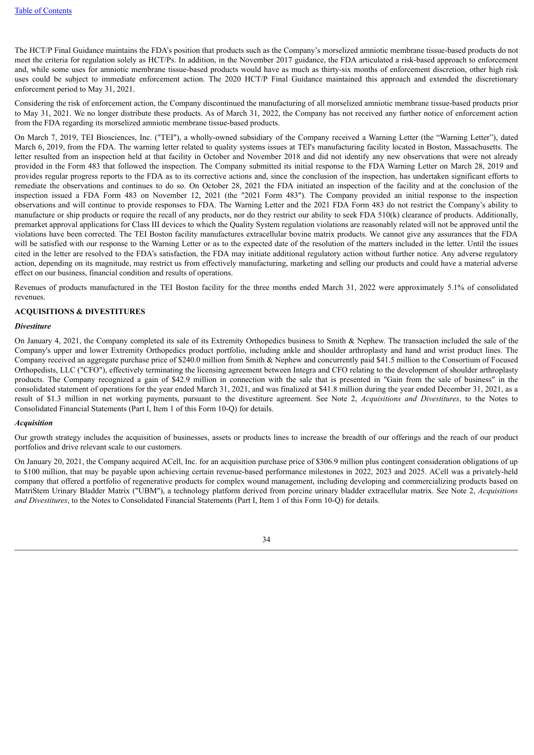The HCT/P Final Guidance maintains the FDA's position that products such as the Company's morselized amniotic membrane tissue-based products do not meet the criteria for regulation solely as HCT/Ps. In addition, in the November 2017 guidance, the FDA articulated a risk-based approach to enforcement and, while some uses for amniotic membrane tissue-based products would have as much as thirty-six months of enforcement discretion, other high risk uses could be subject to immediate enforcement action. The 2020 HCT/P Final Guidance maintained this approach and extended the discretionary enforcement period to May 31, 2021.

Considering the risk of enforcement action, the Company discontinued the manufacturing of all morselized amniotic membrane tissue-based products prior to May 31, 2021. We no longer distribute these products. As of March 31, 2022, the Company has not received any further notice of enforcement action from the FDA regarding its morselized amniotic membrane tissue-based products.

On March 7, 2019, TEI Biosciences, Inc. ("TEI"), a wholly-owned subsidiary of the Company received a Warning Letter (the "Warning Letter"), dated March 6, 2019, from the FDA. The warning letter related to quality systems issues at TEI's manufacturing facility located in Boston, Massachusetts. The letter resulted from an inspection held at that facility in October and November 2018 and did not identify any new observations that were not already provided in the Form 483 that followed the inspection. The Company submitted its initial response to the FDA Warning Letter on March 28, 2019 and provides regular progress reports to the FDA as to its corrective actions and, since the conclusion of the inspection, has undertaken significant efforts to remediate the observations and continues to do so. On October 28, 2021 the FDA initiated an inspection of the facility and at the conclusion of the inspection issued a FDA Form 483 on November 12, 2021 (the "2021 Form 483"). The Company provided an initial response to the inspection observations and will continue to provide responses to FDA. The Warning Letter and the 2021 FDA Form 483 do not restrict the Company's ability to manufacture or ship products or require the recall of any products, nor do they restrict our ability to seek FDA 510(k) clearance of products. Additionally, premarket approval applications for Class III devices to which the Quality System regulation violations are reasonably related will not be approved until the violations have been corrected. The TEI Boston facility manufactures extracellular bovine matrix products. We cannot give any assurances that the FDA will be satisfied with our response to the Warning Letter or as to the expected date of the resolution of the matters included in the letter. Until the issues cited in the letter are resolved to the FDA's satisfaction, the FDA may initiate additional regulatory action without further notice. Any adverse regulatory action, depending on its magnitude, may restrict us from effectively manufacturing, marketing and selling our products and could have a material adverse effect on our business, financial condition and results of operations.

Revenues of products manufactured in the TEI Boston facility for the three months ended March 31, 2022 were approximately 5.1% of consolidated revenues.

**ACQUISITIONS & DIVESTITURES**

***Divestiture***

On January 4, 2021, the Company completed its sale of its Extremity Orthopedics business to Smith & Nephew. The transaction included the sale of the Company's upper and lower Extremity Orthopedics product portfolio, including ankle and shoulder arthroplasty and hand and wrist product lines. The Company received an aggregate purchase price of $240.0 million from Smith & Nephew and concurrently paid $41.5 million to the Consortium of Focused Orthopedists, LLC ("CFO"), effectively terminating the licensing agreement between Integra and CFO relating to the development of shoulder arthroplasty products. The Company recognized a gain of $42.9 million in connection with the sale that is presented in "Gain from the sale of business" in the consolidated statement of operations for the year ended March 31, 2021, and was finalized at $41.8 million during the year ended December 31, 2021, as a result of $1.3 million in net working payments, pursuant to the divestiture agreement. See Note 2, *Acquisitions and Divestitures*, to the Notes to Consolidated Financial Statements (Part I, Item 1 of this Form 10-Q) for details.

***Acquisition***

Our growth strategy includes the acquisition of businesses, assets or products lines to increase the breadth of our offerings and the reach of our product portfolios and drive relevant scale to our customers.

On January 20, 2021, the Company acquired ACell, Inc. for an acquisition purchase price of $306.9 million plus contingent consideration obligations of up to $100 million, that may be payable upon achieving certain revenue-based performance milestones in 2022, 2023 and 2025. ACell was a privately-held company that offered a portfolio of regenerative products for complex wound management, including developing and commercializing products based on MatriStem Urinary Bladder Matrix ("UBM"), a technology platform derived from porcine urinary bladder extracellular matrix. See Note 2, *Acquisitions and Divestitures*, to the Notes to Consolidated Financial Statements (Part I, Item 1 of this Form 10-Q) for details.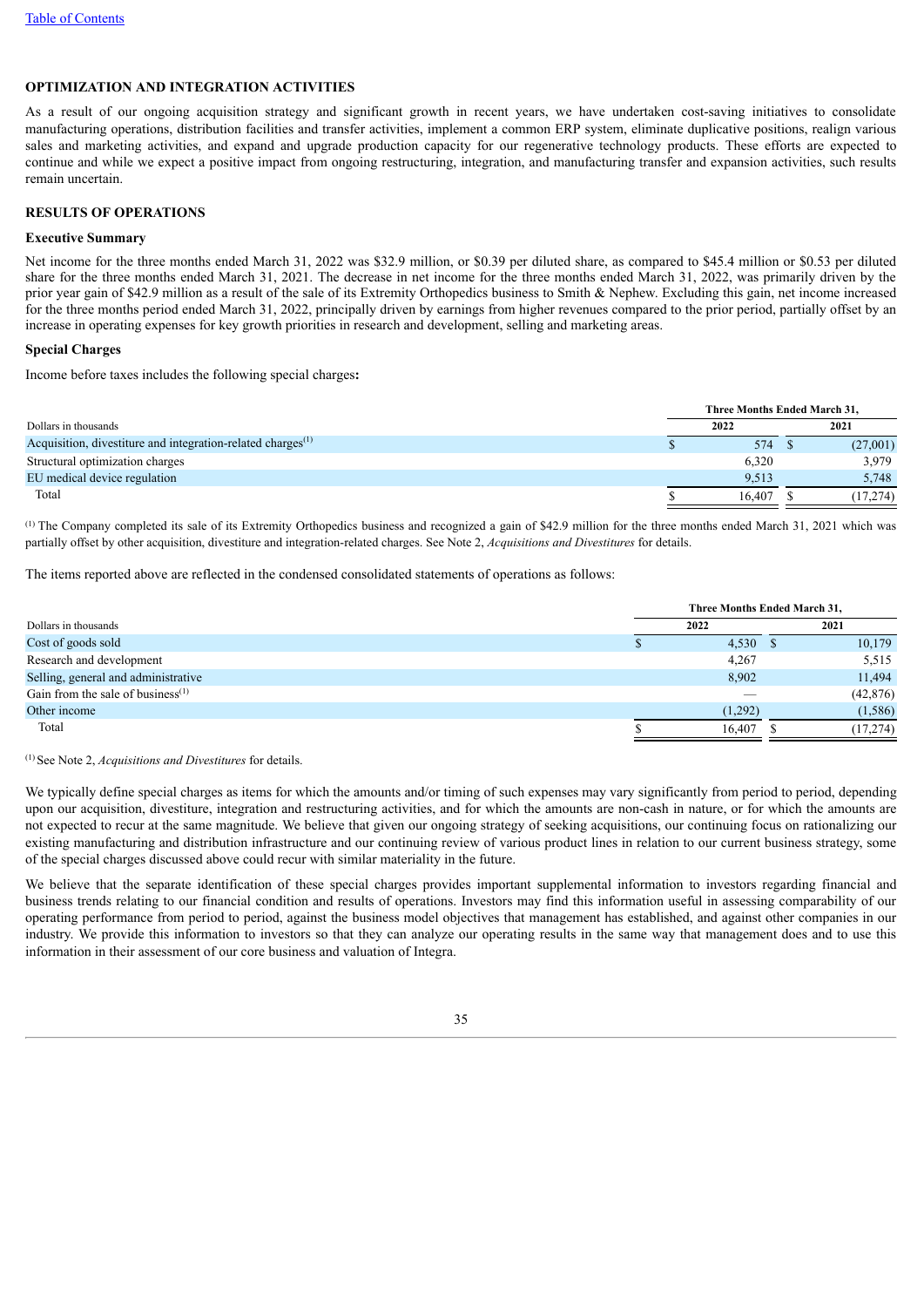## OPTIMIZATION AND INTEGRATION ACTIVITIES

As a result of our ongoing acquisition strategy and significant growth in recent years, we have undertaken cost-saving initiatives to consolidate manufacturing operations, distribution facilities and transfer activities, implement a common ERP system, eliminate duplicative positions, realign various sales and marketing activities, and expand and upgrade production capacity for our regenerative technology products. These efforts are expected to continue and while we expect a positive impact from ongoing restructuring, integration, and manufacturing transfer and expansion activities, such results remain uncertain.

## RESULTS OF OPERATIONS

### Executive Summary

Net income for the three months ended March 31, 2022 was $32.9 million, or $0.39 per diluted share, as compared to $45.4 million or $0.53 per diluted share for the three months ended March 31, 2021. The decrease in net income for the three months ended March 31, 2022, was primarily driven by the prior year gain of $42.9 million as a result of the sale of its Extremity Orthopedics business to Smith & Nephew. Excluding this gain, net income increased for the three months period ended March 31, 2022, principally driven by earnings from higher revenues compared to the prior period, partially offset by an increase in operating expenses for key growth priorities in research and development, selling and marketing areas.

### Special Charges

Income before taxes includes the following special charges**:**

| | Three Months Ended March 31, | |
|---|---|---|
| Dollars in thousands | 2022 | 2021 |
| Acquisition, divestiture and integration-related charges[1] | $ 574 | $ (27,001) |
| Structural optimization charges | 6,320 | 3,979 |
| EU medical device regulation | 9,513 | 5,748 |
| Total | $ 16,407 | $ (17,274) |

[1] The Company completed its sale of its Extremity Orthopedics business and recognized a gain of $42.9 million for the three months ended March 31, 2021 which was partially offset by other acquisition, divestiture and integration-related charges. See Note 2, *Acquisitions and Divestitures* for details.

The items reported above are reflected in the condensed consolidated statements of operations as follows:

| | Three Months Ended March 31, | |
|---|---|---|
| Dollars in thousands | 2022 | 2021 |
| Cost of goods sold | $ 4,530 | $ 10,179 |
| Research and development | 4,267 | 5,515 |
| Selling, general and administrative | 8,902 | 11,494 |
| Gain from the sale of business[1] | — | (42,876) |
| Other income | (1,292) | (1,586) |
| Total | $ 16,407 | $ (17,274) |

[1] See Note 2, *Acquisitions and Divestitures* for details.

We typically define special charges as items for which the amounts and/or timing of such expenses may vary significantly from period to period, depending upon our acquisition, divestiture, integration and restructuring activities, and for which the amounts are non-cash in nature, or for which the amounts are not expected to recur at the same magnitude. We believe that given our ongoing strategy of seeking acquisitions, our continuing focus on rationalizing our existing manufacturing and distribution infrastructure and our continuing review of various product lines in relation to our current business strategy, some of the special charges discussed above could recur with similar materiality in the future.

We believe that the separate identification of these special charges provides important supplemental information to investors regarding financial and business trends relating to our financial condition and results of operations. Investors may find this information useful in assessing comparability of our operating performance from period to period, against the business model objectives that management has established, and against other companies in our industry. We provide this information to investors so that they can analyze our operating results in the same way that management does and to use this information in their assessment of our core business and valuation of Integra.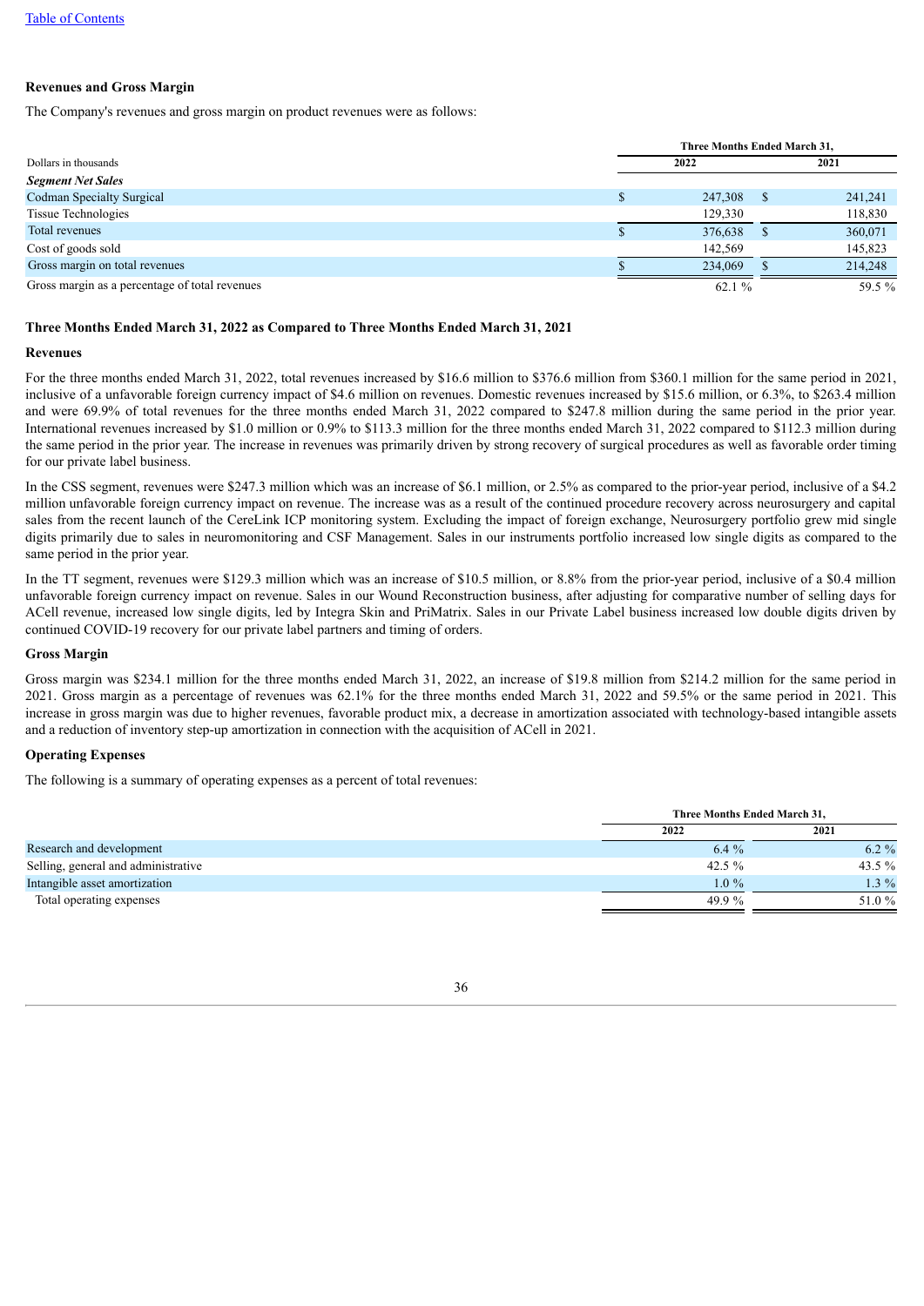[Table of Contents](#)

**Revenues and Gross Margin**

The Company's revenues and gross margin on product revenues were as follows:

| | Three Months Ended March 31, | |
|---|---|---|
| Dollars in thousands | 2022 | 2021 |
| ***Segment Net Sales*** | | |
| Codman Specialty Surgical | $ 247,308 | $ 241,241 |
| Tissue Technologies | 129,330 | 118,830 |
| Total revenues | $ 376,638 | $ 360,071 |
| Cost of goods sold | 142,569 | 145,823 |
| Gross margin on total revenues | $ 234,069 | $ 214,248 |
| Gross margin as a percentage of total revenues | 62.1 % | 59.5 % |

**Three Months Ended March 31, 2022 as Compared to Three Months Ended March 31, 2021**

**Revenues**

For the three months ended March 31, 2022, total revenues increased by $16.6 million to $376.6 million from $360.1 million for the same period in 2021, inclusive of a unfavorable foreign currency impact of $4.6 million on revenues. Domestic revenues increased by $15.6 million, or 6.3%, to $263.4 million and were 69.9% of total revenues for the three months ended March 31, 2022 compared to $247.8 million during the same period in the prior year. International revenues increased by $1.0 million or 0.9% to $113.3 million for the three months ended March 31, 2022 compared to $112.3 million during the same period in the prior year. The increase in revenues was primarily driven by strong recovery of surgical procedures as well as favorable order timing for our private label business.

In the CSS segment, revenues were $247.3 million which was an increase of $6.1 million, or 2.5% as compared to the prior-year period, inclusive of a $4.2 million unfavorable foreign currency impact on revenue. The increase was as a result of the continued procedure recovery across neurosurgery and capital sales from the recent launch of the CereLink ICP monitoring system. Excluding the impact of foreign exchange, Neurosurgery portfolio grew mid single digits primarily due to sales in neuromonitoring and CSF Management. Sales in our instruments portfolio increased low single digits as compared to the same period in the prior year.

In the TT segment, revenues were $129.3 million which was an increase of $10.5 million, or 8.8% from the prior-year period, inclusive of a $0.4 million unfavorable foreign currency impact on revenue. Sales in our Wound Reconstruction business, after adjusting for comparative number of selling days for ACell revenue, increased low single digits, led by Integra Skin and PriMatrix. Sales in our Private Label business increased low double digits driven by continued COVID-19 recovery for our private label partners and timing of orders.

**Gross Margin**

Gross margin was $234.1 million for the three months ended March 31, 2022, an increase of $19.8 million from $214.2 million for the same period in 2021. Gross margin as a percentage of revenues was 62.1% for the three months ended March 31, 2022 and 59.5% or the same period in 2021. This increase in gross margin was due to higher revenues, favorable product mix, a decrease in amortization associated with technology-based intangible assets and a reduction of inventory step-up amortization in connection with the acquisition of ACell in 2021.

**Operating Expenses**

The following is a summary of operating expenses as a percent of total revenues:

| | Three Months Ended March 31, | |
|---|---|---|
| | 2022 | 2021 |
| Research and development | 6.4 % | 6.2 % |
| Selling, general and administrative | 42.5 % | 43.5 % |
| Intangible asset amortization | 1.0 % | 1.3 % |
| Total operating expenses | 49.9 % | 51.0 % |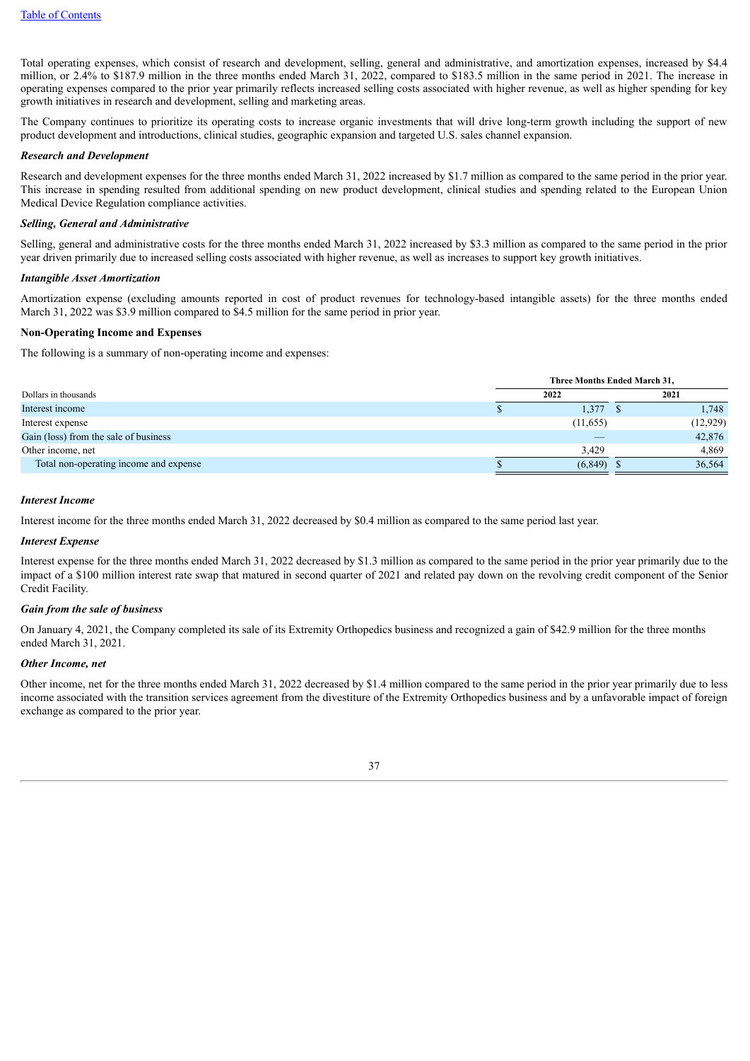Total operating expenses, which consist of research and development, selling, general and administrative, and amortization expenses, increased by $4.4 million, or 2.4% to $187.9 million in the three months ended March 31, 2022, compared to $183.5 million in the same period in 2021. The increase in operating expenses compared to the prior year primarily reflects increased selling costs associated with higher revenue, as well as higher spending for key growth initiatives in research and development, selling and marketing areas.

The Company continues to prioritize its operating costs to increase organic investments that will drive long-term growth including the support of new product development and introductions, clinical studies, geographic expansion and targeted U.S. sales channel expansion.

***Research and Development***

Research and development expenses for the three months ended March 31, 2022 increased by $1.7 million as compared to the same period in the prior year. This increase in spending resulted from additional spending on new product development, clinical studies and spending related to the European Union Medical Device Regulation compliance activities.

***Selling, General and Administrative***

Selling, general and administrative costs for the three months ended March 31, 2022 increased by $3.3 million as compared to the same period in the prior year driven primarily due to increased selling costs associated with higher revenue, as well as increases to support key growth initiatives.

***Intangible Asset Amortization***

Amortization expense (excluding amounts reported in cost of product revenues for technology-based intangible assets) for the three months ended March 31, 2022 was $3.9 million compared to $4.5 million for the same period in prior year.

**Non-Operating Income and Expenses**

The following is a summary of non-operating income and expenses:

| | Three Months Ended March 31, | |
|---|---|---|
| Dollars in thousands | 2022 | 2021 |
| Interest income | $ 1,377 | $ 1,748 |
| Interest expense | (11,655) | (12,929) |
| Gain (loss) from the sale of business | — | 42,876 |
| Other income, net | 3,429 | 4,869 |
| Total non-operating income and expense | $ (6,849) | $ 36,564 |

***Interest Income***

Interest income for the three months ended March 31, 2022 decreased by $0.4 million as compared to the same period last year.

***Interest Expense***

Interest expense for the three months ended March 31, 2022 decreased by $1.3 million as compared to the same period in the prior year primarily due to the impact of a $100 million interest rate swap that matured in second quarter of 2021 and related pay down on the revolving credit component of the Senior Credit Facility.

***Gain from the sale of business***

On January 4, 2021, the Company completed its sale of its Extremity Orthopedics business and recognized a gain of $42.9 million for the three months ended March 31, 2021.

***Other Income, net***

Other income, net for the three months ended March 31, 2022 decreased by $1.4 million compared to the same period in the prior year primarily due to less income associated with the transition services agreement from the divestiture of the Extremity Orthopedics business and by a unfavorable impact of foreign exchange as compared to the prior year.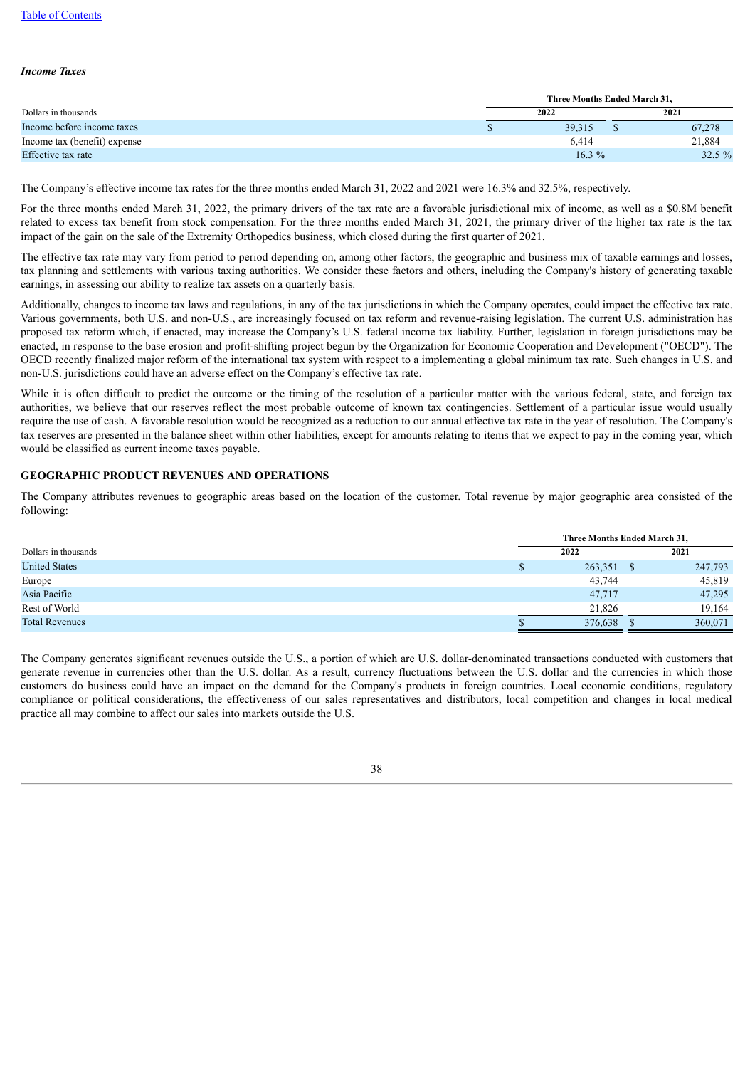*Income Taxes*

| Dollars in thousands | Three Months Ended March 31, 2022 | Three Months Ended March 31, 2021 |
|---|---|---|
| Income before income taxes | $ 39,315 | $ 67,278 |
| Income tax (benefit) expense | 6,414 | 21,884 |
| Effective tax rate | 16.3 % | 32.5 % |

The Company's effective income tax rates for the three months ended March 31, 2022 and 2021 were 16.3% and 32.5%, respectively.

For the three months ended March 31, 2022, the primary drivers of the tax rate are a favorable jurisdictional mix of income, as well as a $0.8M benefit related to excess tax benefit from stock compensation. For the three months ended March 31, 2021, the primary driver of the higher tax rate is the tax impact of the gain on the sale of the Extremity Orthopedics business, which closed during the first quarter of 2021.

The effective tax rate may vary from period to period depending on, among other factors, the geographic and business mix of taxable earnings and losses, tax planning and settlements with various taxing authorities. We consider these factors and others, including the Company's history of generating taxable earnings, in assessing our ability to realize tax assets on a quarterly basis.

Additionally, changes to income tax laws and regulations, in any of the tax jurisdictions in which the Company operates, could impact the effective tax rate. Various governments, both U.S. and non-U.S., are increasingly focused on tax reform and revenue-raising legislation. The current U.S. administration has proposed tax reform which, if enacted, may increase the Company's U.S. federal income tax liability. Further, legislation in foreign jurisdictions may be enacted, in response to the base erosion and profit-shifting project begun by the Organization for Economic Cooperation and Development ("OECD"). The OECD recently finalized major reform of the international tax system with respect to a implementing a global minimum tax rate. Such changes in U.S. and non-U.S. jurisdictions could have an adverse effect on the Company's effective tax rate.

While it is often difficult to predict the outcome or the timing of the resolution of a particular matter with the various federal, state, and foreign tax authorities, we believe that our reserves reflect the most probable outcome of known tax contingencies. Settlement of a particular issue would usually require the use of cash. A favorable resolution would be recognized as a reduction to our annual effective tax rate in the year of resolution. The Company's tax reserves are presented in the balance sheet within other liabilities, except for amounts relating to items that we expect to pay in the coming year, which would be classified as current income taxes payable.

## GEOGRAPHIC PRODUCT REVENUES AND OPERATIONS

The Company attributes revenues to geographic areas based on the location of the customer. Total revenue by major geographic area consisted of the following:

| Dollars in thousands | Three Months Ended March 31, 2022 | Three Months Ended March 31, 2021 |
|---|---|---|
| United States | $ 263,351 | $ 247,793 |
| Europe | 43,744 | 45,819 |
| Asia Pacific | 47,717 | 47,295 |
| Rest of World | 21,826 | 19,164 |
| Total Revenues | $ 376,638 | $ 360,071 |

The Company generates significant revenues outside the U.S., a portion of which are U.S. dollar-denominated transactions conducted with customers that generate revenue in currencies other than the U.S. dollar. As a result, currency fluctuations between the U.S. dollar and the currencies in which those customers do business could have an impact on the demand for the Company's products in foreign countries. Local economic conditions, regulatory compliance or political considerations, the effectiveness of our sales representatives and distributors, local competition and changes in local medical practice all may combine to affect our sales into markets outside the U.S.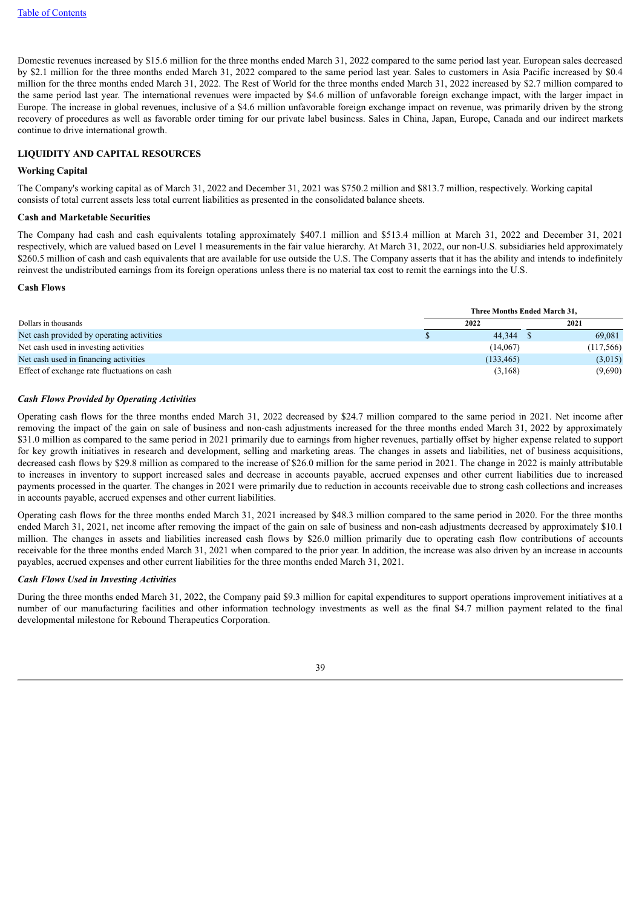Domestic revenues increased by $15.6 million for the three months ended March 31, 2022 compared to the same period last year. European sales decreased by $2.1 million for the three months ended March 31, 2022 compared to the same period last year. Sales to customers in Asia Pacific increased by $0.4 million for the three months ended March 31, 2022. The Rest of World for the three months ended March 31, 2022 increased by $2.7 million compared to the same period last year. The international revenues were impacted by $4.6 million of unfavorable foreign exchange impact, with the larger impact in Europe. The increase in global revenues, inclusive of a $4.6 million unfavorable foreign exchange impact on revenue, was primarily driven by the strong recovery of procedures as well as favorable order timing for our private label business. Sales in China, Japan, Europe, Canada and our indirect markets continue to drive international growth.

## LIQUIDITY AND CAPITAL RESOURCES

### Working Capital

The Company's working capital as of March 31, 2022 and December 31, 2021 was $750.2 million and $813.7 million, respectively. Working capital consists of total current assets less total current liabilities as presented in the consolidated balance sheets.

### Cash and Marketable Securities

The Company had cash and cash equivalents totaling approximately $407.1 million and $513.4 million at March 31, 2022 and December 31, 2021 respectively, which are valued based on Level 1 measurements in the fair value hierarchy. At March 31, 2022, our non-U.S. subsidiaries held approximately $260.5 million of cash and cash equivalents that are available for use outside the U.S. The Company asserts that it has the ability and intends to indefinitely reinvest the undistributed earnings from its foreign operations unless there is no material tax cost to remit the earnings into the U.S.

### Cash Flows

| Dollars in thousands | Three Months Ended March 31, 2022 | Three Months Ended March 31, 2021 |
|---|---|---|
| Net cash provided by operating activities | $ 44,344 | $ 69,081 |
| Net cash used in investing activities | (14,067) | (117,566) |
| Net cash used in financing activities | (133,465) | (3,015) |
| Effect of exchange rate fluctuations on cash | (3,168) | (9,690) |

*Cash Flows Provided by Operating Activities*

Operating cash flows for the three months ended March 31, 2022 decreased by $24.7 million compared to the same period in 2021. Net income after removing the impact of the gain on sale of business and non-cash adjustments increased for the three months ended March 31, 2022 by approximately $31.0 million as compared to the same period in 2021 primarily due to earnings from higher revenues, partially offset by higher expense related to support for key growth initiatives in research and development, selling and marketing areas. The changes in assets and liabilities, net of business acquisitions, decreased cash flows by $29.8 million as compared to the increase of $26.0 million for the same period in 2021. The change in 2022 is mainly attributable to increases in inventory to support increased sales and decrease in accounts payable, accrued expenses and other current liabilities due to increased payments processed in the quarter. The changes in 2021 were primarily due to reduction in accounts receivable due to strong cash collections and increases in accounts payable, accrued expenses and other current liabilities.

Operating cash flows for the three months ended March 31, 2021 increased by $48.3 million compared to the same period in 2020. For the three months ended March 31, 2021, net income after removing the impact of the gain on sale of business and non-cash adjustments decreased by approximately $10.1 million. The changes in assets and liabilities increased cash flows by $26.0 million primarily due to operating cash flow contributions of accounts receivable for the three months ended March 31, 2021 when compared to the prior year. In addition, the increase was also driven by an increase in accounts payables, accrued expenses and other current liabilities for the three months ended March 31, 2021.

*Cash Flows Used in Investing Activities*

During the three months ended March 31, 2022, the Company paid $9.3 million for capital expenditures to support operations improvement initiatives at a number of our manufacturing facilities and other information technology investments as well as the final $4.7 million payment related to the final developmental milestone for Rebound Therapeutics Corporation.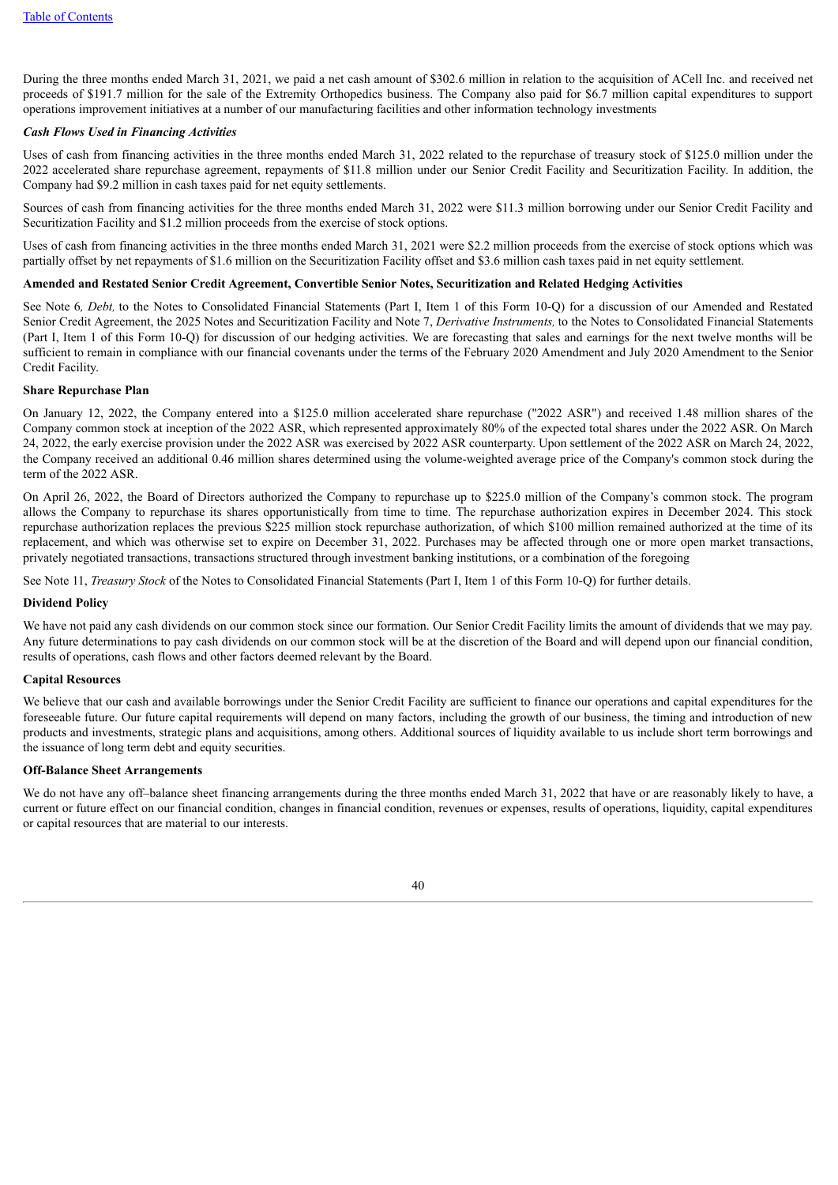During the three months ended March 31, 2021, we paid a net cash amount of $302.6 million in relation to the acquisition of ACell Inc. and received net proceeds of $191.7 million for the sale of the Extremity Orthopedics business. The Company also paid for $6.7 million capital expenditures to support operations improvement initiatives at a number of our manufacturing facilities and other information technology investments

***Cash Flows Used in Financing Activities***

Uses of cash from financing activities in the three months ended March 31, 2022 related to the repurchase of treasury stock of $125.0 million under the 2022 accelerated share repurchase agreement, repayments of $11.8 million under our Senior Credit Facility and Securitization Facility. In addition, the Company had $9.2 million in cash taxes paid for net equity settlements.

Sources of cash from financing activities for the three months ended March 31, 2022 were $11.3 million borrowing under our Senior Credit Facility and Securitization Facility and $1.2 million proceeds from the exercise of stock options.

Uses of cash from financing activities in the three months ended March 31, 2021 were $2.2 million proceeds from the exercise of stock options which was partially offset by net repayments of $1.6 million on the Securitization Facility offset and $3.6 million cash taxes paid in net equity settlement.

**Amended and Restated Senior Credit Agreement, Convertible Senior Notes, Securitization and Related Hedging Activities**

See Note 6*, Debt,* to the Notes to Consolidated Financial Statements (Part I, Item 1 of this Form 10-Q) for a discussion of our Amended and Restated Senior Credit Agreement, the 2025 Notes and Securitization Facility and Note 7, *Derivative Instruments,* to the Notes to Consolidated Financial Statements (Part I, Item 1 of this Form 10-Q) for discussion of our hedging activities. We are forecasting that sales and earnings for the next twelve months will be sufficient to remain in compliance with our financial covenants under the terms of the February 2020 Amendment and July 2020 Amendment to the Senior Credit Facility.

**Share Repurchase Plan**

On January 12, 2022, the Company entered into a $125.0 million accelerated share repurchase ("2022 ASR") and received 1.48 million shares of the Company common stock at inception of the 2022 ASR, which represented approximately 80% of the expected total shares under the 2022 ASR. On March 24, 2022, the early exercise provision under the 2022 ASR was exercised by 2022 ASR counterparty. Upon settlement of the 2022 ASR on March 24, 2022, the Company received an additional 0.46 million shares determined using the volume-weighted average price of the Company's common stock during the term of the 2022 ASR.

On April 26, 2022, the Board of Directors authorized the Company to repurchase up to $225.0 million of the Company's common stock. The program allows the Company to repurchase its shares opportunistically from time to time. The repurchase authorization expires in December 2024. This stock repurchase authorization replaces the previous $225 million stock repurchase authorization, of which $100 million remained authorized at the time of its replacement, and which was otherwise set to expire on December 31, 2022. Purchases may be affected through one or more open market transactions, privately negotiated transactions, transactions structured through investment banking institutions, or a combination of the foregoing

See Note 11, *Treasury Stock* of the Notes to Consolidated Financial Statements (Part I, Item 1 of this Form 10-Q) for further details.

**Dividend Policy**

We have not paid any cash dividends on our common stock since our formation. Our Senior Credit Facility limits the amount of dividends that we may pay. Any future determinations to pay cash dividends on our common stock will be at the discretion of the Board and will depend upon our financial condition, results of operations, cash flows and other factors deemed relevant by the Board.

**Capital Resources**

We believe that our cash and available borrowings under the Senior Credit Facility are sufficient to finance our operations and capital expenditures for the foreseeable future. Our future capital requirements will depend on many factors, including the growth of our business, the timing and introduction of new products and investments, strategic plans and acquisitions, among others. Additional sources of liquidity available to us include short term borrowings and the issuance of long term debt and equity securities.

**Off-Balance Sheet Arrangements**

We do not have any off–balance sheet financing arrangements during the three months ended March 31, 2022 that have or are reasonably likely to have, a current or future effect on our financial condition, changes in financial condition, revenues or expenses, results of operations, liquidity, capital expenditures or capital resources that are material to our interests.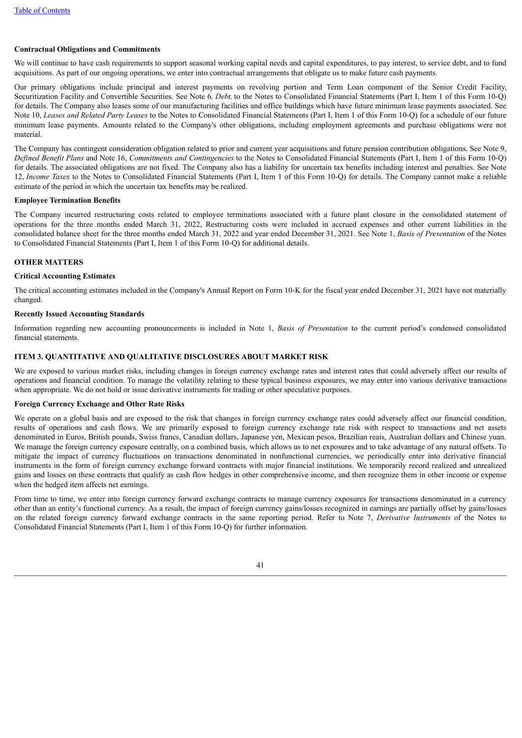**Contractual Obligations and Commitments**

We will continue to have cash requirements to support seasonal working capital needs and capital expenditures, to pay interest, to service debt, and to fund acquisitions. As part of our ongoing operations, we enter into contractual arrangements that obligate us to make future cash payments.

Our primary obligations include principal and interest payments on revolving portion and Term Loan component of the Senior Credit Facility, Securitization Facility and Convertible Securities. See Note 6*, Debt,* to the Notes to Consolidated Financial Statements (Part I, Item 1 of this Form 10-Q) for details. The Company also leases some of our manufacturing facilities and office buildings which have future minimum lease payments associated. See Note 10, *Leases and Related Party Leases* to the Notes to Consolidated Financial Statements (Part I, Item 1 of this Form 10-Q) for a schedule of our future minimum lease payments. Amounts related to the Company's other obligations, including employment agreements and purchase obligations were not material.

The Company has contingent consideration obligation related to prior and current year acquisitions and future pension contribution obligations. See Note 9, *Defined Benefit Plans* and Note 16, *Commitments and Contingencies* to the Notes to Consolidated Financial Statements (Part I, Item 1 of this Form 10-Q) for details. The associated obligations are not fixed. The Company also has a liability for uncertain tax benefits including interest and penalties. See Note 12, *Income Taxes* to the Notes to Consolidated Financial Statements (Part I, Item 1 of this Form 10-Q) for details. The Company cannot make a reliable estimate of the period in which the uncertain tax benefits may be realized.

**Employee Termination Benefits**

The Company incurred restructuring costs related to employee terminations associated with a future plant closure in the consolidated statement of operations for the three months ended March 31, 2022, Restructuring costs were included in accrued expenses and other current liabilities in the consolidated balance sheet for the three months ended March 31, 2022 and year ended December 31, 2021. See Note 1, *Basis of Presentation* of the Notes to Consolidated Financial Statements (Part I, Item 1 of this Form 10-Q) for additional details.

**OTHER MATTERS**

**Critical Accounting Estimates**

The critical accounting estimates included in the Company's Annual Report on Form 10-K for the fiscal year ended December 31, 2021 have not materially changed.

**Recently Issued Accounting Standards**

Information regarding new accounting pronouncements is included in Note 1, *Basis of Presentation* to the current period's condensed consolidated financial statements.

**ITEM 3. QUANTITATIVE AND QUALITATIVE DISCLOSURES ABOUT MARKET RISK**

We are exposed to various market risks, including changes in foreign currency exchange rates and interest rates that could adversely affect our results of operations and financial condition. To manage the volatility relating to these typical business exposures, we may enter into various derivative transactions when appropriate. We do not hold or issue derivative instruments for trading or other speculative purposes.

**Foreign Currency Exchange and Other Rate Risks**

We operate on a global basis and are exposed to the risk that changes in foreign currency exchange rates could adversely affect our financial condition, results of operations and cash flows. We are primarily exposed to foreign currency exchange rate risk with respect to transactions and net assets denominated in Euros, British pounds, Swiss francs, Canadian dollars, Japanese yen, Mexican pesos, Brazilian reais, Australian dollars and Chinese yuan. We manage the foreign currency exposure centrally, on a combined basis, which allows us to net exposures and to take advantage of any natural offsets. To mitigate the impact of currency fluctuations on transactions denominated in nonfunctional currencies, we periodically enter into derivative financial instruments in the form of foreign currency exchange forward contracts with major financial institutions. We temporarily record realized and unrealized gains and losses on these contracts that qualify as cash flow hedges in other comprehensive income, and then recognize them in other income or expense when the hedged item affects net earnings.

From time to time, we enter into foreign currency forward exchange contracts to manage currency exposures for transactions denominated in a currency other than an entity's functional currency. As a result, the impact of foreign currency gains/losses recognized in earnings are partially offset by gains/losses on the related foreign currency forward exchange contracts in the same reporting period. Refer to Note 7, *Derivative Instruments* of the Notes to Consolidated Financial Statements (Part I, Item 1 of this Form 10-Q) for further information.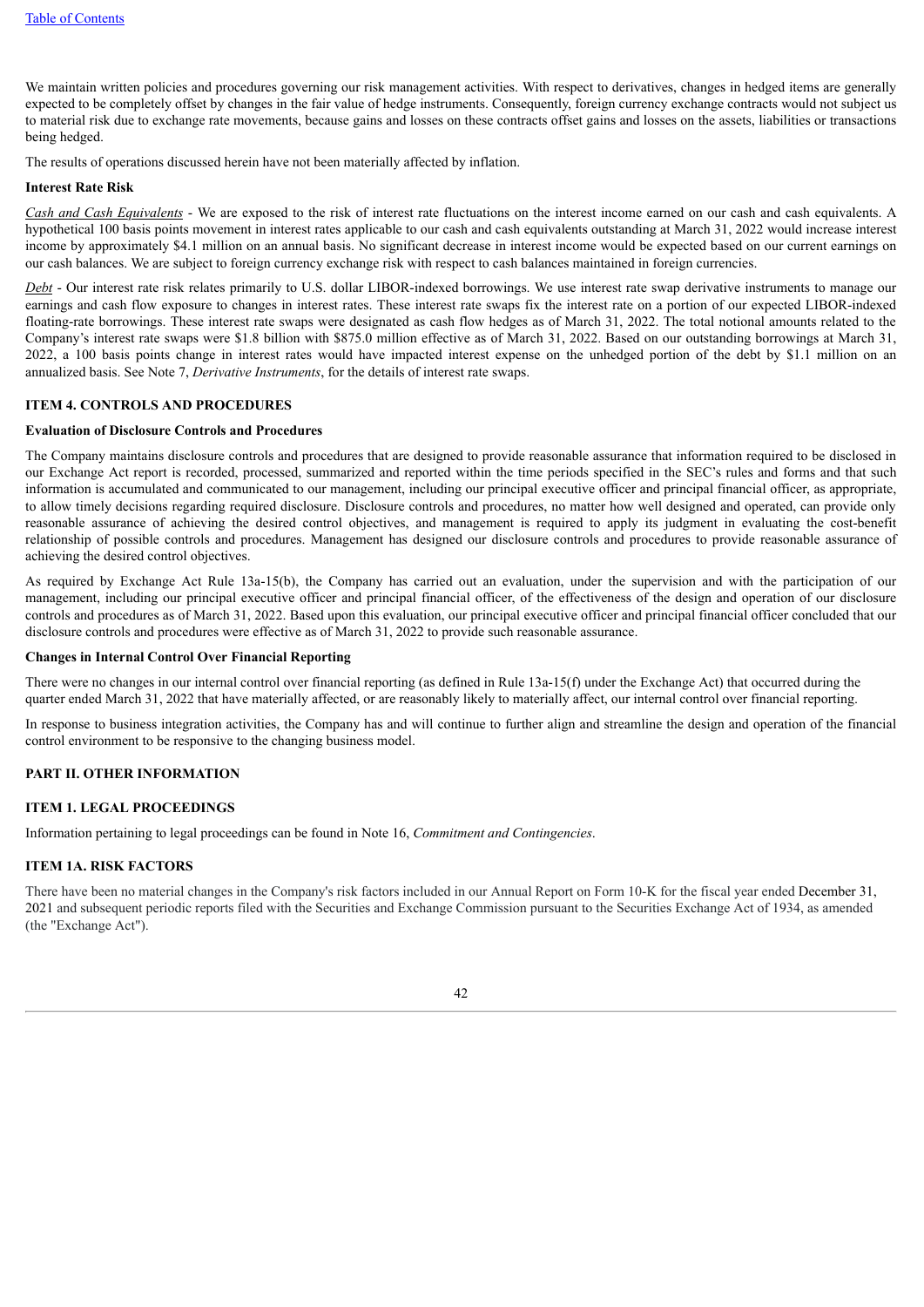We maintain written policies and procedures governing our risk management activities. With respect to derivatives, changes in hedged items are generally expected to be completely offset by changes in the fair value of hedge instruments. Consequently, foreign currency exchange contracts would not subject us to material risk due to exchange rate movements, because gains and losses on these contracts offset gains and losses on the assets, liabilities or transactions being hedged.

The results of operations discussed herein have not been materially affected by inflation.

**Interest Rate Risk**

*Cash and Cash Equivalents* - We are exposed to the risk of interest rate fluctuations on the interest income earned on our cash and cash equivalents. A hypothetical 100 basis points movement in interest rates applicable to our cash and cash equivalents outstanding at March 31, 2022 would increase interest income by approximately $4.1 million on an annual basis. No significant decrease in interest income would be expected based on our current earnings on our cash balances. We are subject to foreign currency exchange risk with respect to cash balances maintained in foreign currencies.

*Debt* - Our interest rate risk relates primarily to U.S. dollar LIBOR-indexed borrowings. We use interest rate swap derivative instruments to manage our earnings and cash flow exposure to changes in interest rates. These interest rate swaps fix the interest rate on a portion of our expected LIBOR-indexed floating-rate borrowings. These interest rate swaps were designated as cash flow hedges as of March 31, 2022. The total notional amounts related to the Company's interest rate swaps were $1.8 billion with $875.0 million effective as of March 31, 2022. Based on our outstanding borrowings at March 31, 2022, a 100 basis points change in interest rates would have impacted interest expense on the unhedged portion of the debt by $1.1 million on an annualized basis. See Note 7, *Derivative Instruments*, for the details of interest rate swaps.

## ITEM 4. CONTROLS AND PROCEDURES

**Evaluation of Disclosure Controls and Procedures**

The Company maintains disclosure controls and procedures that are designed to provide reasonable assurance that information required to be disclosed in our Exchange Act report is recorded, processed, summarized and reported within the time periods specified in the SEC's rules and forms and that such information is accumulated and communicated to our management, including our principal executive officer and principal financial officer, as appropriate, to allow timely decisions regarding required disclosure. Disclosure controls and procedures, no matter how well designed and operated, can provide only reasonable assurance of achieving the desired control objectives, and management is required to apply its judgment in evaluating the cost-benefit relationship of possible controls and procedures. Management has designed our disclosure controls and procedures to provide reasonable assurance of achieving the desired control objectives.

As required by Exchange Act Rule 13a-15(b), the Company has carried out an evaluation, under the supervision and with the participation of our management, including our principal executive officer and principal financial officer, of the effectiveness of the design and operation of our disclosure controls and procedures as of March 31, 2022. Based upon this evaluation, our principal executive officer and principal financial officer concluded that our disclosure controls and procedures were effective as of March 31, 2022 to provide such reasonable assurance.

**Changes in Internal Control Over Financial Reporting**

There were no changes in our internal control over financial reporting (as defined in Rule 13a-15(f) under the Exchange Act) that occurred during the quarter ended March 31, 2022 that have materially affected, or are reasonably likely to materially affect, our internal control over financial reporting.

In response to business integration activities, the Company has and will continue to further align and streamline the design and operation of the financial control environment to be responsive to the changing business model.

# PART II. OTHER INFORMATION

## ITEM 1. LEGAL PROCEEDINGS

Information pertaining to legal proceedings can be found in Note 16, *Commitment and Contingencies*.

## ITEM 1A. RISK FACTORS

There have been no material changes in the Company's risk factors included in our Annual Report on Form 10-K for the fiscal year ended December 31, 2021 and subsequent periodic reports filed with the Securities and Exchange Commission pursuant to the Securities Exchange Act of 1934, as amended (the "Exchange Act").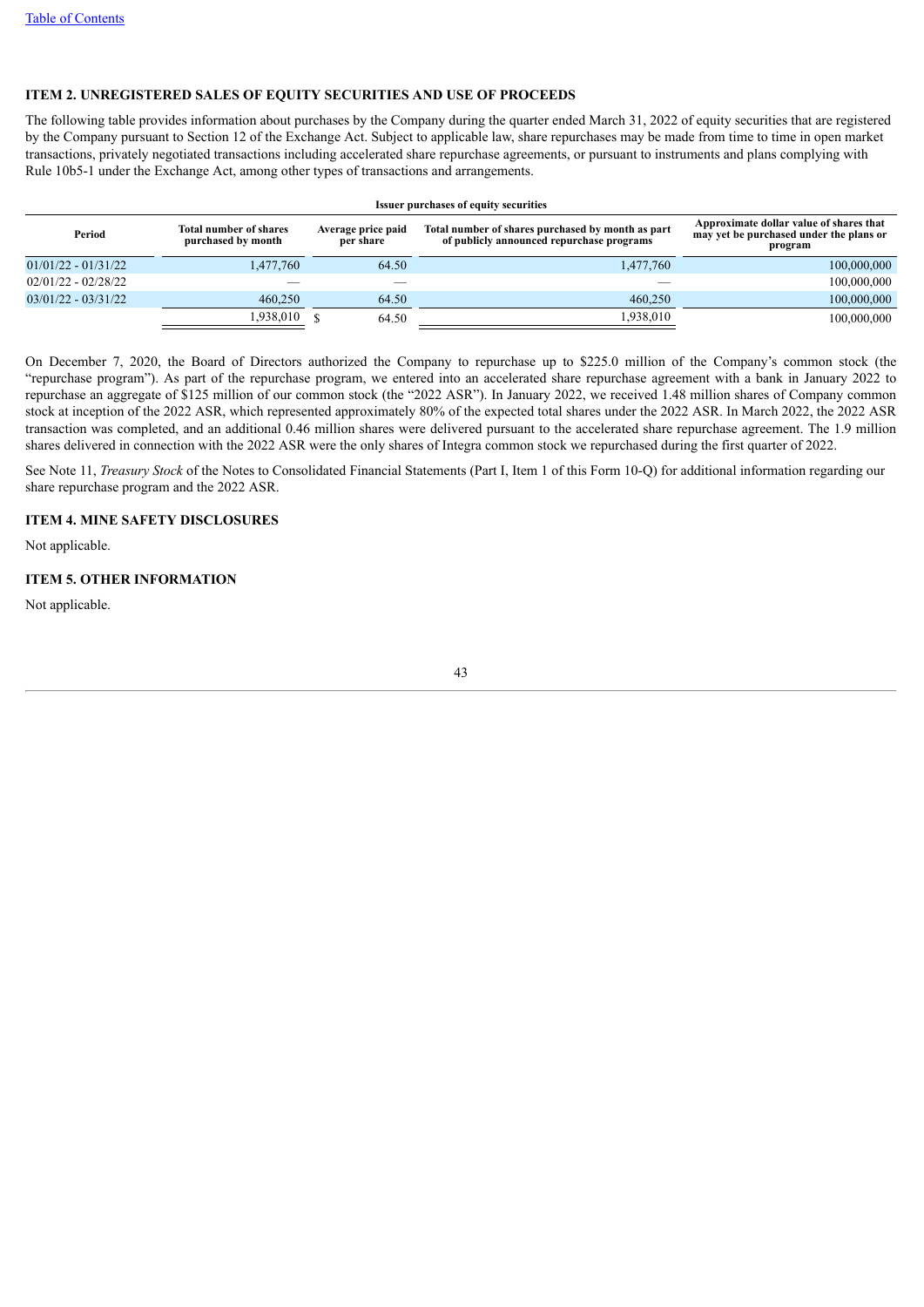### ITEM 2. UNREGISTERED SALES OF EQUITY SECURITIES AND USE OF PROCEEDS

The following table provides information about purchases by the Company during the quarter ended March 31, 2022 of equity securities that are registered by the Company pursuant to Section 12 of the Exchange Act. Subject to applicable law, share repurchases may be made from time to time in open market transactions, privately negotiated transactions including accelerated share repurchase agreements, or pursuant to instruments and plans complying with Rule 10b5-1 under the Exchange Act, among other types of transactions and arrangements.

**Issuer purchases of equity securities**

| Period | Total number of shares purchased by month | Average price paid per share | Total number of shares purchased by month as part of publicly announced repurchase programs | Approximate dollar value of shares that may yet be purchased under the plans or program |
|---|---|---|---|---|
| 01/01/22 - 01/31/22 | 1,477,760 | 64.50 | 1,477,760 | 100,000,000 |
| 02/01/22 - 02/28/22 | — | — | — | 100,000,000 |
| 03/01/22 - 03/31/22 | 460,250 | 64.50 | 460,250 | 100,000,000 |
| | 1,938,010 | $ 64.50 | 1,938,010 | 100,000,000 |

On December 7, 2020, the Board of Directors authorized the Company to repurchase up to $225.0 million of the Company's common stock (the "repurchase program"). As part of the repurchase program, we entered into an accelerated share repurchase agreement with a bank in January 2022 to repurchase an aggregate of $125 million of our common stock (the "2022 ASR"). In January 2022, we received 1.48 million shares of Company common stock at inception of the 2022 ASR, which represented approximately 80% of the expected total shares under the 2022 ASR. In March 2022, the 2022 ASR transaction was completed, and an additional 0.46 million shares were delivered pursuant to the accelerated share repurchase agreement. The 1.9 million shares delivered in connection with the 2022 ASR were the only shares of Integra common stock we repurchased during the first quarter of 2022.

See Note 11, *Treasury Stock* of the Notes to Consolidated Financial Statements (Part I, Item 1 of this Form 10-Q) for additional information regarding our share repurchase program and the 2022 ASR.

### ITEM 4. MINE SAFETY DISCLOSURES

Not applicable.

### ITEM 5. OTHER INFORMATION

Not applicable.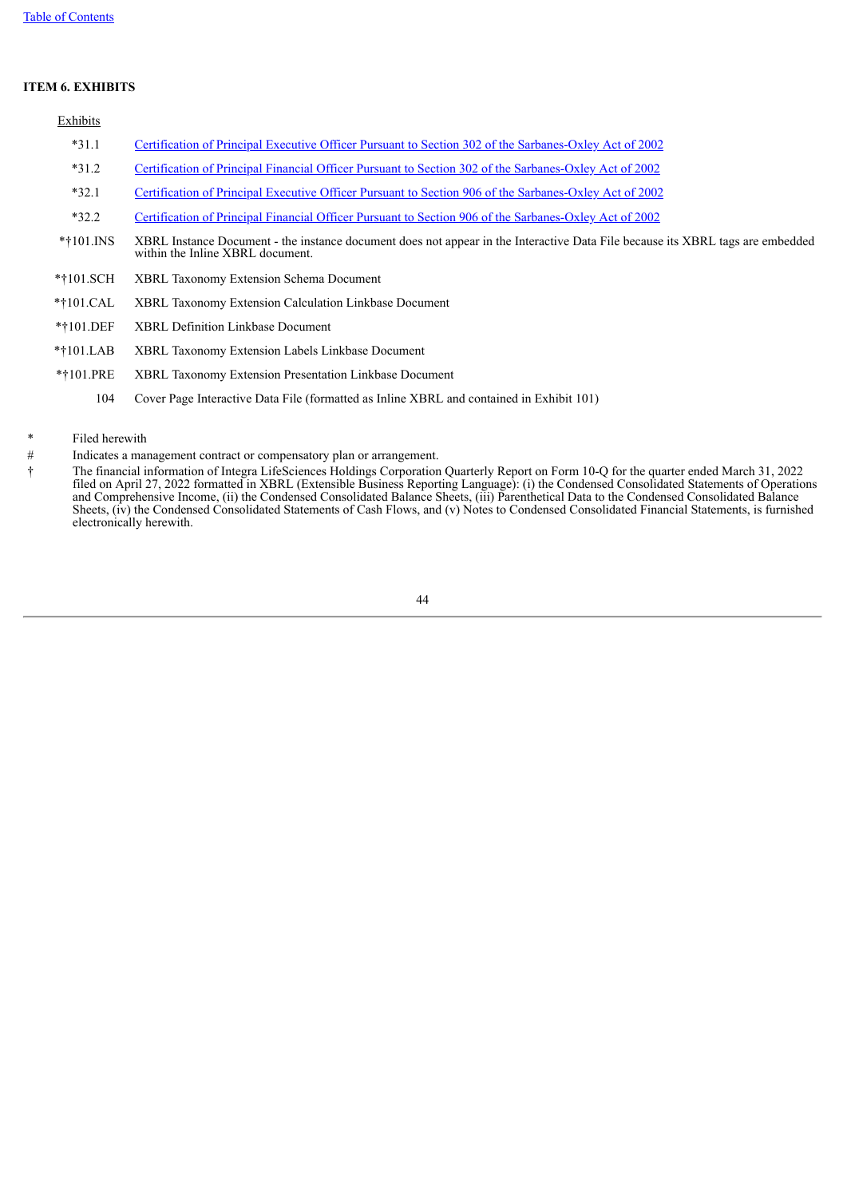### ITEM 6. EXHIBITS

| Exhibits | |
|---|---|
| *31.1 | Certification of Principal Executive Officer Pursuant to Section 302 of the Sarbanes-Oxley Act of 2002 |
| *31.2 | Certification of Principal Financial Officer Pursuant to Section 302 of the Sarbanes-Oxley Act of 2002 |
| *32.1 | Certification of Principal Executive Officer Pursuant to Section 906 of the Sarbanes-Oxley Act of 2002 |
| *32.2 | Certification of Principal Financial Officer Pursuant to Section 906 of the Sarbanes-Oxley Act of 2002 |
| *†101.INS | XBRL Instance Document - the instance document does not appear in the Interactive Data File because its XBRL tags are embedded within the Inline XBRL document. |
| *†101.SCH | XBRL Taxonomy Extension Schema Document |
| *†101.CAL | XBRL Taxonomy Extension Calculation Linkbase Document |
| *†101.DEF | XBRL Definition Linkbase Document |
| *†101.LAB | XBRL Taxonomy Extension Labels Linkbase Document |
| *†101.PRE | XBRL Taxonomy Extension Presentation Linkbase Document |
| 104 | Cover Page Interactive Data File (formatted as Inline XBRL and contained in Exhibit 101) |

\* Filed herewith

\# Indicates a management contract or compensatory plan or arrangement.

† The financial information of Integra LifeSciences Holdings Corporation Quarterly Report on Form 10-Q for the quarter ended March 31, 2022 filed on April 27, 2022 formatted in XBRL (Extensible Business Reporting Language): (i) the Condensed Consolidated Statements of Operations and Comprehensive Income, (ii) the Condensed Consolidated Balance Sheets, (iii) Parenthetical Data to the Condensed Consolidated Balance Sheets, (iv) the Condensed Consolidated Statements of Cash Flows, and (v) Notes to Condensed Consolidated Financial Statements, is furnished electronically herewith.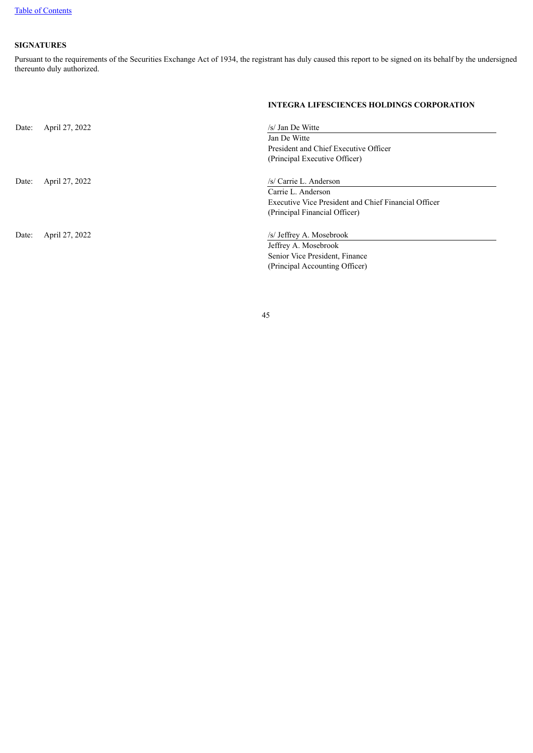**SIGNATURES**

Pursuant to the requirements of the Securities Exchange Act of 1934, the registrant has duly caused this report to be signed on its behalf by the undersigned thereunto duly authorized.

**INTEGRA LIFESCIENCES HOLDINGS CORPORATION**

| | |
|---|---|
| Date: April 27, 2022 | /s/ Jan De Witte<br>Jan De Witte<br>President and Chief Executive Officer<br>(Principal Executive Officer) |
| Date: April 27, 2022 | /s/ Carrie L. Anderson<br>Carrie L. Anderson<br>Executive Vice President and Chief Financial Officer<br>(Principal Financial Officer) |
| Date: April 27, 2022 | /s/ Jeffrey A. Mosebrook<br>Jeffrey A. Mosebrook<br>Senior Vice President, Finance<br>(Principal Accounting Officer) |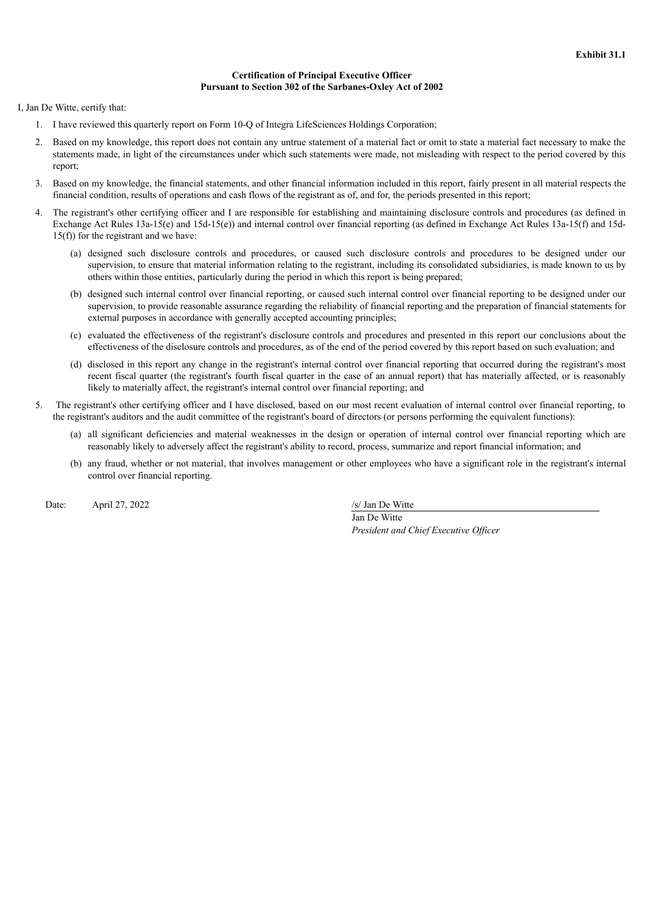**Exhibit 31.1**

**Certification of Principal Executive Officer**
**Pursuant to Section 302 of the Sarbanes-Oxley Act of 2002**

I, Jan De Witte, certify that:

1. I have reviewed this quarterly report on Form 10-Q of Integra LifeSciences Holdings Corporation;
2. Based on my knowledge, this report does not contain any untrue statement of a material fact or omit to state a material fact necessary to make the statements made, in light of the circumstances under which such statements were made, not misleading with respect to the period covered by this report;
3. Based on my knowledge, the financial statements, and other financial information included in this report, fairly present in all material respects the financial condition, results of operations and cash flows of the registrant as of, and for, the periods presented in this report;
4. The registrant's other certifying officer and I are responsible for establishing and maintaining disclosure controls and procedures (as defined in Exchange Act Rules 13a-15(e) and 15d-15(e)) and internal control over financial reporting (as defined in Exchange Act Rules 13a-15(f) and 15d-15(f)) for the registrant and we have:
   (a) designed such disclosure controls and procedures, or caused such disclosure controls and procedures to be designed under our supervision, to ensure that material information relating to the registrant, including its consolidated subsidiaries, is made known to us by others within those entities, particularly during the period in which this report is being prepared;
   (b) designed such internal control over financial reporting, or caused such internal control over financial reporting to be designed under our supervision, to provide reasonable assurance regarding the reliability of financial reporting and the preparation of financial statements for external purposes in accordance with generally accepted accounting principles;
   (c) evaluated the effectiveness of the registrant's disclosure controls and procedures and presented in this report our conclusions about the effectiveness of the disclosure controls and procedures, as of the end of the period covered by this report based on such evaluation; and
   (d) disclosed in this report any change in the registrant's internal control over financial reporting that occurred during the registrant's most recent fiscal quarter (the registrant's fourth fiscal quarter in the case of an annual report) that has materially affected, or is reasonably likely to materially affect, the registrant's internal control over financial reporting; and
5. The registrant's other certifying officer and I have disclosed, based on our most recent evaluation of internal control over financial reporting, to the registrant's auditors and the audit committee of the registrant's board of directors (or persons performing the equivalent functions):
   (a) all significant deficiencies and material weaknesses in the design or operation of internal control over financial reporting which are reasonably likely to adversely affect the registrant's ability to record, process, summarize and report financial information; and
   (b) any fraud, whether or not material, that involves management or other employees who have a significant role in the registrant's internal control over financial reporting.

Date: April 27, 2022

/s/ Jan De Witte
Jan De Witte
*President and Chief Executive Officer*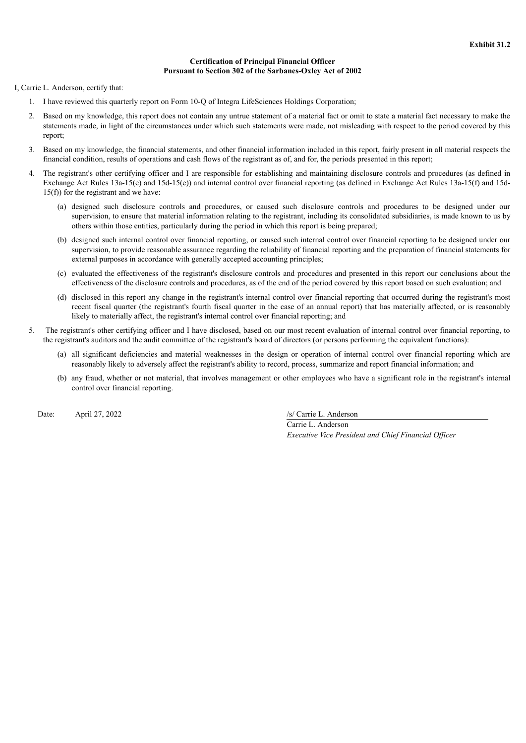**Exhibit 31.2**

**Certification of Principal Financial Officer**
**Pursuant to Section 302 of the Sarbanes-Oxley Act of 2002**

I, Carrie L. Anderson, certify that:

1. I have reviewed this quarterly report on Form 10-Q of Integra LifeSciences Holdings Corporation;
2. Based on my knowledge, this report does not contain any untrue statement of a material fact or omit to state a material fact necessary to make the statements made, in light of the circumstances under which such statements were made, not misleading with respect to the period covered by this report;
3. Based on my knowledge, the financial statements, and other financial information included in this report, fairly present in all material respects the financial condition, results of operations and cash flows of the registrant as of, and for, the periods presented in this report;
4. The registrant's other certifying officer and I are responsible for establishing and maintaining disclosure controls and procedures (as defined in Exchange Act Rules 13a-15(e) and 15d-15(e)) and internal control over financial reporting (as defined in Exchange Act Rules 13a-15(f) and 15d-15(f)) for the registrant and we have:
    (a) designed such disclosure controls and procedures, or caused such disclosure controls and procedures to be designed under our supervision, to ensure that material information relating to the registrant, including its consolidated subsidiaries, is made known to us by others within those entities, particularly during the period in which this report is being prepared;

    (b) designed such internal control over financial reporting, or caused such internal control over financial reporting to be designed under our supervision, to provide reasonable assurance regarding the reliability of financial reporting and the preparation of financial statements for external purposes in accordance with generally accepted accounting principles;

    (c) evaluated the effectiveness of the registrant's disclosure controls and procedures and presented in this report our conclusions about the effectiveness of the disclosure controls and procedures, as of the end of the period covered by this report based on such evaluation; and

    (d) disclosed in this report any change in the registrant's internal control over financial reporting that occurred during the registrant's most recent fiscal quarter (the registrant's fourth fiscal quarter in the case of an annual report) that has materially affected, or is reasonably likely to materially affect, the registrant's internal control over financial reporting; and
5. The registrant's other certifying officer and I have disclosed, based on our most recent evaluation of internal control over financial reporting, to the registrant's auditors and the audit committee of the registrant's board of directors (or persons performing the equivalent functions):
    (a) all significant deficiencies and material weaknesses in the design or operation of internal control over financial reporting which are reasonably likely to adversely affect the registrant's ability to record, process, summarize and report financial information; and

    (b) any fraud, whether or not material, that involves management or other employees who have a significant role in the registrant's internal control over financial reporting.

Date: April 27, 2022

/s/ Carrie L. Anderson
Carrie L. Anderson
*Executive Vice President and Chief Financial Officer*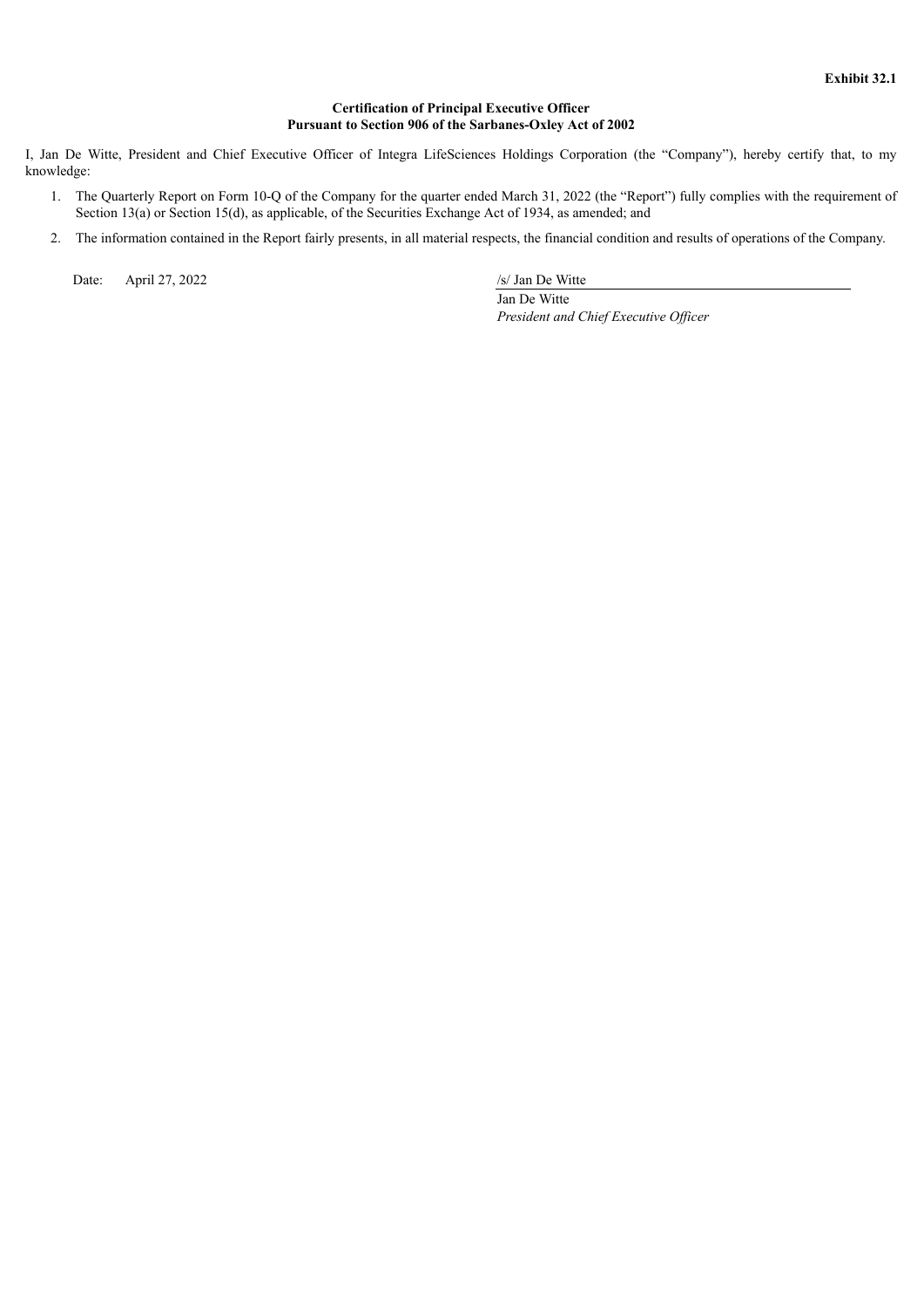**Exhibit 32.1**

**Certification of Principal Executive Officer**
**Pursuant to Section 906 of the Sarbanes-Oxley Act of 2002**

I, Jan De Witte, President and Chief Executive Officer of Integra LifeSciences Holdings Corporation (the "Company"), hereby certify that, to my knowledge:

1. The Quarterly Report on Form 10-Q of the Company for the quarter ended March 31, 2022 (the "Report") fully complies with the requirement of Section 13(a) or Section 15(d), as applicable, of the Securities Exchange Act of 1934, as amended; and
2. The information contained in the Report fairly presents, in all material respects, the financial condition and results of operations of the Company.

Date: April 27, 2022

/s/ Jan De Witte
Jan De Witte
*President and Chief Executive Officer*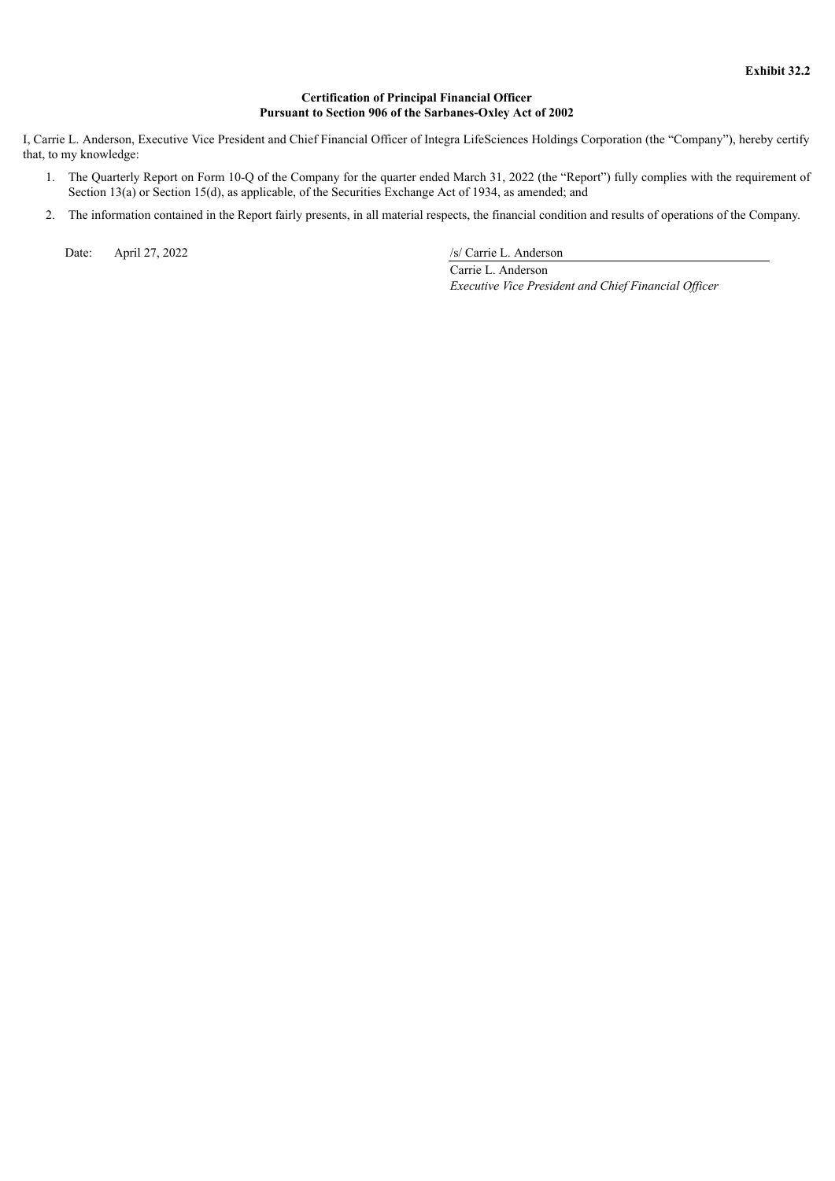**Exhibit 32.2**

**Certification of Principal Financial Officer**
**Pursuant to Section 906 of the Sarbanes-Oxley Act of 2002**

I, Carrie L. Anderson, Executive Vice President and Chief Financial Officer of Integra LifeSciences Holdings Corporation (the "Company"), hereby certify that, to my knowledge:

1. The Quarterly Report on Form 10-Q of the Company for the quarter ended March 31, 2022 (the "Report") fully complies with the requirement of Section 13(a) or Section 15(d), as applicable, of the Securities Exchange Act of 1934, as amended; and
2. The information contained in the Report fairly presents, in all material respects, the financial condition and results of operations of the Company.

Date: April 27, 2022

/s/ Carrie L. Anderson
Carrie L. Anderson
*Executive Vice President and Chief Financial Officer*